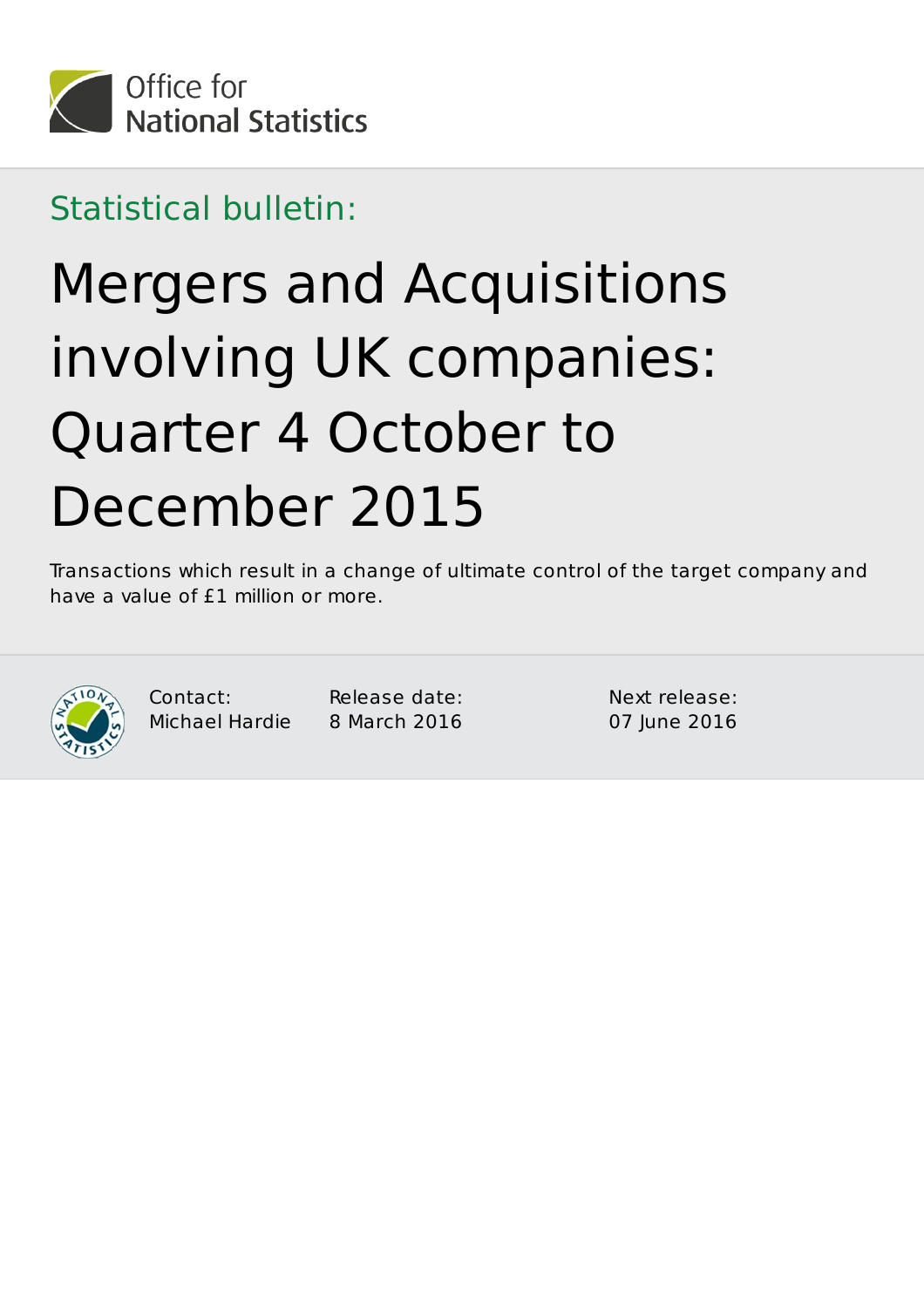Office for National Statistics

Statistical bulletin:

# Mergers and Acquisitions involving UK companies: Quarter 4 October to December 2015

Transactions which result in a change of ultimate control of the target company and have a value of £1 million or more.

Contact:
Michael Hardie

Release date:
8 March 2016

Next release:
07 June 2016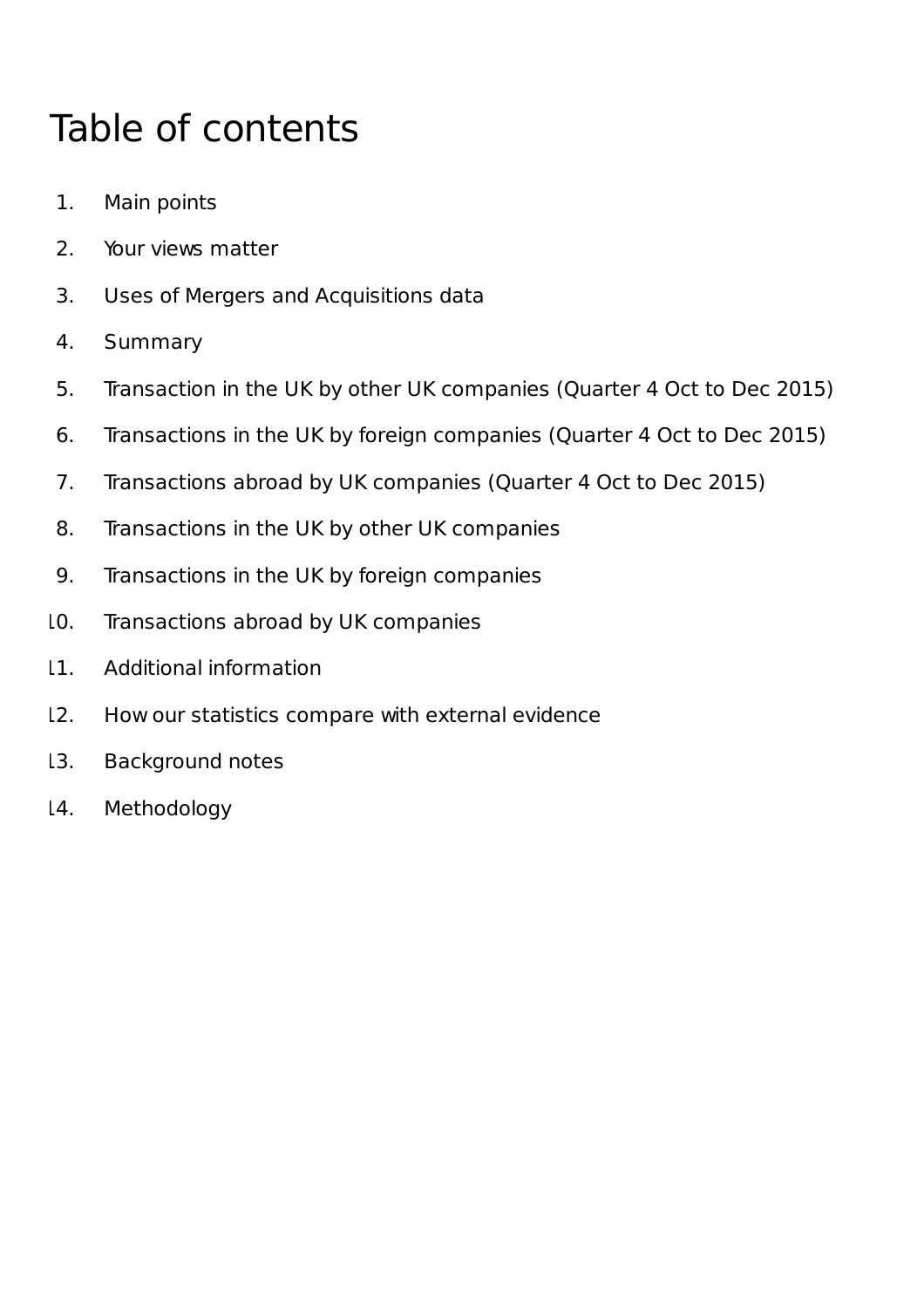# Table of contents

1. Main points
2. Your views matter
3. Uses of Mergers and Acquisitions data
4. Summary
5. Transaction in the UK by other UK companies (Quarter 4 Oct to Dec 2015)
6. Transactions in the UK by foreign companies (Quarter 4 Oct to Dec 2015)
7. Transactions abroad by UK companies (Quarter 4 Oct to Dec 2015)
8. Transactions in the UK by other UK companies
9. Transactions in the UK by foreign companies
10. Transactions abroad by UK companies
11. Additional information
12. How our statistics compare with external evidence
13. Background notes
14. Methodology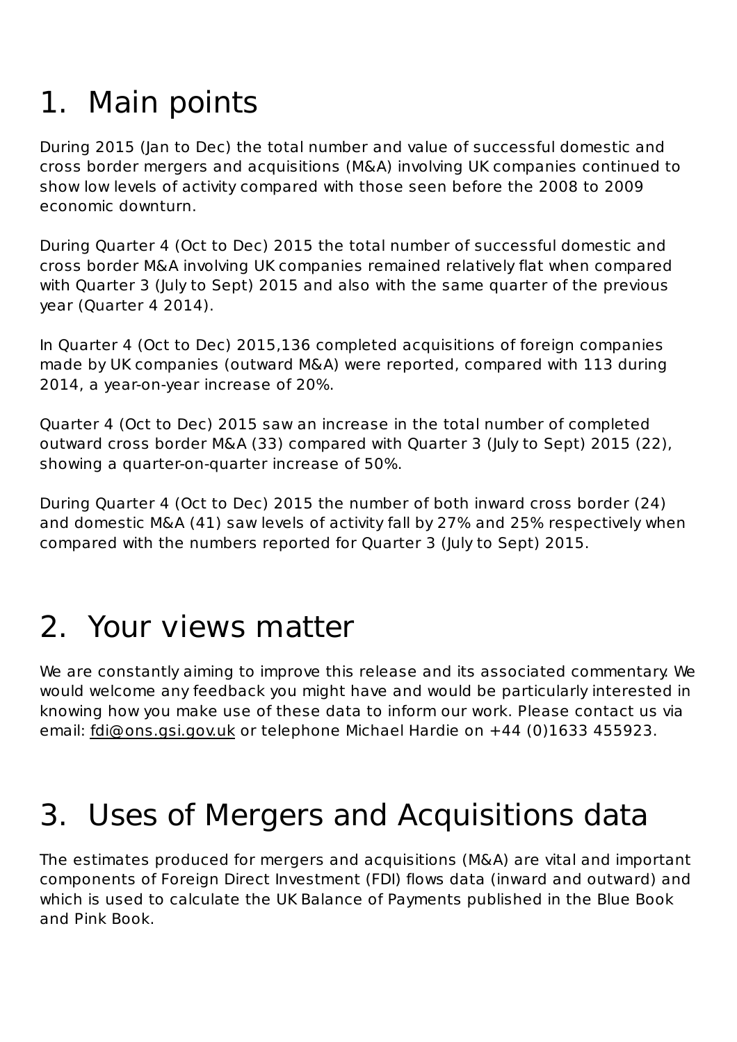# 1. Main points

During 2015 (Jan to Dec) the total number and value of successful domestic and cross border mergers and acquisitions (M&A) involving UK companies continued to show low levels of activity compared with those seen before the 2008 to 2009 economic downturn.

During Quarter 4 (Oct to Dec) 2015 the total number of successful domestic and cross border M&A involving UK companies remained relatively flat when compared with Quarter 3 (July to Sept) 2015 and also with the same quarter of the previous year (Quarter 4 2014).

In Quarter 4 (Oct to Dec) 2015,136 completed acquisitions of foreign companies made by UK companies (outward M&A) were reported, compared with 113 during 2014, a year-on-year increase of 20%.

Quarter 4 (Oct to Dec) 2015 saw an increase in the total number of completed outward cross border M&A (33) compared with Quarter 3 (July to Sept) 2015 (22), showing a quarter-on-quarter increase of 50%.

During Quarter 4 (Oct to Dec) 2015 the number of both inward cross border (24) and domestic M&A (41) saw levels of activity fall by 27% and 25% respectively when compared with the numbers reported for Quarter 3 (July to Sept) 2015.

# 2. Your views matter

We are constantly aiming to improve this release and its associated commentary. We would welcome any feedback you might have and would be particularly interested in knowing how you make use of these data to inform our work. Please contact us via email: fdi@ons.gsi.gov.uk or telephone Michael Hardie on +44 (0)1633 455923.

# 3. Uses of Mergers and Acquisitions data

The estimates produced for mergers and acquisitions (M&A) are vital and important components of Foreign Direct Investment (FDI) flows data (inward and outward) and which is used to calculate the UK Balance of Payments published in the Blue Book and Pink Book.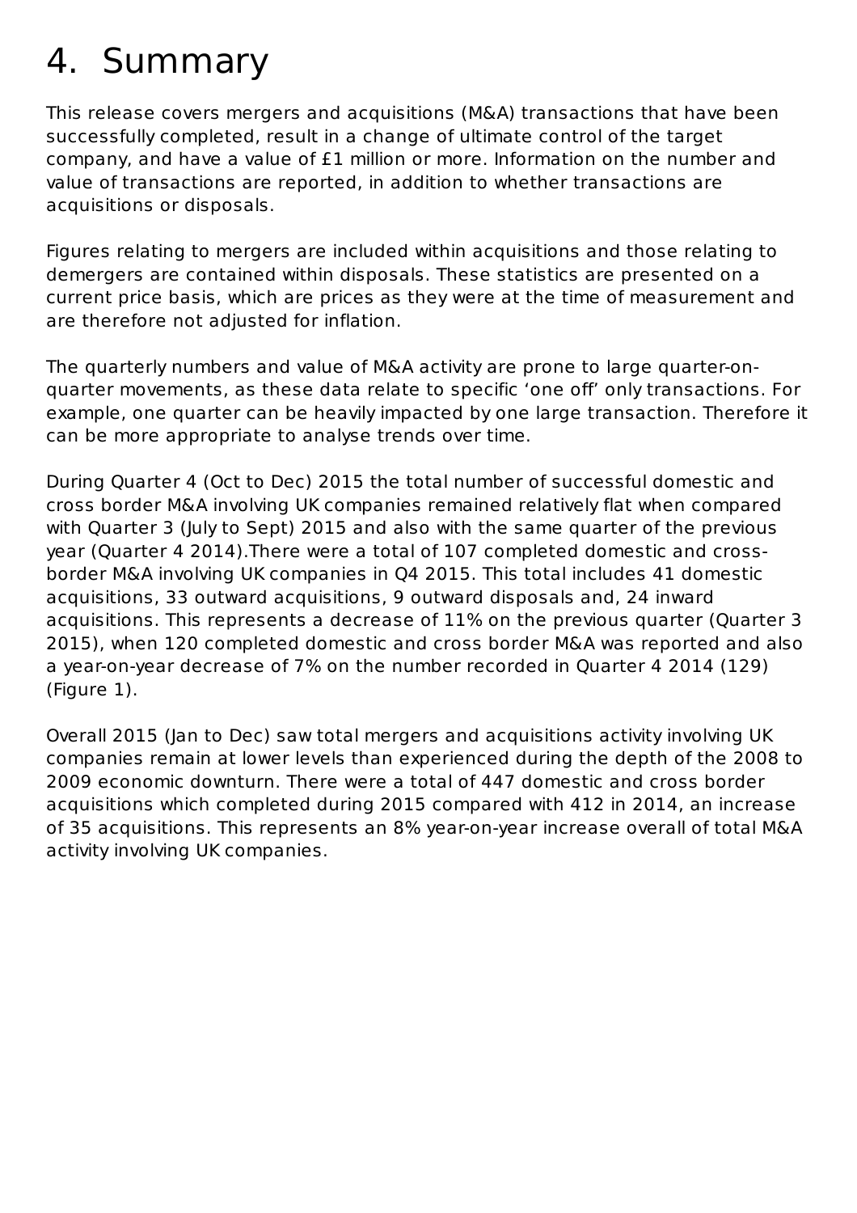# 4. Summary

This release covers mergers and acquisitions (M&A) transactions that have been successfully completed, result in a change of ultimate control of the target company, and have a value of £1 million or more. Information on the number and value of transactions are reported, in addition to whether transactions are acquisitions or disposals.

Figures relating to mergers are included within acquisitions and those relating to demergers are contained within disposals. These statistics are presented on a current price basis, which are prices as they were at the time of measurement and are therefore not adjusted for inflation.

The quarterly numbers and value of M&A activity are prone to large quarter-on-quarter movements, as these data relate to specific 'one off' only transactions. For example, one quarter can be heavily impacted by one large transaction. Therefore it can be more appropriate to analyse trends over time.

During Quarter 4 (Oct to Dec) 2015 the total number of successful domestic and cross border M&A involving UK companies remained relatively flat when compared with Quarter 3 (July to Sept) 2015 and also with the same quarter of the previous year (Quarter 4 2014).There were a total of 107 completed domestic and cross-border M&A involving UK companies in Q4 2015. This total includes 41 domestic acquisitions, 33 outward acquisitions, 9 outward disposals and, 24 inward acquisitions. This represents a decrease of 11% on the previous quarter (Quarter 3 2015), when 120 completed domestic and cross border M&A was reported and also a year-on-year decrease of 7% on the number recorded in Quarter 4 2014 (129) (Figure 1).

Overall 2015 (Jan to Dec) saw total mergers and acquisitions activity involving UK companies remain at lower levels than experienced during the depth of the 2008 to 2009 economic downturn. There were a total of 447 domestic and cross border acquisitions which completed during 2015 compared with 412 in 2014, an increase of 35 acquisitions. This represents an 8% year-on-year increase overall of total M&A activity involving UK companies.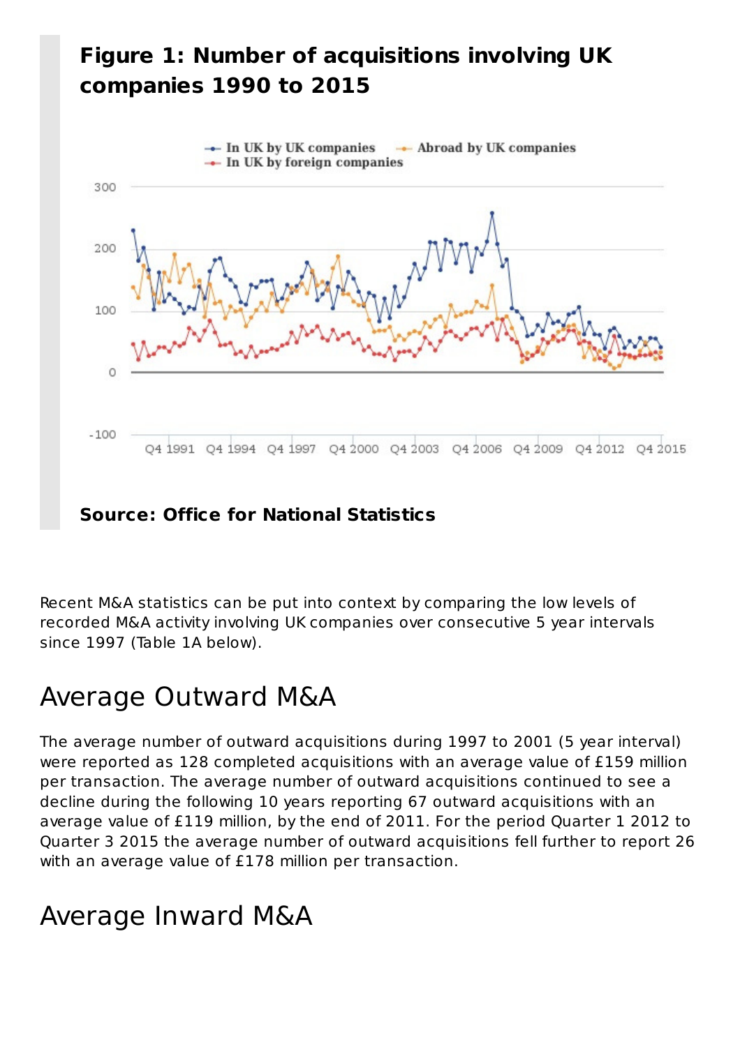## Figure 1: Number of acquisitions involving UK companies 1990 to 2015

Source: Office for National Statistics

Recent M&A statistics can be put into context by comparing the low levels of recorded M&A activity involving UK companies over consecutive 5 year intervals since 1997 (Table 1A below).

# Average Outward M&A

The average number of outward acquisitions during 1997 to 2001 (5 year interval) were reported as 128 completed acquisitions with an average value of £159 million per transaction. The average number of outward acquisitions continued to see a decline during the following 10 years reporting 67 outward acquisitions with an average value of £119 million, by the end of 2011. For the period Quarter 1 2012 to Quarter 3 2015 the average number of outward acquisitions fell further to report 26 with an average value of £178 million per transaction.

# Average Inward M&A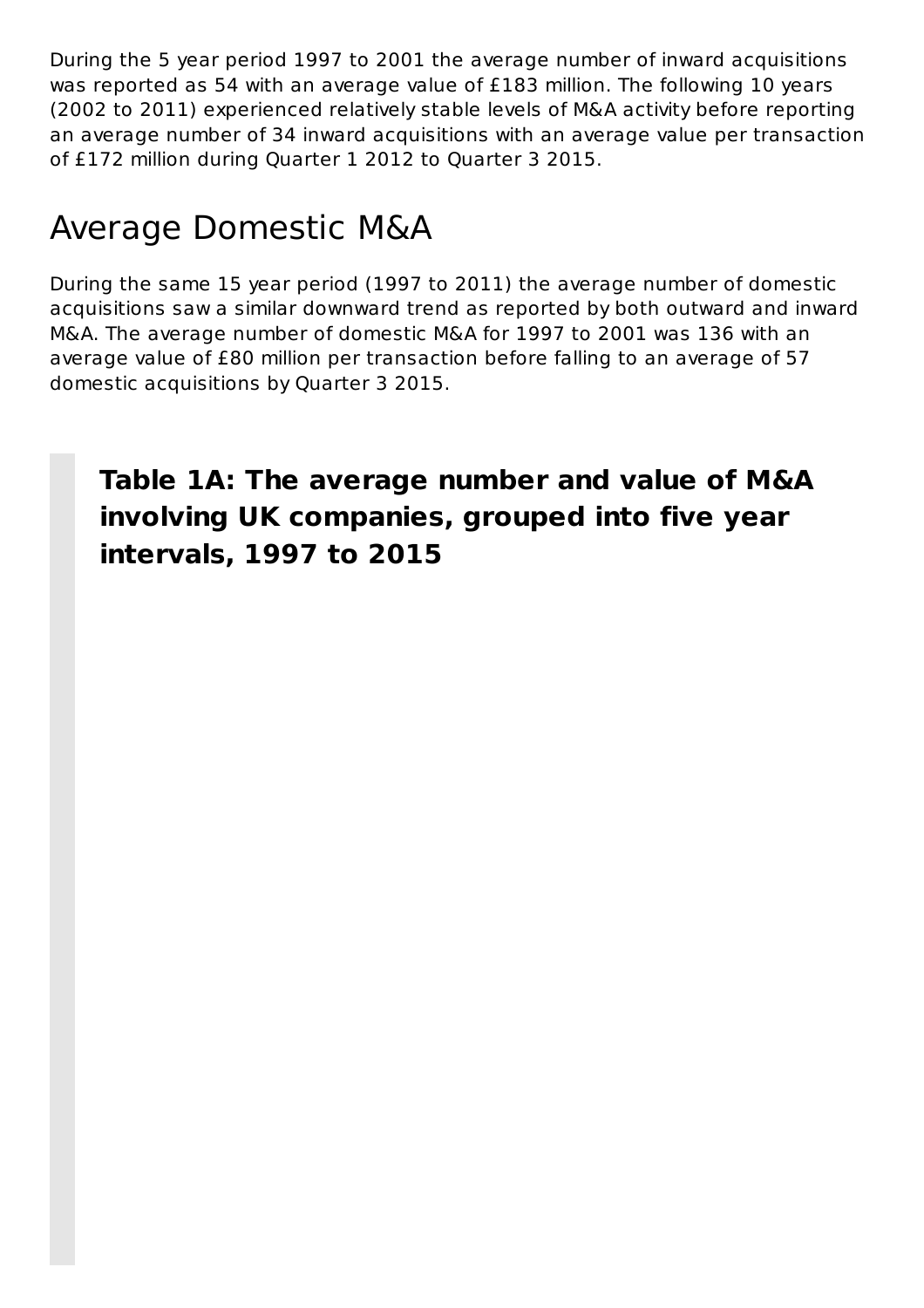During the 5 year period 1997 to 2001 the average number of inward acquisitions was reported as 54 with an average value of £183 million. The following 10 years (2002 to 2011) experienced relatively stable levels of M&A activity before reporting an average number of 34 inward acquisitions with an average value per transaction of £172 million during Quarter 1 2012 to Quarter 3 2015.

## Average Domestic M&A

During the same 15 year period (1997 to 2011) the average number of domestic acquisitions saw a similar downward trend as reported by both outward and inward M&A. The average number of domestic M&A for 1997 to 2001 was 136 with an average value of £80 million per transaction before falling to an average of 57 domestic acquisitions by Quarter 3 2015.

**Table 1A: The average number and value of M&A involving UK companies, grouped into five year intervals, 1997 to 2015**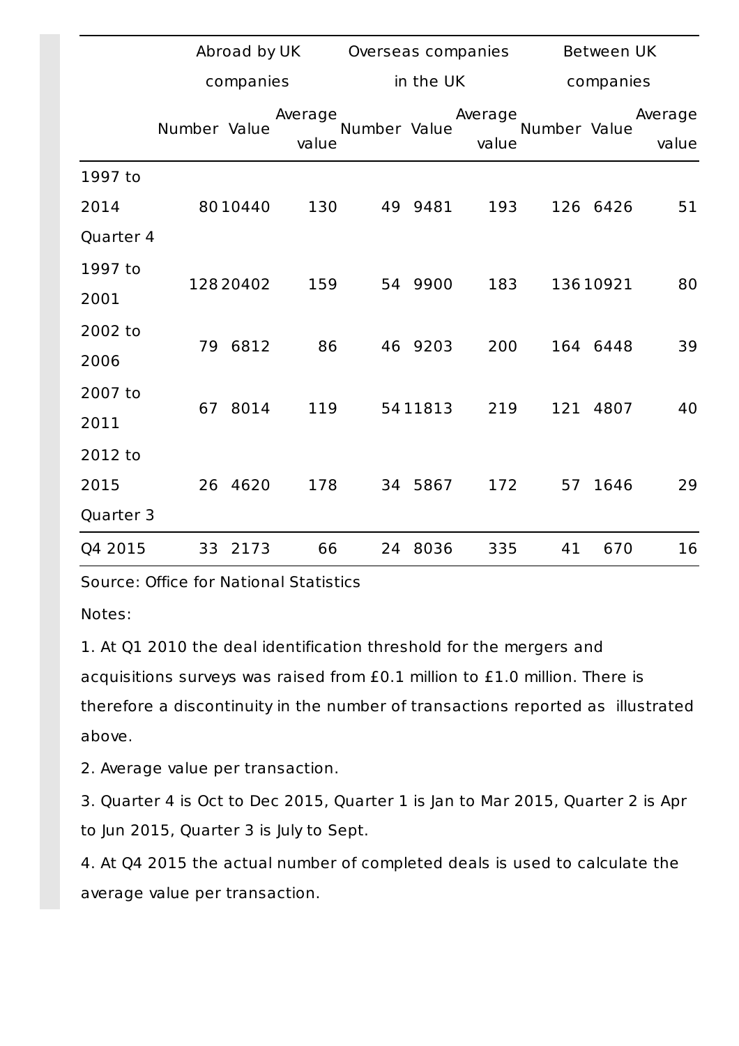|  | Abroad by UK companies | | | Overseas companies in the UK | | | Between UK companies | | |
|---|---|---|---|---|---|---|---|---|---|
|  | Number | Value | Average value | Number | Value | Average value | Number | Value | Average value |
| 1997 to 2014 Quarter 4 | 80 | 10440 | 130 | 49 | 9481 | 193 | 126 | 6426 | 51 |
| 1997 to 2001 | 128 | 20402 | 159 | 54 | 9900 | 183 | 136 | 10921 | 80 |
| 2002 to 2006 | 79 | 6812 | 86 | 46 | 9203 | 200 | 164 | 6448 | 39 |
| 2007 to 2011 | 67 | 8014 | 119 | 54 | 11813 | 219 | 121 | 4807 | 40 |
| 2012 to 2015 Quarter 3 | 26 | 4620 | 178 | 34 | 5867 | 172 | 57 | 1646 | 29 |
| Q4 2015 | 33 | 2173 | 66 | 24 | 8036 | 335 | 41 | 670 | 16 |

Source: Office for National Statistics

Notes:

1. At Q1 2010 the deal identification threshold for the mergers and acquisitions surveys was raised from £0.1 million to £1.0 million. There is therefore a discontinuity in the number of transactions reported as illustrated above.

2. Average value per transaction.

3. Quarter 4 is Oct to Dec 2015, Quarter 1 is Jan to Mar 2015, Quarter 2 is Apr to Jun 2015, Quarter 3 is July to Sept.

4. At Q4 2015 the actual number of completed deals is used to calculate the average value per transaction.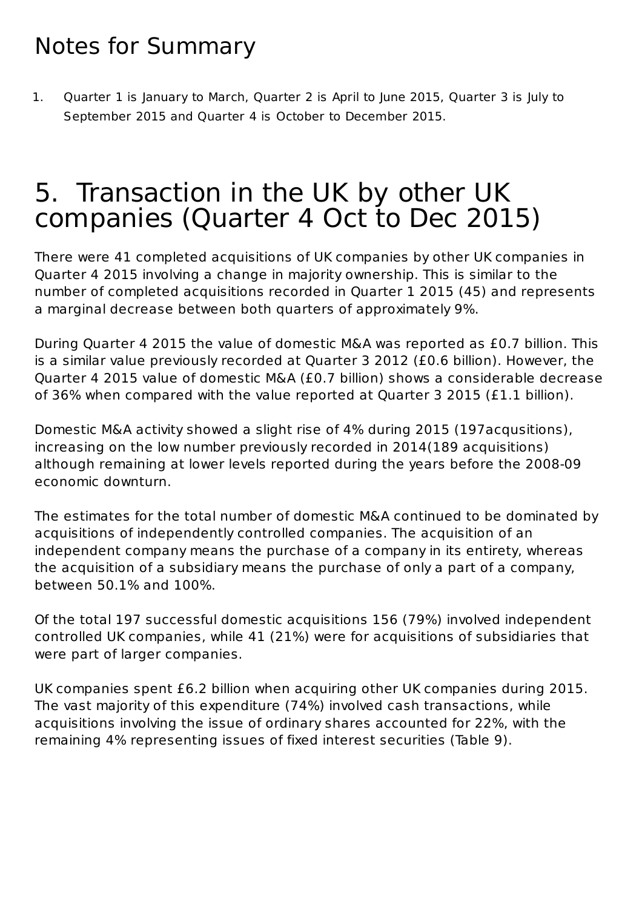## Notes for Summary

1. Quarter 1 is January to March, Quarter 2 is April to June 2015, Quarter 3 is July to September 2015 and Quarter 4 is October to December 2015.

# 5. Transaction in the UK by other UK companies (Quarter 4 Oct to Dec 2015)

There were 41 completed acquisitions of UK companies by other UK companies in Quarter 4 2015 involving a change in majority ownership. This is similar to the number of completed acquisitions recorded in Quarter 1 2015 (45) and represents a marginal decrease between both quarters of approximately 9%.

During Quarter 4 2015 the value of domestic M&A was reported as £0.7 billion. This is a similar value previously recorded at Quarter 3 2012 (£0.6 billion). However, the Quarter 4 2015 value of domestic M&A (£0.7 billion) shows a considerable decrease of 36% when compared with the value reported at Quarter 3 2015 (£1.1 billion).

Domestic M&A activity showed a slight rise of 4% during 2015 (197acqusitions), increasing on the low number previously recorded in 2014(189 acquisitions) although remaining at lower levels reported during the years before the 2008-09 economic downturn.

The estimates for the total number of domestic M&A continued to be dominated by acquisitions of independently controlled companies. The acquisition of an independent company means the purchase of a company in its entirety, whereas the acquisition of a subsidiary means the purchase of only a part of a company, between 50.1% and 100%.

Of the total 197 successful domestic acquisitions 156 (79%) involved independent controlled UK companies, while 41 (21%) were for acquisitions of subsidiaries that were part of larger companies.

UK companies spent £6.2 billion when acquiring other UK companies during 2015. The vast majority of this expenditure (74%) involved cash transactions, while acquisitions involving the issue of ordinary shares accounted for 22%, with the remaining 4% representing issues of fixed interest securities (Table 9).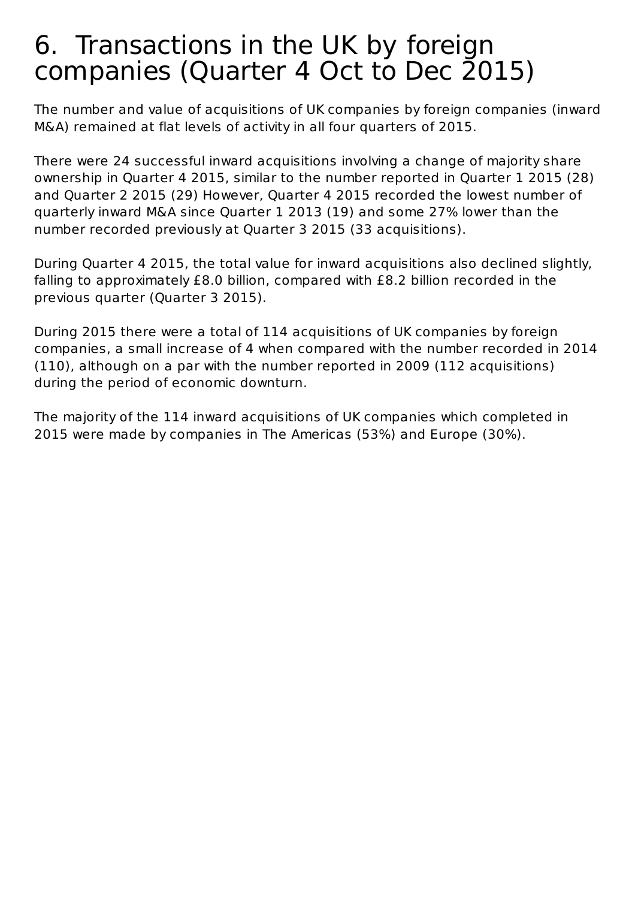# 6. Transactions in the UK by foreign companies (Quarter 4 Oct to Dec 2015)

The number and value of acquisitions of UK companies by foreign companies (inward M&A) remained at flat levels of activity in all four quarters of 2015.

There were 24 successful inward acquisitions involving a change of majority share ownership in Quarter 4 2015, similar to the number reported in Quarter 1 2015 (28) and Quarter 2 2015 (29) However, Quarter 4 2015 recorded the lowest number of quarterly inward M&A since Quarter 1 2013 (19) and some 27% lower than the number recorded previously at Quarter 3 2015 (33 acquisitions).

During Quarter 4 2015, the total value for inward acquisitions also declined slightly, falling to approximately £8.0 billion, compared with £8.2 billion recorded in the previous quarter (Quarter 3 2015).

During 2015 there were a total of 114 acquisitions of UK companies by foreign companies, a small increase of 4 when compared with the number recorded in 2014 (110), although on a par with the number reported in 2009 (112 acquisitions) during the period of economic downturn.

The majority of the 114 inward acquisitions of UK companies which completed in 2015 were made by companies in The Americas (53%) and Europe (30%).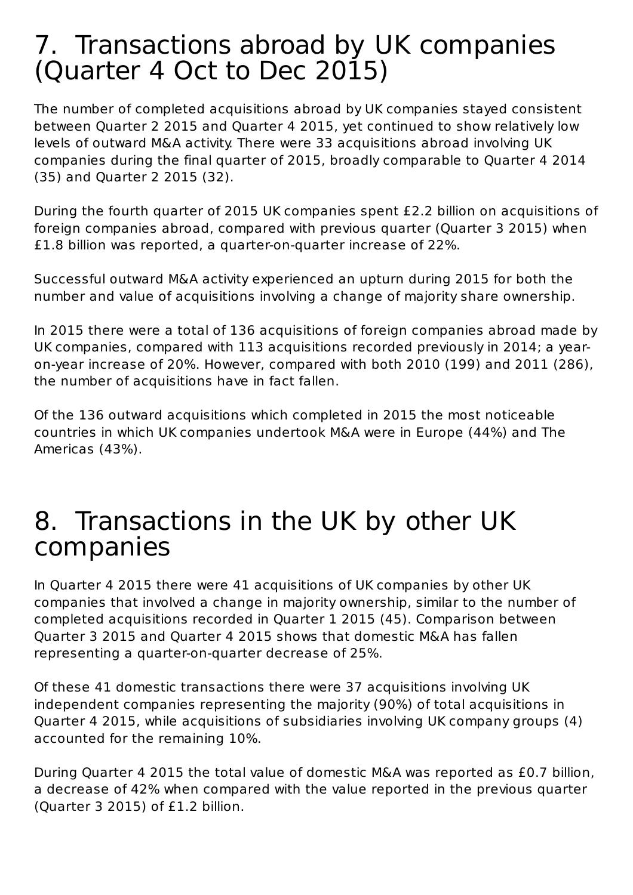## 7. Transactions abroad by UK companies (Quarter 4 Oct to Dec 2015)

The number of completed acquisitions abroad by UK companies stayed consistent between Quarter 2 2015 and Quarter 4 2015, yet continued to show relatively low levels of outward M&A activity. There were 33 acquisitions abroad involving UK companies during the final quarter of 2015, broadly comparable to Quarter 4 2014 (35) and Quarter 2 2015 (32).

During the fourth quarter of 2015 UK companies spent £2.2 billion on acquisitions of foreign companies abroad, compared with previous quarter (Quarter 3 2015) when £1.8 billion was reported, a quarter-on-quarter increase of 22%.

Successful outward M&A activity experienced an upturn during 2015 for both the number and value of acquisitions involving a change of majority share ownership.

In 2015 there were a total of 136 acquisitions of foreign companies abroad made by UK companies, compared with 113 acquisitions recorded previously in 2014; a year-on-year increase of 20%. However, compared with both 2010 (199) and 2011 (286), the number of acquisitions have in fact fallen.

Of the 136 outward acquisitions which completed in 2015 the most noticeable countries in which UK companies undertook M&A were in Europe (44%) and The Americas (43%).

## 8. Transactions in the UK by other UK companies

In Quarter 4 2015 there were 41 acquisitions of UK companies by other UK companies that involved a change in majority ownership, similar to the number of completed acquisitions recorded in Quarter 1 2015 (45). Comparison between Quarter 3 2015 and Quarter 4 2015 shows that domestic M&A has fallen representing a quarter-on-quarter decrease of 25%.

Of these 41 domestic transactions there were 37 acquisitions involving UK independent companies representing the majority (90%) of total acquisitions in Quarter 4 2015, while acquisitions of subsidiaries involving UK company groups (4) accounted for the remaining 10%.

During Quarter 4 2015 the total value of domestic M&A was reported as £0.7 billion, a decrease of 42% when compared with the value reported in the previous quarter (Quarter 3 2015) of £1.2 billion.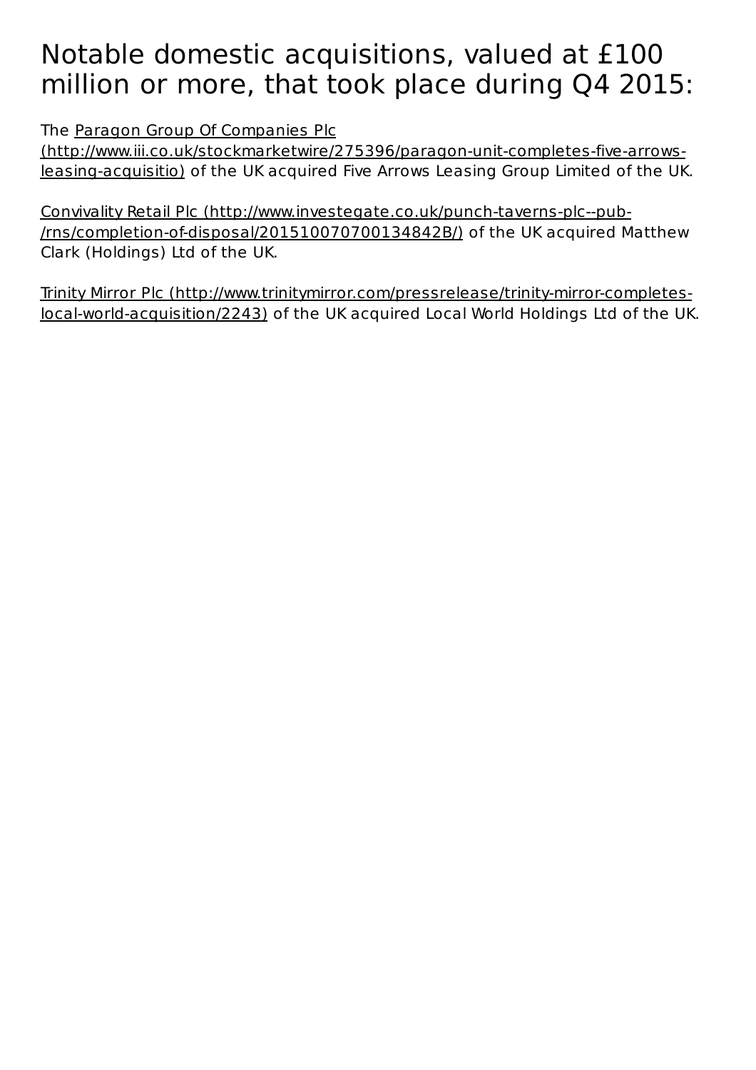# Notable domestic acquisitions, valued at £100 million or more, that took place during Q4 2015:

The Paragon Group Of Companies Plc (http://www.iii.co.uk/stockmarketwire/275396/paragon-unit-completes-five-arrows-leasing-acquisitio) of the UK acquired Five Arrows Leasing Group Limited of the UK.

Convivality Retail Plc (http://www.investegate.co.uk/punch-taverns-plc--pub-/rns/completion-of-disposal/201510070700134842B/) of the UK acquired Matthew Clark (Holdings) Ltd of the UK.

Trinity Mirror Plc (http://www.trinitymirror.com/pressrelease/trinity-mirror-completes-local-world-acquisition/2243) of the UK acquired Local World Holdings Ltd of the UK.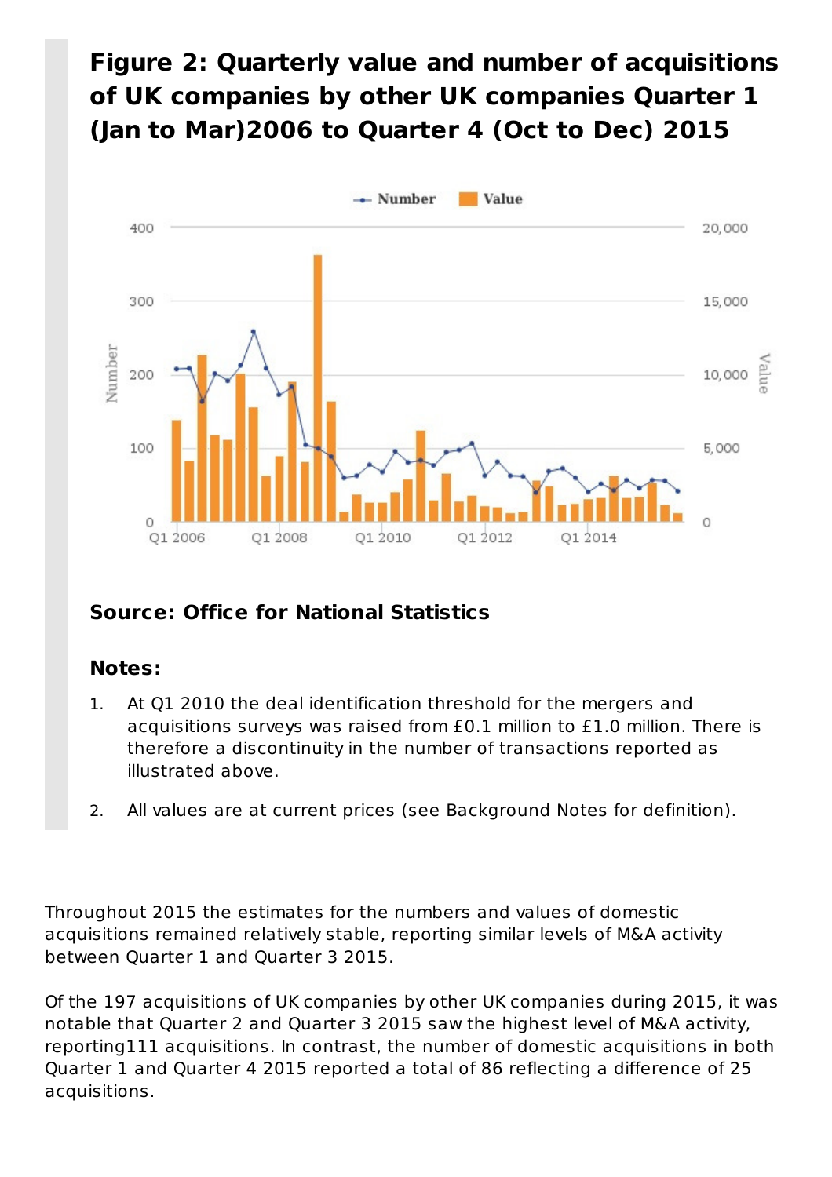## Figure 2: Quarterly value and number of acquisitions of UK companies by other UK companies Quarter 1 (Jan to Mar)2006 to Quarter 4 (Oct to Dec) 2015

### Source: Office for National Statistics

### Notes:

1. At Q1 2010 the deal identification threshold for the mergers and acquisitions surveys was raised from £0.1 million to £1.0 million. There is therefore a discontinuity in the number of transactions reported as illustrated above.
2. All values are at current prices (see Background Notes for definition).

Throughout 2015 the estimates for the numbers and values of domestic acquisitions remained relatively stable, reporting similar levels of M&A activity between Quarter 1 and Quarter 3 2015.

Of the 197 acquisitions of UK companies by other UK companies during 2015, it was notable that Quarter 2 and Quarter 3 2015 saw the highest level of M&A activity, reporting111 acquisitions. In contrast, the number of domestic acquisitions in both Quarter 1 and Quarter 4 2015 reported a total of 86 reflecting a difference of 25 acquisitions.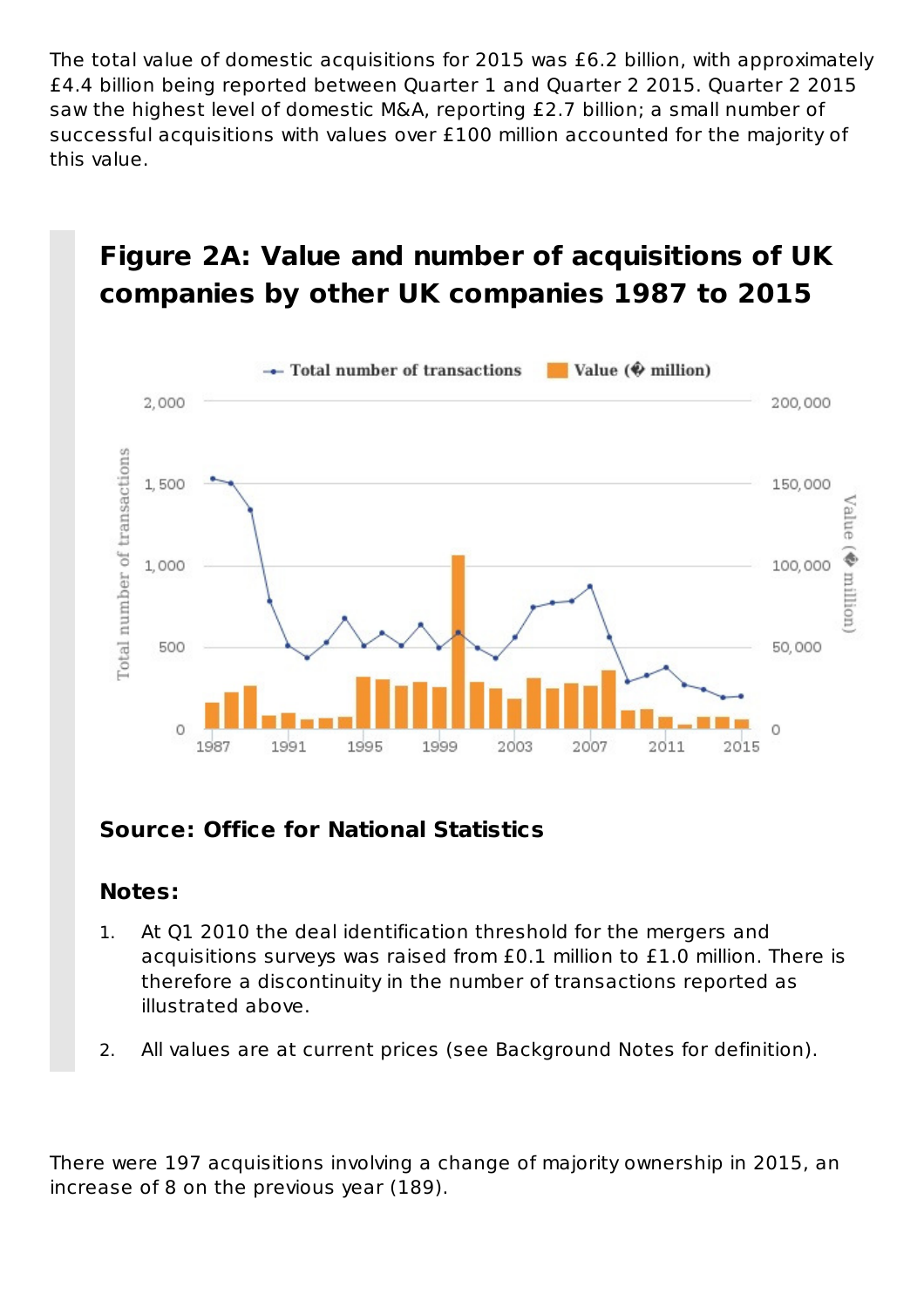The total value of domestic acquisitions for 2015 was £6.2 billion, with approximately £4.4 billion being reported between Quarter 1 and Quarter 2 2015. Quarter 2 2015 saw the highest level of domestic M&A, reporting £2.7 billion; a small number of successful acquisitions with values over £100 million accounted for the majority of this value.

## Figure 2A: Value and number of acquisitions of UK companies by other UK companies 1987 to 2015

**Source: Office for National Statistics**

**Notes:**

1. At Q1 2010 the deal identification threshold for the mergers and acquisitions surveys was raised from £0.1 million to £1.0 million. There is therefore a discontinuity in the number of transactions reported as illustrated above.
2. All values are at current prices (see Background Notes for definition).

There were 197 acquisitions involving a change of majority ownership in 2015, an increase of 8 on the previous year (189).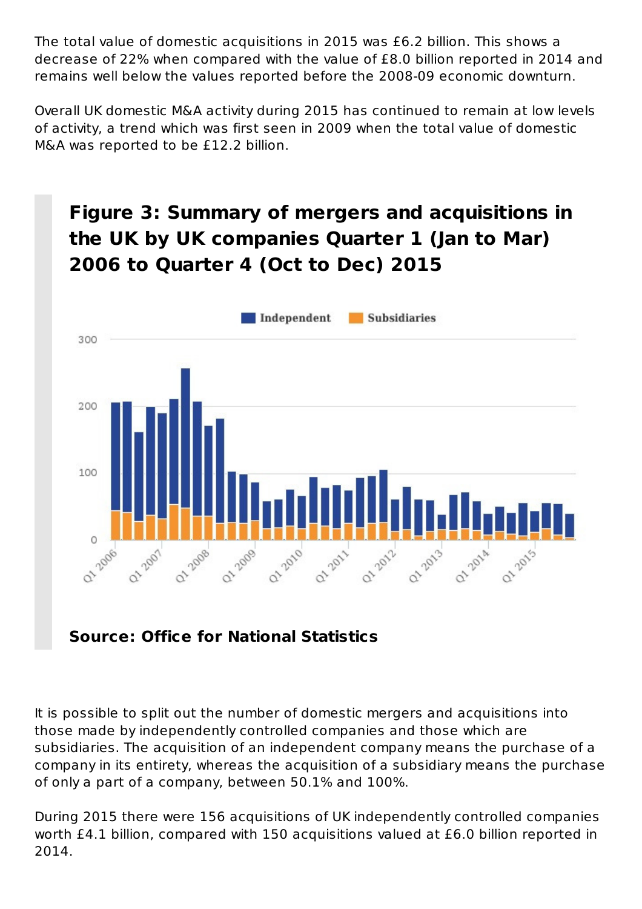The total value of domestic acquisitions in 2015 was £6.2 billion. This shows a decrease of 22% when compared with the value of £8.0 billion reported in 2014 and remains well below the values reported before the 2008-09 economic downturn.

Overall UK domestic M&A activity during 2015 has continued to remain at low levels of activity, a trend which was first seen in 2009 when the total value of domestic M&A was reported to be £12.2 billion.

## Figure 3: Summary of mergers and acquisitions in the UK by UK companies Quarter 1 (Jan to Mar) 2006 to Quarter 4 (Oct to Dec) 2015

**Source: Office for National Statistics**

It is possible to split out the number of domestic mergers and acquisitions into those made by independently controlled companies and those which are subsidiaries. The acquisition of an independent company means the purchase of a company in its entirety, whereas the acquisition of a subsidiary means the purchase of only a part of a company, between 50.1% and 100%.

During 2015 there were 156 acquisitions of UK independently controlled companies worth £4.1 billion, compared with 150 acquisitions valued at £6.0 billion reported in 2014.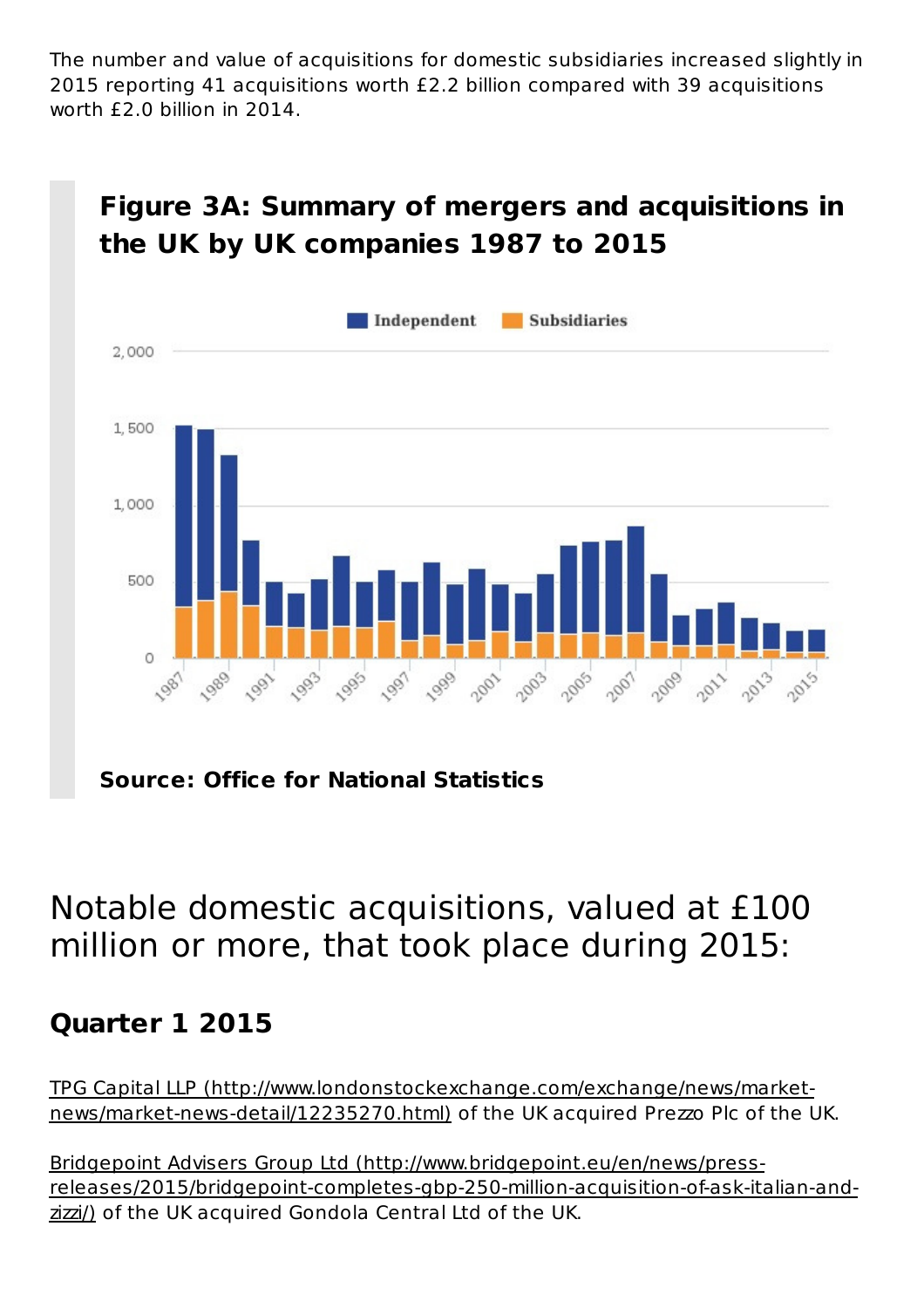The number and value of acquisitions for domestic subsidiaries increased slightly in 2015 reporting 41 acquisitions worth £2.2 billion compared with 39 acquisitions worth £2.0 billion in 2014.

### Figure 3A: Summary of mergers and acquisitions in the UK by UK companies 1987 to 2015

**Source: Office for National Statistics**

## Notable domestic acquisitions, valued at £100 million or more, that took place during 2015:

### Quarter 1 2015

TPG Capital LLP (http://www.londonstockexchange.com/exchange/news/market-news/market-news-detail/12235270.html) of the UK acquired Prezzo Plc of the UK.

Bridgepoint Advisers Group Ltd (http://www.bridgepoint.eu/en/news/press-releases/2015/bridgepoint-completes-gbp-250-million-acquisition-of-ask-italian-and-zizzi/) of the UK acquired Gondola Central Ltd of the UK.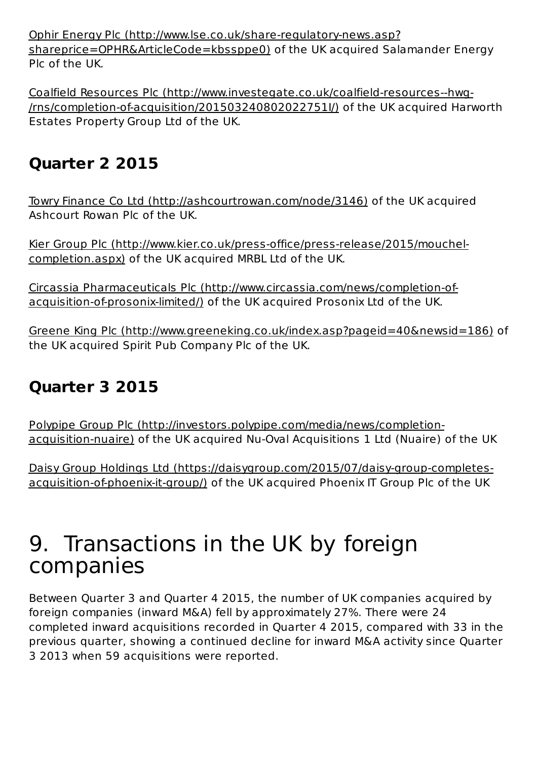Ophir Energy Plc (http://www.lse.co.uk/share-regulatory-news.asp?shareprice=OPHR&ArticleCode=kbssppe0) of the UK acquired Salamander Energy Plc of the UK.

Coalfield Resources Plc (http://www.investegate.co.uk/coalfield-resources--hwg-/rns/completion-of-acquisition/201503240802022751I/) of the UK acquired Harworth Estates Property Group Ltd of the UK.

## Quarter 2 2015

Towry Finance Co Ltd (http://ashcourtrowan.com/node/3146) of the UK acquired Ashcourt Rowan Plc of the UK.

Kier Group Plc (http://www.kier.co.uk/press-office/press-release/2015/mouchel-completion.aspx) of the UK acquired MRBL Ltd of the UK.

Circassia Pharmaceuticals Plc (http://www.circassia.com/news/completion-of-acquisition-of-prosonix-limited/) of the UK acquired Prosonix Ltd of the UK.

Greene King Plc (http://www.greeneking.co.uk/index.asp?pageid=40&newsid=186) of the UK acquired Spirit Pub Company Plc of the UK.

## Quarter 3 2015

Polypipe Group Plc (http://investors.polypipe.com/media/news/completion-acquisition-nuaire) of the UK acquired Nu-Oval Acquisitions 1 Ltd (Nuaire) of the UK

Daisy Group Holdings Ltd (https://daisygroup.com/2015/07/daisy-group-completes-acquisition-of-phoenix-it-group/) of the UK acquired Phoenix IT Group Plc of the UK

# 9. Transactions in the UK by foreign companies

Between Quarter 3 and Quarter 4 2015, the number of UK companies acquired by foreign companies (inward M&A) fell by approximately 27%. There were 24 completed inward acquisitions recorded in Quarter 4 2015, compared with 33 in the previous quarter, showing a continued decline for inward M&A activity since Quarter 3 2013 when 59 acquisitions were reported.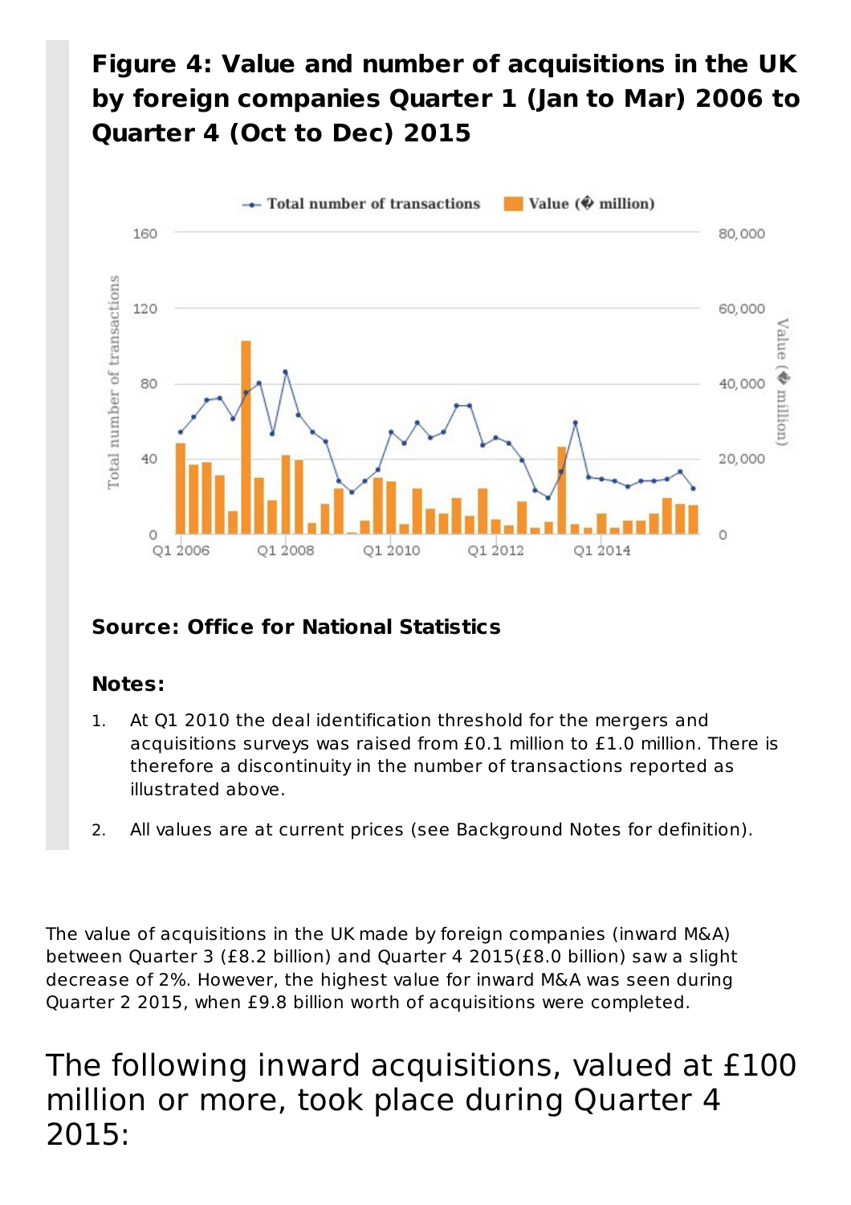### Figure 4: Value and number of acquisitions in the UK by foreign companies Quarter 1 (Jan to Mar) 2006 to Quarter 4 (Oct to Dec) 2015

**Source: Office for National Statistics**

**Notes:**

1. At Q1 2010 the deal identification threshold for the mergers and acquisitions surveys was raised from £0.1 million to £1.0 million. There is therefore a discontinuity in the number of transactions reported as illustrated above.
2. All values are at current prices (see Background Notes for definition).

The value of acquisitions in the UK made by foreign companies (inward M&A) between Quarter 3 (£8.2 billion) and Quarter 4 2015(£8.0 billion) saw a slight decrease of 2%. However, the highest value for inward M&A was seen during Quarter 2 2015, when £9.8 billion worth of acquisitions were completed.

## The following inward acquisitions, valued at £100 million or more, took place during Quarter 4 2015: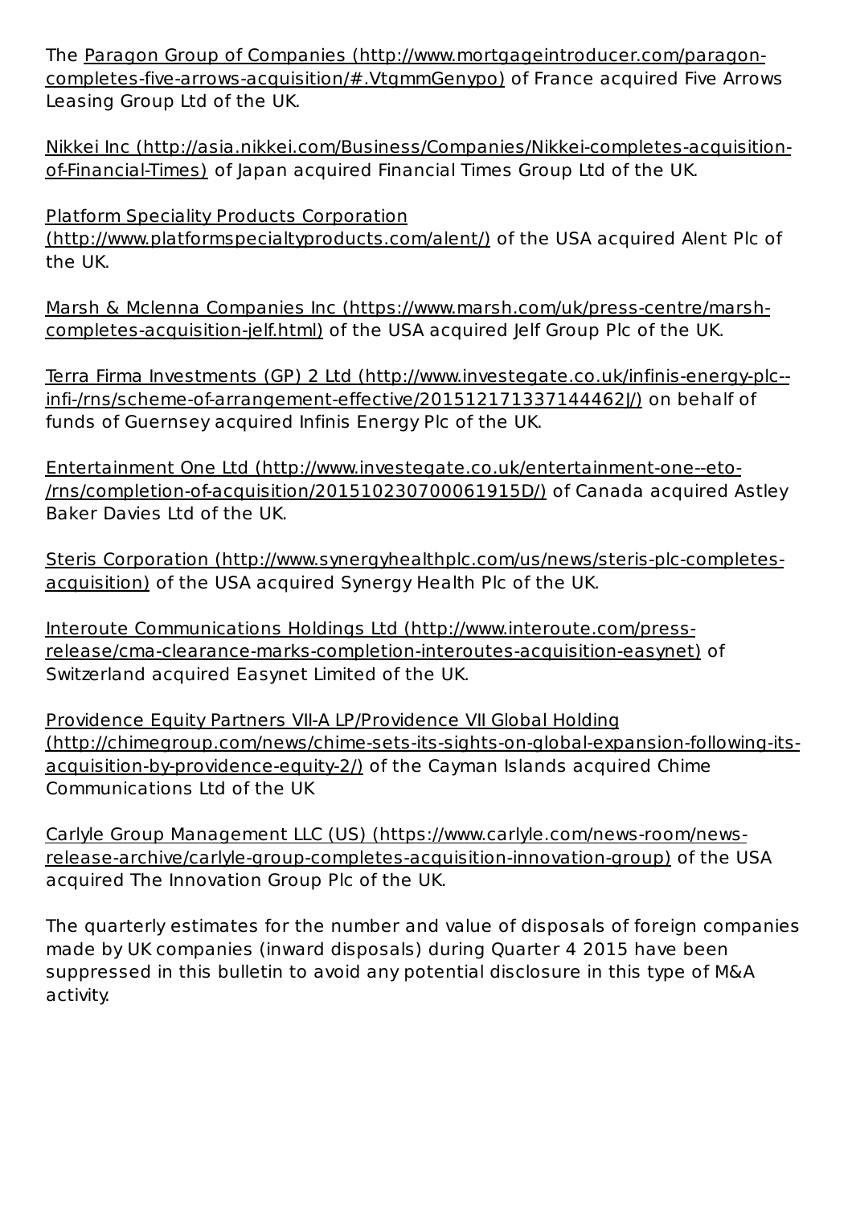The Paragon Group of Companies (http://www.mortgageintroducer.com/paragon-completes-five-arrows-acquisition/#.VtgmmGenypo) of France acquired Five Arrows Leasing Group Ltd of the UK.

Nikkei Inc (http://asia.nikkei.com/Business/Companies/Nikkei-completes-acquisition-of-Financial-Times) of Japan acquired Financial Times Group Ltd of the UK.

Platform Speciality Products Corporation (http://www.platformspecialtyproducts.com/alent/) of the USA acquired Alent Plc of the UK.

Marsh & Mclenna Companies Inc (https://www.marsh.com/uk/press-centre/marsh-completes-acquisition-jelf.html) of the USA acquired Jelf Group Plc of the UK.

Terra Firma Investments (GP) 2 Ltd (http://www.investegate.co.uk/infinis-energy-plc--infi-/rns/scheme-of-arrangement-effective/201512171337144462J/) on behalf of funds of Guernsey acquired Infinis Energy Plc of the UK.

Entertainment One Ltd (http://www.investegate.co.uk/entertainment-one--eto-/rns/completion-of-acquisition/201510230700061915D/) of Canada acquired Astley Baker Davies Ltd of the UK.

Steris Corporation (http://www.synergyhealthplc.com/us/news/steris-plc-completes-acquisition) of the USA acquired Synergy Health Plc of the UK.

Interoute Communications Holdings Ltd (http://www.interoute.com/press-release/cma-clearance-marks-completion-interoutes-acquisition-easynet) of Switzerland acquired Easynet Limited of the UK.

Providence Equity Partners VII-A LP/Providence VII Global Holding (http://chimegroup.com/news/chime-sets-its-sights-on-global-expansion-following-its-acquisition-by-providence-equity-2/) of the Cayman Islands acquired Chime Communications Ltd of the UK

Carlyle Group Management LLC (US) (https://www.carlyle.com/news-room/news-release-archive/carlyle-group-completes-acquisition-innovation-group) of the USA acquired The Innovation Group Plc of the UK.

The quarterly estimates for the number and value of disposals of foreign companies made by UK companies (inward disposals) during Quarter 4 2015 have been suppressed in this bulletin to avoid any potential disclosure in this type of M&A activity.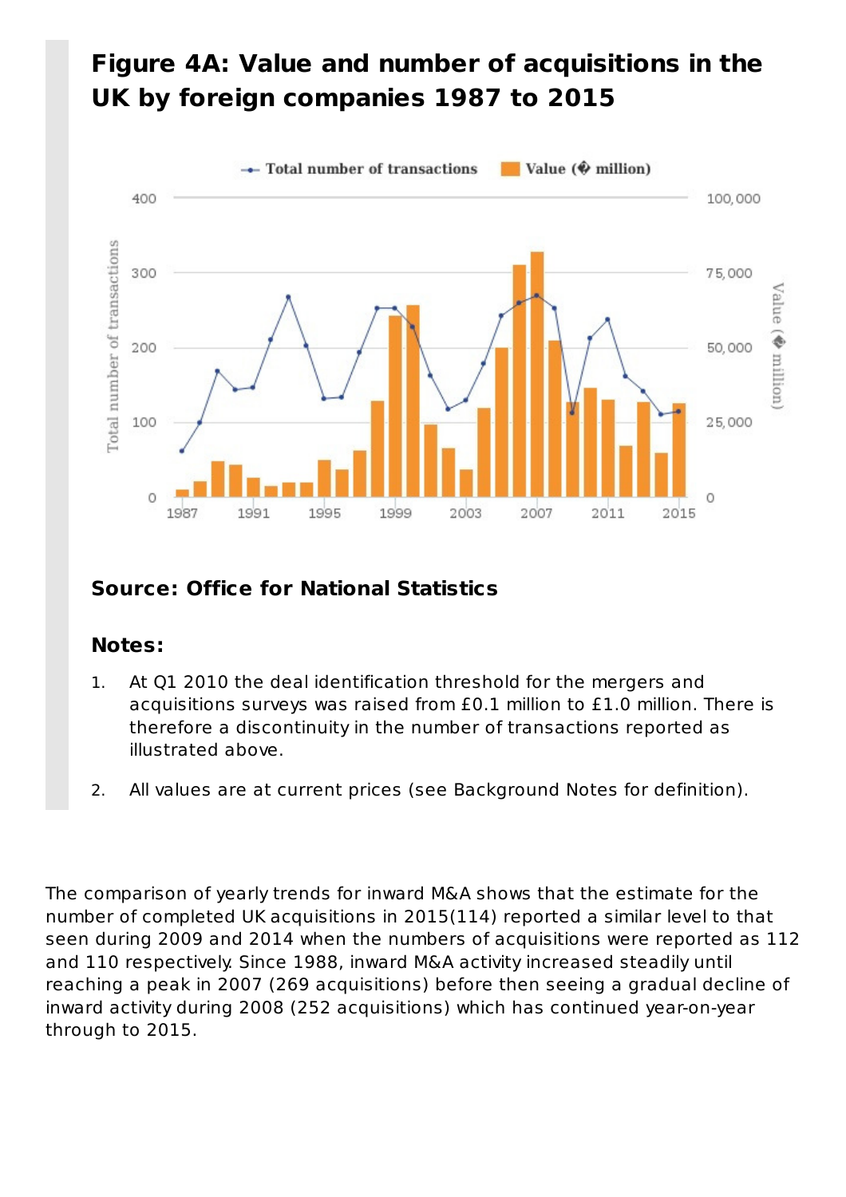## Figure 4A: Value and number of acquisitions in the UK by foreign companies 1987 to 2015

**Source: Office for National Statistics**

**Notes:**

1. At Q1 2010 the deal identification threshold for the mergers and acquisitions surveys was raised from £0.1 million to £1.0 million. There is therefore a discontinuity in the number of transactions reported as illustrated above.
2. All values are at current prices (see Background Notes for definition).

The comparison of yearly trends for inward M&A shows that the estimate for the number of completed UK acquisitions in 2015(114) reported a similar level to that seen during 2009 and 2014 when the numbers of acquisitions were reported as 112 and 110 respectively. Since 1988, inward M&A activity increased steadily until reaching a peak in 2007 (269 acquisitions) before then seeing a gradual decline of inward activity during 2008 (252 acquisitions) which has continued year-on-year through to 2015.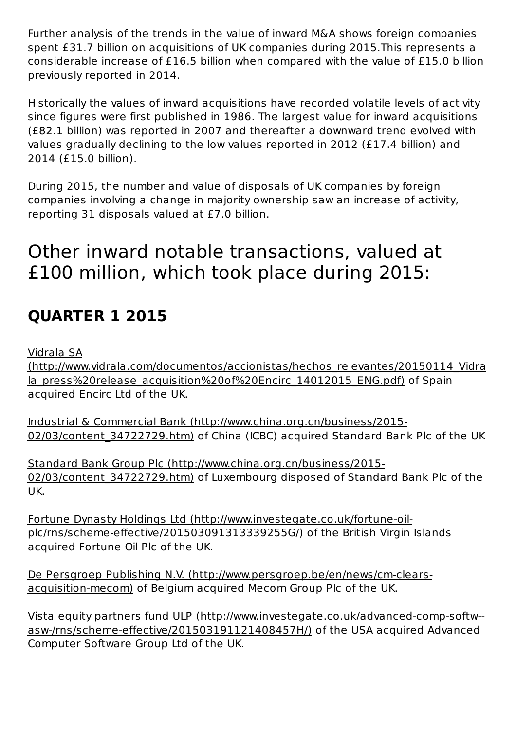Further analysis of the trends in the value of inward M&A shows foreign companies spent £31.7 billion on acquisitions of UK companies during 2015.This represents a considerable increase of £16.5 billion when compared with the value of £15.0 billion previously reported in 2014.

Historically the values of inward acquisitions have recorded volatile levels of activity since figures were first published in 1986. The largest value for inward acquisitions (£82.1 billion) was reported in 2007 and thereafter a downward trend evolved with values gradually declining to the low values reported in 2012 (£17.4 billion) and 2014 (£15.0 billion).

During 2015, the number and value of disposals of UK companies by foreign companies involving a change in majority ownership saw an increase of activity, reporting 31 disposals valued at £7.0 billion.

# Other inward notable transactions, valued at £100 million, which took place during 2015:

## QUARTER 1 2015

Vidrala SA (http://www.vidrala.com/documentos/accionistas/hechos_relevantes/20150114_Vidrala_press%20release_acquisition%20of%20Encirc_14012015_ENG.pdf) of Spain acquired Encirc Ltd of the UK.

Industrial & Commercial Bank (http://www.china.org.cn/business/2015-02/03/content_34722729.htm) of China (ICBC) acquired Standard Bank Plc of the UK

Standard Bank Group Plc (http://www.china.org.cn/business/2015-02/03/content_34722729.htm) of Luxembourg disposed of Standard Bank Plc of the UK.

Fortune Dynasty Holdings Ltd (http://www.investegate.co.uk/fortune-oil-plc/rns/scheme-effective/201503091313339255G/) of the British Virgin Islands acquired Fortune Oil Plc of the UK.

De Persgroep Publishing N.V. (http://www.persgroep.be/en/news/cm-clears-acquisition-mecom) of Belgium acquired Mecom Group Plc of the UK.

Vista equity partners fund ULP (http://www.investegate.co.uk/advanced-comp-softw--asw-/rns/scheme-effective/201503191121408457H/) of the USA acquired Advanced Computer Software Group Ltd of the UK.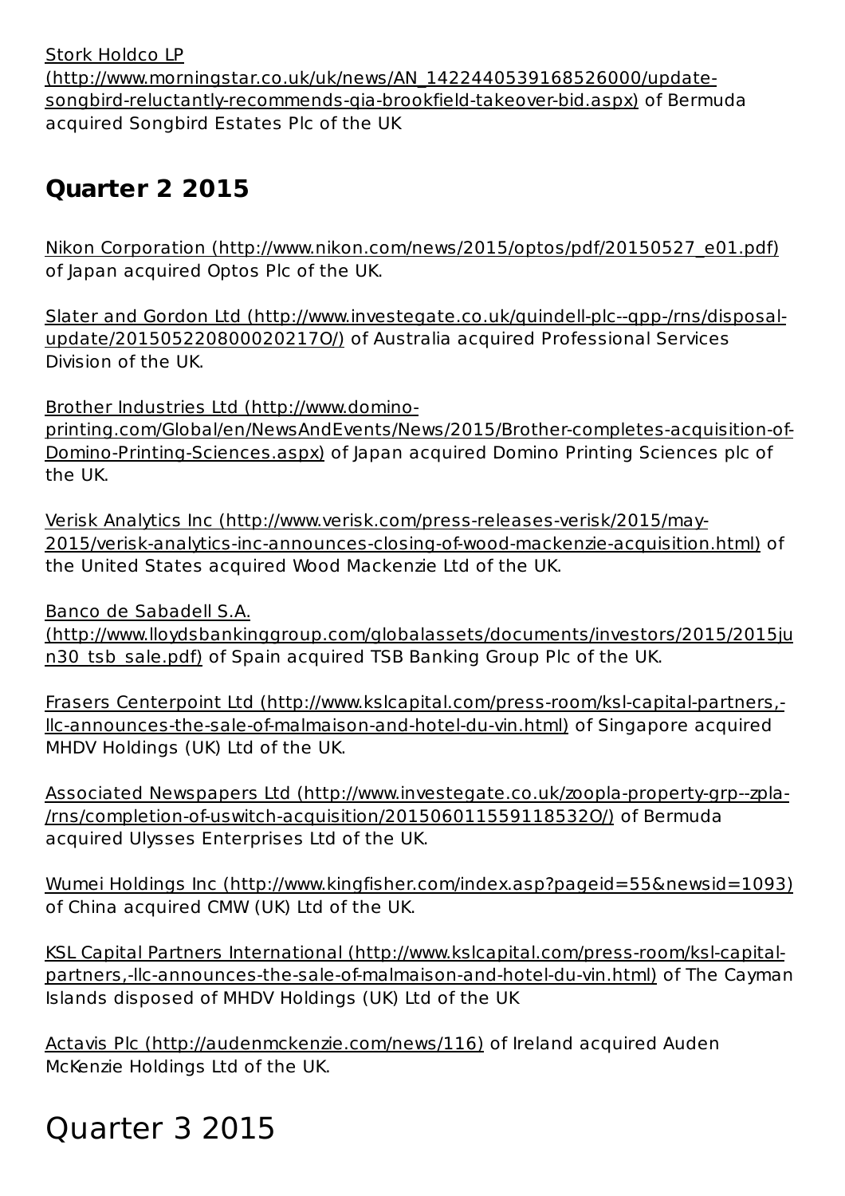Stork Holdco LP (http://www.morningstar.co.uk/uk/news/AN_1422440539168526000/update-songbird-reluctantly-recommends-qia-brookfield-takeover-bid.aspx) of Bermuda acquired Songbird Estates Plc of the UK

## Quarter 2 2015

Nikon Corporation (http://www.nikon.com/news/2015/optos/pdf/20150527_e01.pdf) of Japan acquired Optos Plc of the UK.

Slater and Gordon Ltd (http://www.investegate.co.uk/quindell-plc--qpp-/rns/disposal-update/201505220800020217O/) of Australia acquired Professional Services Division of the UK.

Brother Industries Ltd (http://www.domino-printing.com/Global/en/NewsAndEvents/News/2015/Brother-completes-acquisition-of-Domino-Printing-Sciences.aspx) of Japan acquired Domino Printing Sciences plc of the UK.

Verisk Analytics Inc (http://www.verisk.com/press-releases-verisk/2015/may-2015/verisk-analytics-inc-announces-closing-of-wood-mackenzie-acquisition.html) of the United States acquired Wood Mackenzie Ltd of the UK.

Banco de Sabadell S.A. (http://www.lloydsbankinggroup.com/globalassets/documents/investors/2015/2015jun30_tsb_sale.pdf) of Spain acquired TSB Banking Group Plc of the UK.

Frasers Centerpoint Ltd (http://www.kslcapital.com/press-room/ksl-capital-partners,-llc-announces-the-sale-of-malmaison-and-hotel-du-vin.html) of Singapore acquired MHDV Holdings (UK) Ltd of the UK.

Associated Newspapers Ltd (http://www.investegate.co.uk/zoopla-property-grp--zpla-/rns/completion-of-uswitch-acquisition/201506011559118532O/) of Bermuda acquired Ulysses Enterprises Ltd of the UK.

Wumei Holdings Inc (http://www.kingfisher.com/index.asp?pageid=55&newsid=1093) of China acquired CMW (UK) Ltd of the UK.

KSL Capital Partners International (http://www.kslcapital.com/press-room/ksl-capital-partners,-llc-announces-the-sale-of-malmaison-and-hotel-du-vin.html) of The Cayman Islands disposed of MHDV Holdings (UK) Ltd of the UK

Actavis Plc (http://audenmckenzie.com/news/116) of Ireland acquired Auden McKenzie Holdings Ltd of the UK.

# Quarter 3 2015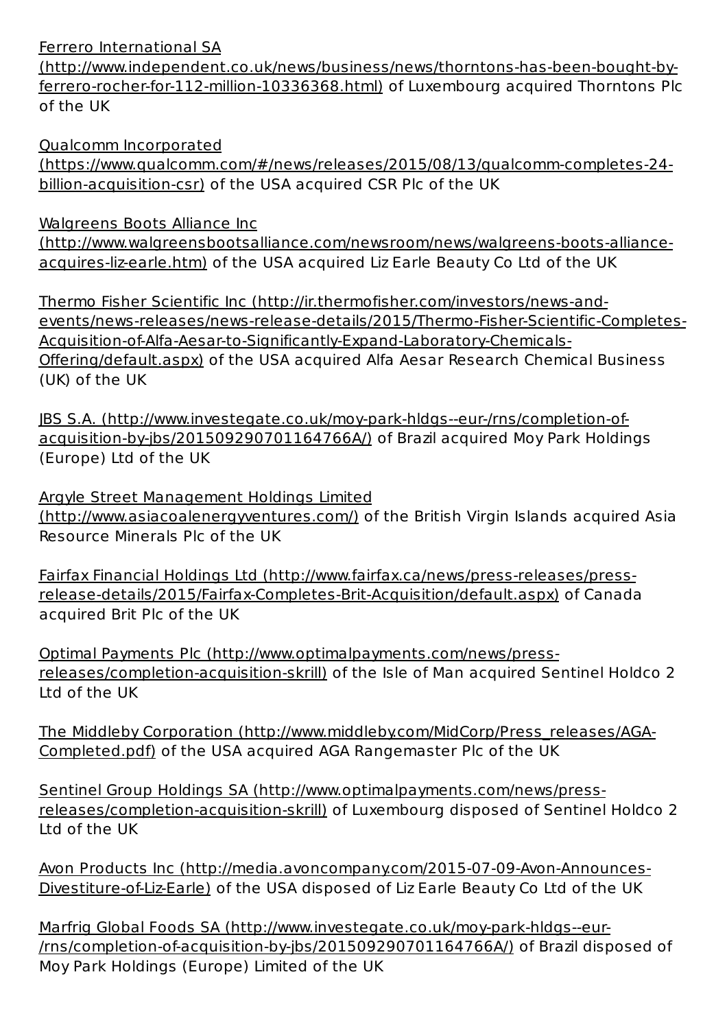[Ferrero International SA (http://www.independent.co.uk/news/business/news/thorntons-has-been-bought-by-ferrero-rocher-for-112-million-10336368.html)](http://www.independent.co.uk/news/business/news/thorntons-has-been-bought-by-ferrero-rocher-for-112-million-10336368.html) of Luxembourg acquired Thorntons Plc of the UK

[Qualcomm Incorporated (https://www.qualcomm.com/#/news/releases/2015/08/13/qualcomm-completes-24-billion-acquisition-csr)](https://www.qualcomm.com/#/news/releases/2015/08/13/qualcomm-completes-24-billion-acquisition-csr) of the USA acquired CSR Plc of the UK

[Walgreens Boots Alliance Inc (http://www.walgreensbootsalliance.com/newsroom/news/walgreens-boots-alliance-acquires-liz-earle.htm)](http://www.walgreensbootsalliance.com/newsroom/news/walgreens-boots-alliance-acquires-liz-earle.htm) of the USA acquired Liz Earle Beauty Co Ltd of the UK

[Thermo Fisher Scientific Inc (http://ir.thermofisher.com/investors/news-and-events/news-releases/news-release-details/2015/Thermo-Fisher-Scientific-Completes-Acquisition-of-Alfa-Aesar-to-Significantly-Expand-Laboratory-Chemicals-Offering/default.aspx)](http://ir.thermofisher.com/investors/news-and-events/news-releases/news-release-details/2015/Thermo-Fisher-Scientific-Completes-Acquisition-of-Alfa-Aesar-to-Significantly-Expand-Laboratory-Chemicals-Offering/default.aspx) of the USA acquired Alfa Aesar Research Chemical Business (UK) of the UK

[JBS S.A. (http://www.investegate.co.uk/moy-park-hldgs--eur-/rns/completion-of-acquisition-by-jbs/201509290701164766A/)](http://www.investegate.co.uk/moy-park-hldgs--eur-/rns/completion-of-acquisition-by-jbs/201509290701164766A/) of Brazil acquired Moy Park Holdings (Europe) Ltd of the UK

[Argyle Street Management Holdings Limited (http://www.asiacoalenergyventures.com/)](http://www.asiacoalenergyventures.com/) of the British Virgin Islands acquired Asia Resource Minerals Plc of the UK

[Fairfax Financial Holdings Ltd (http://www.fairfax.ca/news/press-releases/press-release-details/2015/Fairfax-Completes-Brit-Acquisition/default.aspx)](http://www.fairfax.ca/news/press-releases/press-release-details/2015/Fairfax-Completes-Brit-Acquisition/default.aspx) of Canada acquired Brit Plc of the UK

[Optimal Payments Plc (http://www.optimalpayments.com/news/press-releases/completion-acquisition-skrill)](http://www.optimalpayments.com/news/press-releases/completion-acquisition-skrill) of the Isle of Man acquired Sentinel Holdco 2 Ltd of the UK

[The Middleby Corporation (http://www.middleby.com/MidCorp/Press_releases/AGA-Completed.pdf)](http://www.middleby.com/MidCorp/Press_releases/AGA-Completed.pdf) of the USA acquired AGA Rangemaster Plc of the UK

[Sentinel Group Holdings SA (http://www.optimalpayments.com/news/press-releases/completion-acquisition-skrill)](http://www.optimalpayments.com/news/press-releases/completion-acquisition-skrill) of Luxembourg disposed of Sentinel Holdco 2 Ltd of the UK

[Avon Products Inc (http://media.avoncompany.com/2015-07-09-Avon-Announces-Divestiture-of-Liz-Earle)](http://media.avoncompany.com/2015-07-09-Avon-Announces-Divestiture-of-Liz-Earle) of the USA disposed of Liz Earle Beauty Co Ltd of the UK

[Marfrig Global Foods SA (http://www.investegate.co.uk/moy-park-hldgs--eur-/rns/completion-of-acquisition-by-jbs/201509290701164766A/)](http://www.investegate.co.uk/moy-park-hldgs--eur-/rns/completion-of-acquisition-by-jbs/201509290701164766A/) of Brazil disposed of Moy Park Holdings (Europe) Limited of the UK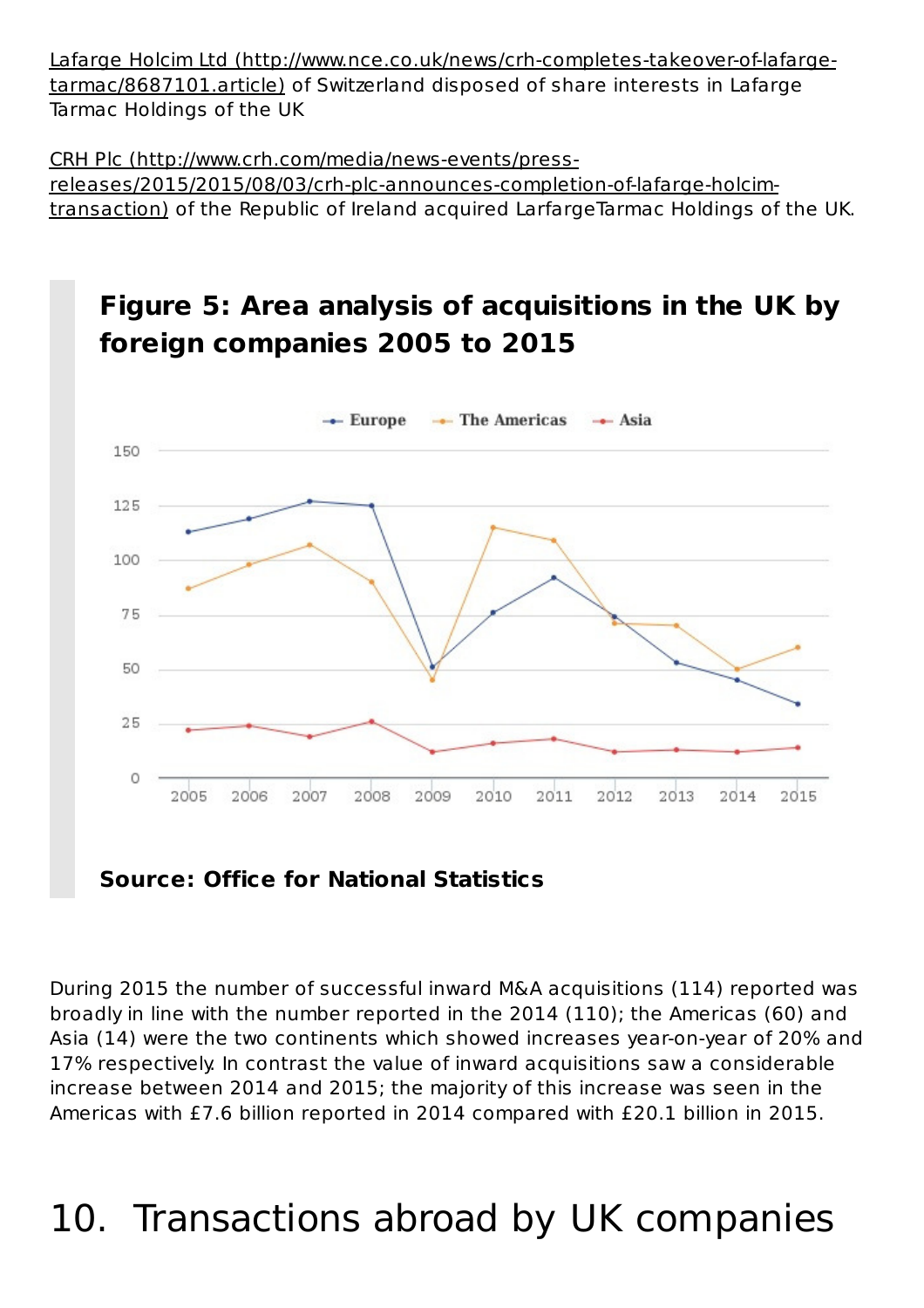Lafarge Holcim Ltd (http://www.nce.co.uk/news/crh-completes-takeover-of-lafarge-tarmac/8687101.article) of Switzerland disposed of share interests in Lafarge Tarmac Holdings of the UK

CRH Plc (http://www.crh.com/media/news-events/press-releases/2015/2015/08/03/crh-plc-announces-completion-of-lafarge-holcim-transaction) of the Republic of Ireland acquired LarfargeTarmac Holdings of the UK.

**Figure 5: Area analysis of acquisitions in the UK by foreign companies 2005 to 2015**

**Source: Office for National Statistics**

During 2015 the number of successful inward M&A acquisitions (114) reported was broadly in line with the number reported in the 2014 (110); the Americas (60) and Asia (14) were the two continents which showed increases year-on-year of 20% and 17% respectively. In contrast the value of inward acquisitions saw a considerable increase between 2014 and 2015; the majority of this increase was seen in the Americas with £7.6 billion reported in 2014 compared with £20.1 billion in 2015.

# 10. Transactions abroad by UK companies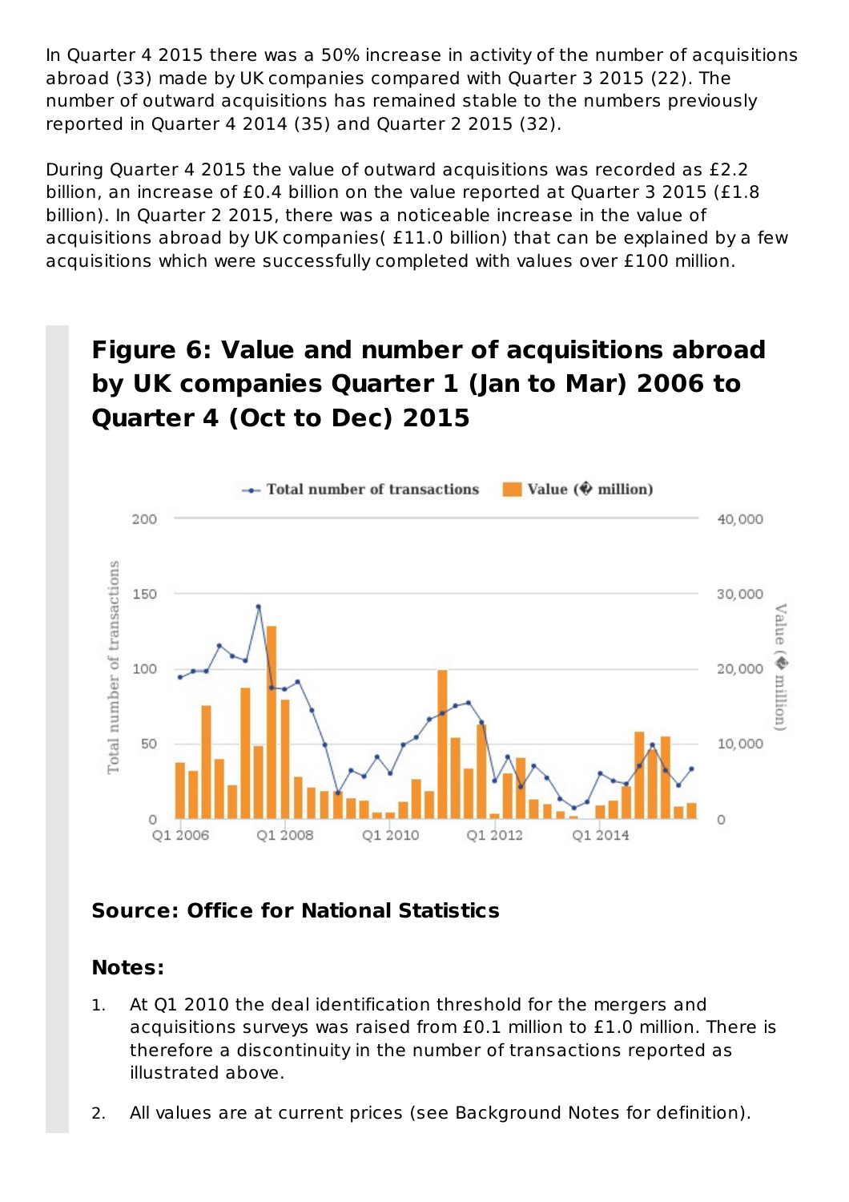In Quarter 4 2015 there was a 50% increase in activity of the number of acquisitions abroad (33) made by UK companies compared with Quarter 3 2015 (22). The number of outward acquisitions has remained stable to the numbers previously reported in Quarter 4 2014 (35) and Quarter 2 2015 (32).

During Quarter 4 2015 the value of outward acquisitions was recorded as £2.2 billion, an increase of £0.4 billion on the value reported at Quarter 3 2015 (£1.8 billion). In Quarter 2 2015, there was a noticeable increase in the value of acquisitions abroad by UK companies( £11.0 billion) that can be explained by a few acquisitions which were successfully completed with values over £100 million.

## Figure 6: Value and number of acquisitions abroad by UK companies Quarter 1 (Jan to Mar) 2006 to Quarter 4 (Oct to Dec) 2015

**Source: Office for National Statistics**

**Notes:**

1. At Q1 2010 the deal identification threshold for the mergers and acquisitions surveys was raised from £0.1 million to £1.0 million. There is therefore a discontinuity in the number of transactions reported as illustrated above.
2. All values are at current prices (see Background Notes for definition).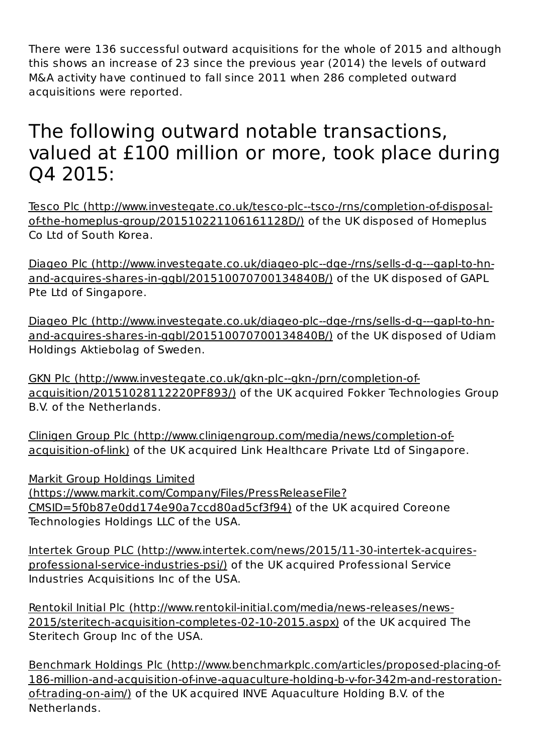There were 136 successful outward acquisitions for the whole of 2015 and although this shows an increase of 23 since the previous year (2014) the levels of outward M&A activity have continued to fall since 2011 when 286 completed outward acquisitions were reported.

## The following outward notable transactions, valued at £100 million or more, took place during Q4 2015:

Tesco Plc (http://www.investegate.co.uk/tesco-plc--tsco-/rns/completion-of-disposal-of-the-homeplus-group/201510221106161128D/) of the UK disposed of Homeplus Co Ltd of South Korea.

Diageo Plc (http://www.investegate.co.uk/diageo-plc--dge-/rns/sells-d-g---gapl-to-hn-and-acquires-shares-in-ggbl/201510070700134840B/) of the UK disposed of GAPL Pte Ltd of Singapore.

Diageo Plc (http://www.investegate.co.uk/diageo-plc--dge-/rns/sells-d-g---gapl-to-hn-and-acquires-shares-in-ggbl/201510070700134840B/) of the UK disposed of Udiam Holdings Aktiebolag of Sweden.

GKN Plc (http://www.investegate.co.uk/gkn-plc--gkn-/prn/completion-of-acquisition/20151028112220PF893/) of the UK acquired Fokker Technologies Group B.V. of the Netherlands.

Clinigen Group Plc (http://www.clinigengroup.com/media/news/completion-of-acquisition-of-link) of the UK acquired Link Healthcare Private Ltd of Singapore.

Markit Group Holdings Limited (https://www.markit.com/Company/Files/PressReleaseFile?CMSID=5f0b87e0dd174e90a7ccd80ad5cf3f94) of the UK acquired Coreone Technologies Holdings LLC of the USA.

Intertek Group PLC (http://www.intertek.com/news/2015/11-30-intertek-acquires-professional-service-industries-psi/) of the UK acquired Professional Service Industries Acquisitions Inc of the USA.

Rentokil Initial Plc (http://www.rentokil-initial.com/media/news-releases/news-2015/steritech-acquisition-completes-02-10-2015.aspx) of the UK acquired The Steritech Group Inc of the USA.

Benchmark Holdings Plc (http://www.benchmarkplc.com/articles/proposed-placing-of-186-million-and-acquisition-of-inve-aquaculture-holding-b-v-for-342m-and-restoration-of-trading-on-aim/) of the UK acquired INVE Aquaculture Holding B.V. of the Netherlands.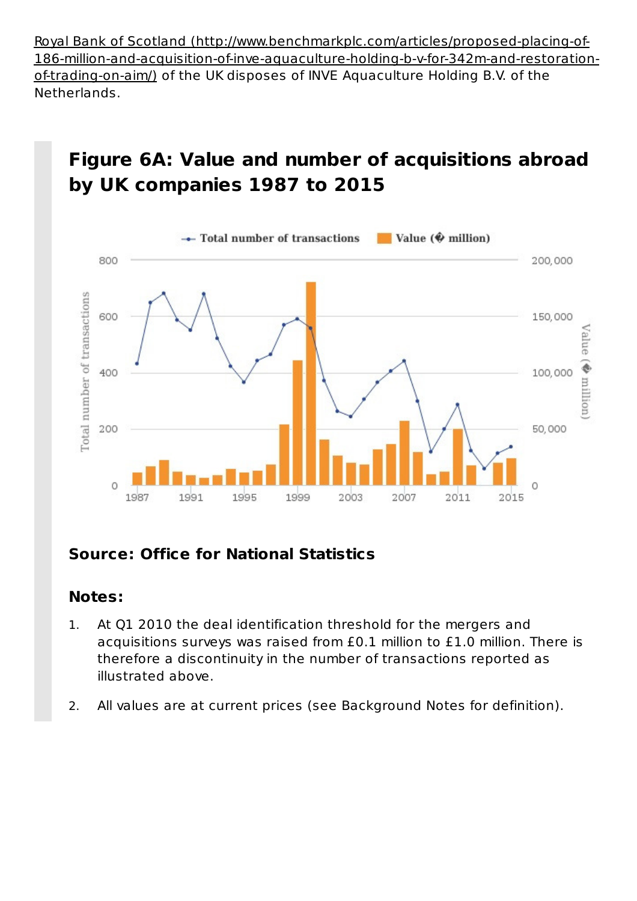Royal Bank of Scotland (http://www.benchmarkplc.com/articles/proposed-placing-of-186-million-and-acquisition-of-inve-aquaculture-holding-b-v-for-342m-and-restoration-of-trading-on-aim/) of the UK disposes of INVE Aquaculture Holding B.V. of the Netherlands.

## Figure 6A: Value and number of acquisitions abroad by UK companies 1987 to 2015

**Source: Office for National Statistics**

### Notes:

1. At Q1 2010 the deal identification threshold for the mergers and acquisitions surveys was raised from £0.1 million to £1.0 million. There is therefore a discontinuity in the number of transactions reported as illustrated above.
2. All values are at current prices (see Background Notes for definition).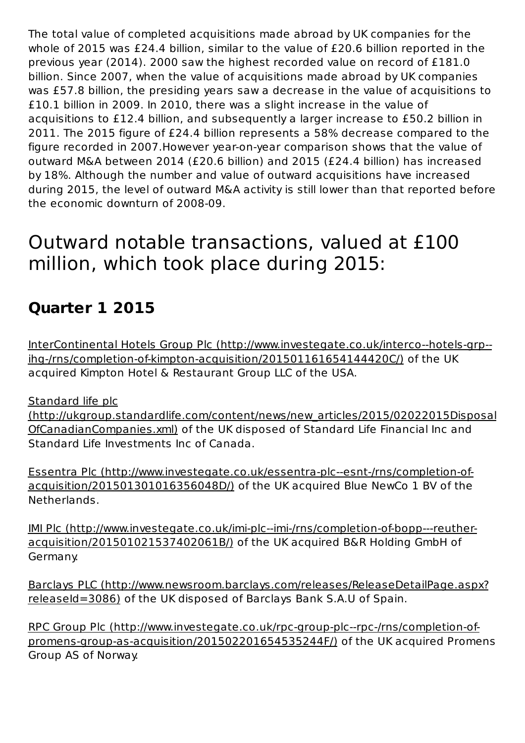The total value of completed acquisitions made abroad by UK companies for the whole of 2015 was £24.4 billion, similar to the value of £20.6 billion reported in the previous year (2014). 2000 saw the highest recorded value on record of £181.0 billion. Since 2007, when the value of acquisitions made abroad by UK companies was £57.8 billion, the presiding years saw a decrease in the value of acquisitions to £10.1 billion in 2009. In 2010, there was a slight increase in the value of acquisitions to £12.4 billion, and subsequently a larger increase to £50.2 billion in 2011. The 2015 figure of £24.4 billion represents a 58% decrease compared to the figure recorded in 2007.However year-on-year comparison shows that the value of outward M&A between 2014 (£20.6 billion) and 2015 (£24.4 billion) has increased by 18%. Although the number and value of outward acquisitions have increased during 2015, the level of outward M&A activity is still lower than that reported before the economic downturn of 2008-09.

# Outward notable transactions, valued at £100 million, which took place during 2015:

## Quarter 1 2015

InterContinental Hotels Group Plc (http://www.investegate.co.uk/interco--hotels-grp--ihg-/rns/completion-of-kimpton-acquisition/201501161654144420C/) of the UK acquired Kimpton Hotel & Restaurant Group LLC of the USA.

Standard life plc (http://ukgroup.standardlife.com/content/news/new_articles/2015/02022015DisposalOfCanadianCompanies.xml) of the UK disposed of Standard Life Financial Inc and Standard Life Investments Inc of Canada.

Essentra Plc (http://www.investegate.co.uk/essentra-plc--esnt-/rns/completion-of-acquisition/201501301016356048D/) of the UK acquired Blue NewCo 1 BV of the Netherlands.

IMI Plc (http://www.investegate.co.uk/imi-plc--imi-/rns/completion-of-bopp---reuther-acquisition/201501021537402061B/) of the UK acquired B&R Holding GmbH of Germany.

Barclays PLC (http://www.newsroom.barclays.com/releases/ReleaseDetailPage.aspx?releaseId=3086) of the UK disposed of Barclays Bank S.A.U of Spain.

RPC Group Plc (http://www.investegate.co.uk/rpc-group-plc--rpc-/rns/completion-of-promens-group-as-acquisition/201502201654535244F/) of the UK acquired Promens Group AS of Norway.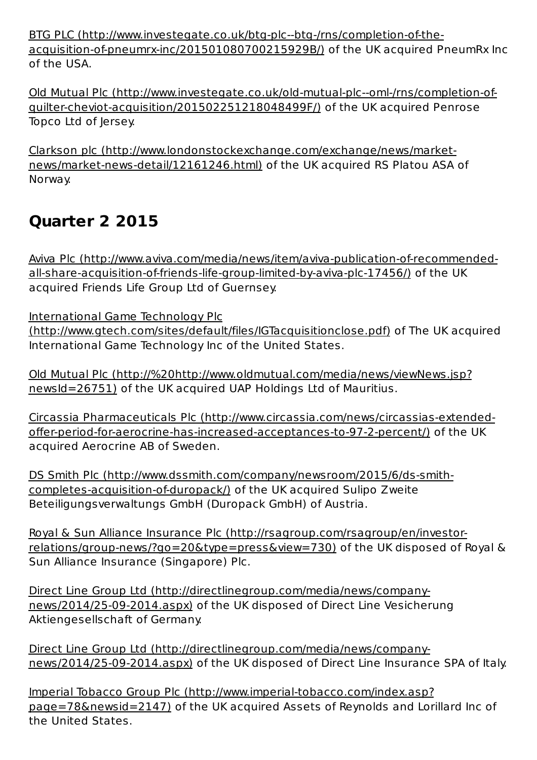BTG PLC (http://www.investegate.co.uk/btg-plc--btg-/rns/completion-of-the-acquisition-of-pneumrx-inc/201501080700215929B/) of the UK acquired PneumRx Inc of the USA.

Old Mutual Plc (http://www.investegate.co.uk/old-mutual-plc--oml-/rns/completion-of-quilter-cheviot-acquisition/201502251218048499F/) of the UK acquired Penrose Topco Ltd of Jersey.

Clarkson plc (http://www.londonstockexchange.com/exchange/news/market-news/market-news-detail/12161246.html) of the UK acquired RS Platou ASA of Norway.

## Quarter 2 2015

Aviva Plc (http://www.aviva.com/media/news/item/aviva-publication-of-recommended-all-share-acquisition-of-friends-life-group-limited-by-aviva-plc-17456/) of the UK acquired Friends Life Group Ltd of Guernsey.

International Game Technology Plc (http://www.gtech.com/sites/default/files/IGTacquisitionclose.pdf) of The UK acquired International Game Technology Inc of the United States.

Old Mutual Plc (http://%20http://www.oldmutual.com/media/news/viewNews.jsp?newsId=26751) of the UK acquired UAP Holdings Ltd of Mauritius.

Circassia Pharmaceuticals Plc (http://www.circassia.com/news/circassias-extended-offer-period-for-aerocrine-has-increased-acceptances-to-97-2-percent/) of the UK acquired Aerocrine AB of Sweden.

DS Smith Plc (http://www.dssmith.com/company/newsroom/2015/6/ds-smith-completes-acquisition-of-duropack/) of the UK acquired Sulipo Zweite Beteiligungsverwaltungs GmbH (Duropack GmbH) of Austria.

Royal & Sun Alliance Insurance Plc (http://rsagroup.com/rsagroup/en/investor-relations/group-news/?go=20&type=press&view=730) of the UK disposed of Royal & Sun Alliance Insurance (Singapore) Plc.

Direct Line Group Ltd (http://directlinegroup.com/media/news/company-news/2014/25-09-2014.aspx) of the UK disposed of Direct Line Vesicherung Aktiengesellschaft of Germany.

Direct Line Group Ltd (http://directlinegroup.com/media/news/company-news/2014/25-09-2014.aspx) of the UK disposed of Direct Line Insurance SPA of Italy.

Imperial Tobacco Group Plc (http://www.imperial-tobacco.com/index.asp?page=78&newsid=2147) of the UK acquired Assets of Reynolds and Lorillard Inc of the United States.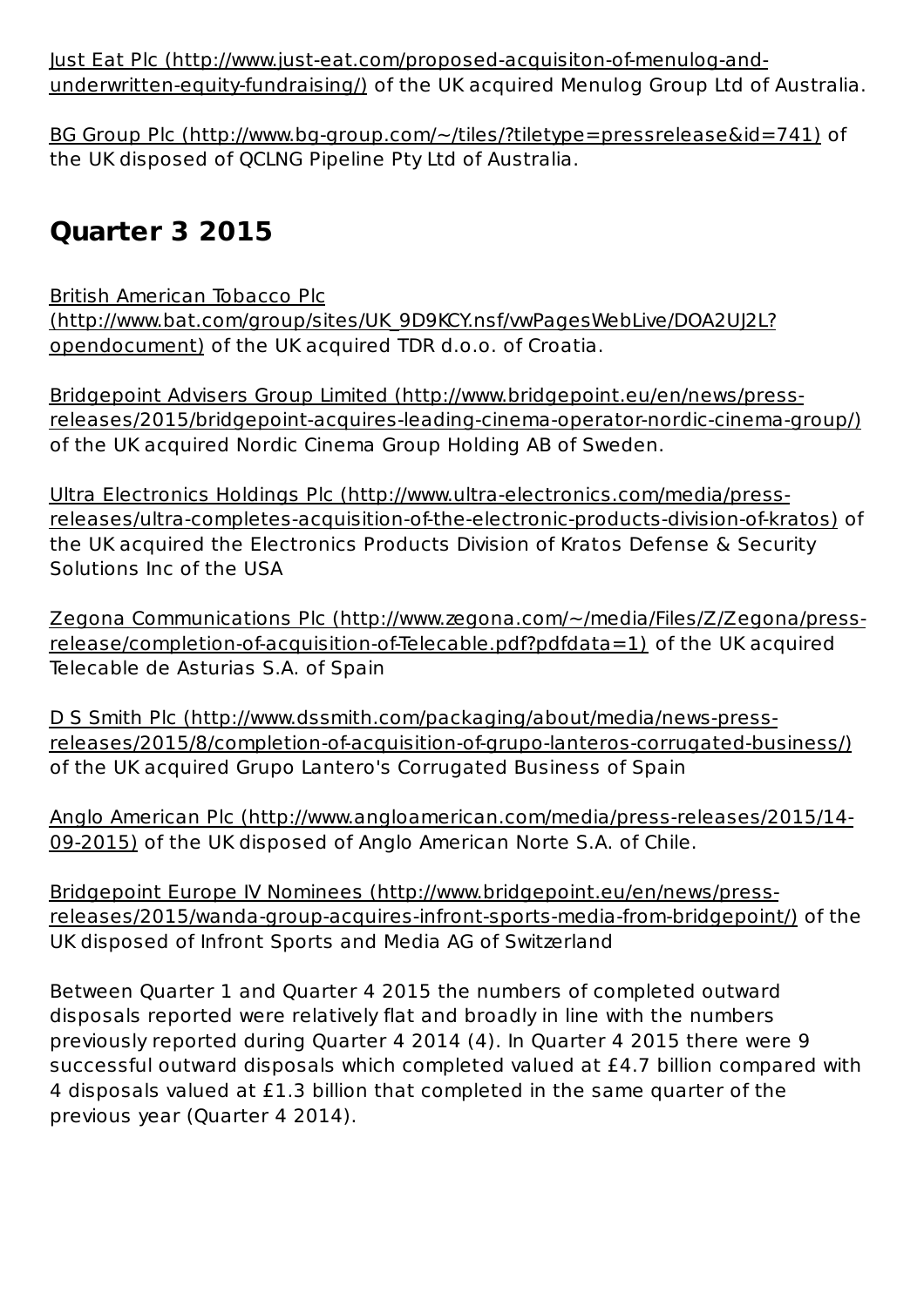Just Eat Plc (http://www.just-eat.com/proposed-acquisiton-of-menulog-and-underwritten-equity-fundraising/) of the UK acquired Menulog Group Ltd of Australia.

BG Group Plc (http://www.bg-group.com/~/tiles/?tiletype=pressrelease&id=741) of the UK disposed of QCLNG Pipeline Pty Ltd of Australia.

## Quarter 3 2015

British American Tobacco Plc (http://www.bat.com/group/sites/UK_9D9KCY.nsf/vwPagesWebLive/DOA2UJ2L?opendocument) of the UK acquired TDR d.o.o. of Croatia.

Bridgepoint Advisers Group Limited (http://www.bridgepoint.eu/en/news/press-releases/2015/bridgepoint-acquires-leading-cinema-operator-nordic-cinema-group/) of the UK acquired Nordic Cinema Group Holding AB of Sweden.

Ultra Electronics Holdings Plc (http://www.ultra-electronics.com/media/press-releases/ultra-completes-acquisition-of-the-electronic-products-division-of-kratos) of the UK acquired the Electronics Products Division of Kratos Defense & Security Solutions Inc of the USA

Zegona Communications Plc (http://www.zegona.com/~/media/Files/Z/Zegona/press-release/completion-of-acquisition-of-Telecable.pdf?pdfdata=1) of the UK acquired Telecable de Asturias S.A. of Spain

D S Smith Plc (http://www.dssmith.com/packaging/about/media/news-press-releases/2015/8/completion-of-acquisition-of-grupo-lanteros-corrugated-business/) of the UK acquired Grupo Lantero's Corrugated Business of Spain

Anglo American Plc (http://www.angloamerican.com/media/press-releases/2015/14-09-2015) of the UK disposed of Anglo American Norte S.A. of Chile.

Bridgepoint Europe IV Nominees (http://www.bridgepoint.eu/en/news/press-releases/2015/wanda-group-acquires-infront-sports-media-from-bridgepoint/) of the UK disposed of Infront Sports and Media AG of Switzerland

Between Quarter 1 and Quarter 4 2015 the numbers of completed outward disposals reported were relatively flat and broadly in line with the numbers previously reported during Quarter 4 2014 (4). In Quarter 4 2015 there were 9 successful outward disposals which completed valued at £4.7 billion compared with 4 disposals valued at £1.3 billion that completed in the same quarter of the previous year (Quarter 4 2014).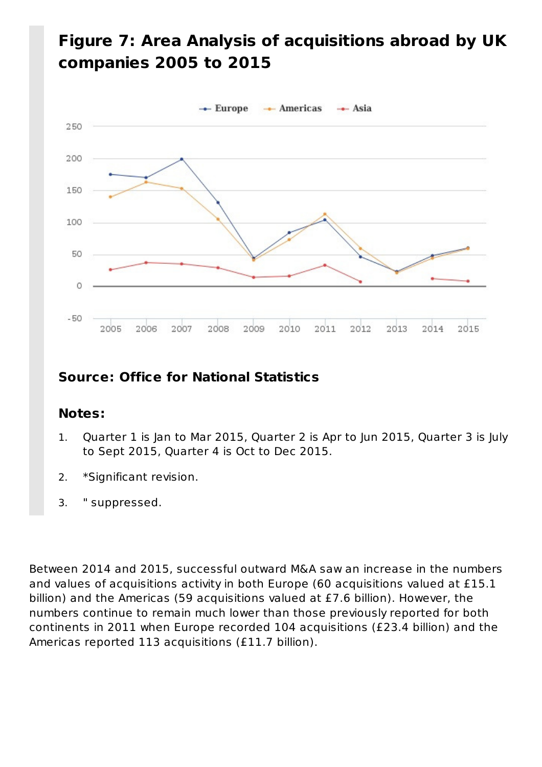## Figure 7: Area Analysis of acquisitions abroad by UK companies 2005 to 2015

**Source: Office for National Statistics**

**Notes:**

1. Quarter 1 is Jan to Mar 2015, Quarter 2 is Apr to Jun 2015, Quarter 3 is July to Sept 2015, Quarter 4 is Oct to Dec 2015.
2. *Significant revision.
3. " suppressed.

Between 2014 and 2015, successful outward M&A saw an increase in the numbers and values of acquisitions activity in both Europe (60 acquisitions valued at £15.1 billion) and the Americas (59 acquisitions valued at £7.6 billion). However, the numbers continue to remain much lower than those previously reported for both continents in 2011 when Europe recorded 104 acquisitions (£23.4 billion) and the Americas reported 113 acquisitions (£11.7 billion).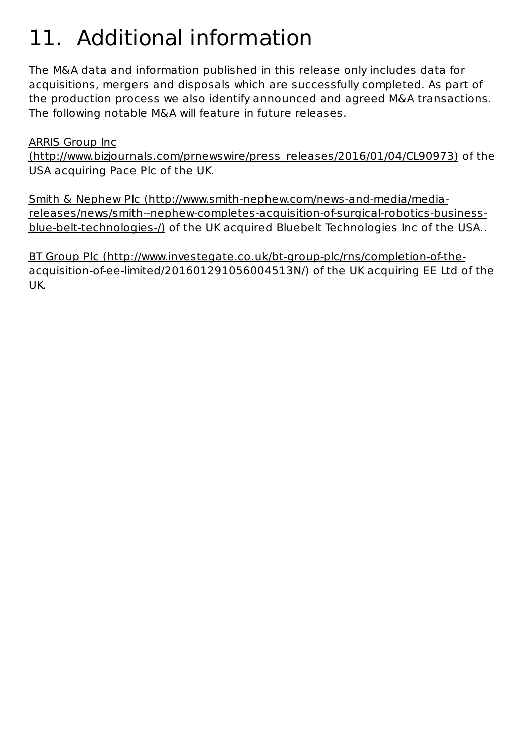# 11. Additional information

The M&A data and information published in this release only includes data for acquisitions, mergers and disposals which are successfully completed. As part of the production process we also identify announced and agreed M&A transactions. The following notable M&A will feature in future releases.

ARRIS Group Inc (http://www.bizjournals.com/prnewswire/press_releases/2016/01/04/CL90973) of the USA acquiring Pace Plc of the UK.

Smith & Nephew Plc (http://www.smith-nephew.com/news-and-media/media-releases/news/smith--nephew-completes-acquisition-of-surgical-robotics-business-blue-belt-technologies-/) of the UK acquired Bluebelt Technologies Inc of the USA..

BT Group Plc (http://www.investegate.co.uk/bt-group-plc/rns/completion-of-the-acquisition-of-ee-limited/201601291056004513N/) of the UK acquiring EE Ltd of the UK.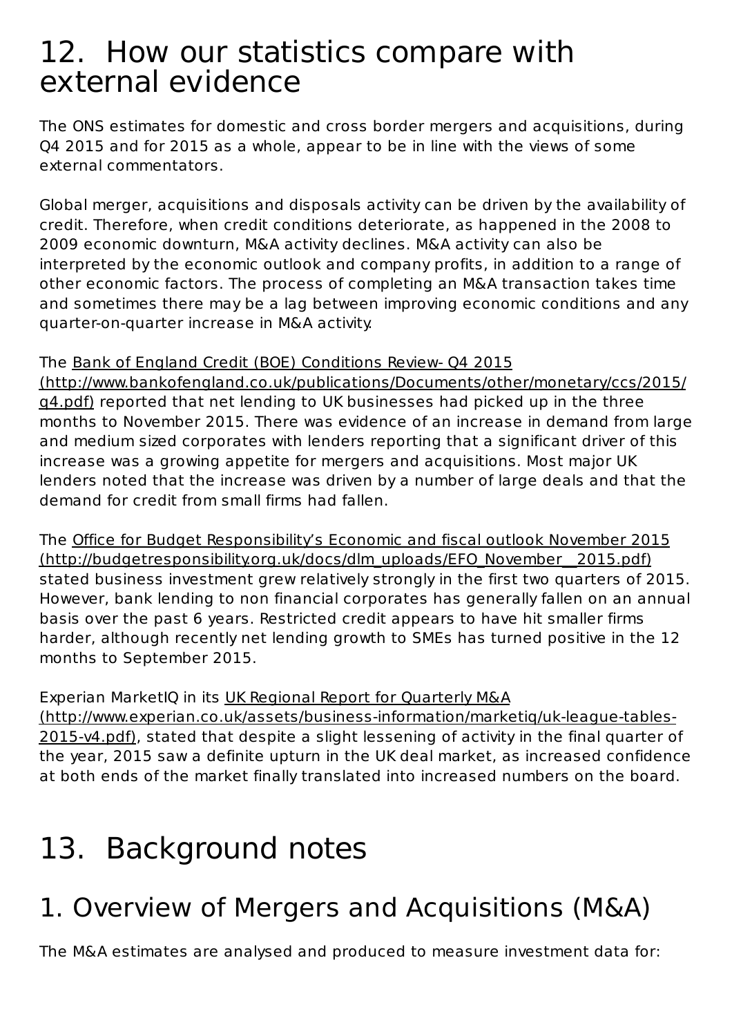# 12. How our statistics compare with external evidence

The ONS estimates for domestic and cross border mergers and acquisitions, during Q4 2015 and for 2015 as a whole, appear to be in line with the views of some external commentators.

Global merger, acquisitions and disposals activity can be driven by the availability of credit. Therefore, when credit conditions deteriorate, as happened in the 2008 to 2009 economic downturn, M&A activity declines. M&A activity can also be interpreted by the economic outlook and company profits, in addition to a range of other economic factors. The process of completing an M&A transaction takes time and sometimes there may be a lag between improving economic conditions and any quarter-on-quarter increase in M&A activity.

The Bank of England Credit (BOE) Conditions Review- Q4 2015 (http://www.bankofengland.co.uk/publications/Documents/other/monetary/ccs/2015/q4.pdf) reported that net lending to UK businesses had picked up in the three months to November 2015. There was evidence of an increase in demand from large and medium sized corporates with lenders reporting that a significant driver of this increase was a growing appetite for mergers and acquisitions. Most major UK lenders noted that the increase was driven by a number of large deals and that the demand for credit from small firms had fallen.

The Office for Budget Responsibility's Economic and fiscal outlook November 2015 (http://budgetresponsibility.org.uk/docs/dlm_uploads/EFO_November__2015.pdf) stated business investment grew relatively strongly in the first two quarters of 2015. However, bank lending to non financial corporates has generally fallen on an annual basis over the past 6 years. Restricted credit appears to have hit smaller firms harder, although recently net lending growth to SMEs has turned positive in the 12 months to September 2015.

Experian MarketIQ in its UK Regional Report for Quarterly M&A (http://www.experian.co.uk/assets/business-information/marketiq/uk-league-tables-2015-v4.pdf), stated that despite a slight lessening of activity in the final quarter of the year, 2015 saw a definite upturn in the UK deal market, as increased confidence at both ends of the market finally translated into increased numbers on the board.

# 13. Background notes

## 1. Overview of Mergers and Acquisitions (M&A)

The M&A estimates are analysed and produced to measure investment data for: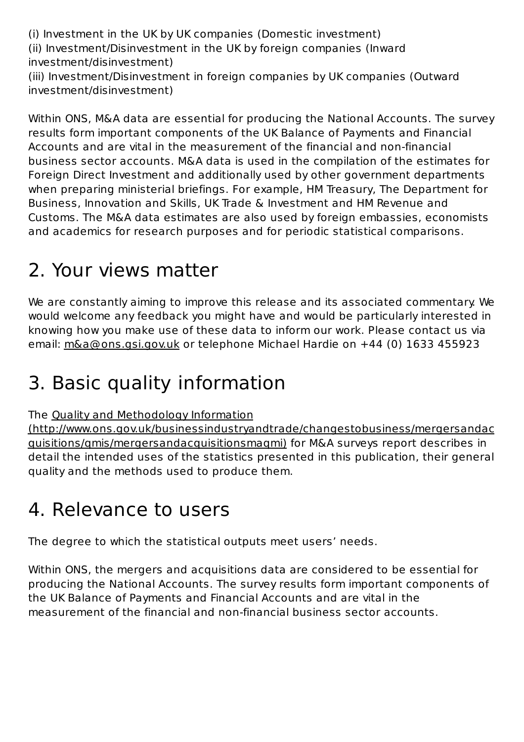(i) Investment in the UK by UK companies (Domestic investment)
(ii) Investment/Disinvestment in the UK by foreign companies (Inward investment/disinvestment)
(iii) Investment/Disinvestment in foreign companies by UK companies (Outward investment/disinvestment)

Within ONS, M&A data are essential for producing the National Accounts. The survey results form important components of the UK Balance of Payments and Financial Accounts and are vital in the measurement of the financial and non-financial business sector accounts. M&A data is used in the compilation of the estimates for Foreign Direct Investment and additionally used by other government departments when preparing ministerial briefings. For example, HM Treasury, The Department for Business, Innovation and Skills, UK Trade & Investment and HM Revenue and Customs. The M&A data estimates are also used by foreign embassies, economists and academics for research purposes and for periodic statistical comparisons.

## 2. Your views matter

We are constantly aiming to improve this release and its associated commentary. We would welcome any feedback you might have and would be particularly interested in knowing how you make use of these data to inform our work. Please contact us via email: m&a@ons.gsi.gov.uk or telephone Michael Hardie on +44 (0) 1633 455923

## 3. Basic quality information

The Quality and Methodology Information (http://www.ons.gov.uk/businessindustryandtrade/changestobusiness/mergersandacquisitions/qmis/mergersandacquisitionsmaqmi) for M&A surveys report describes in detail the intended uses of the statistics presented in this publication, their general quality and the methods used to produce them.

## 4. Relevance to users

The degree to which the statistical outputs meet users' needs.

Within ONS, the mergers and acquisitions data are considered to be essential for producing the National Accounts. The survey results form important components of the UK Balance of Payments and Financial Accounts and are vital in the measurement of the financial and non-financial business sector accounts.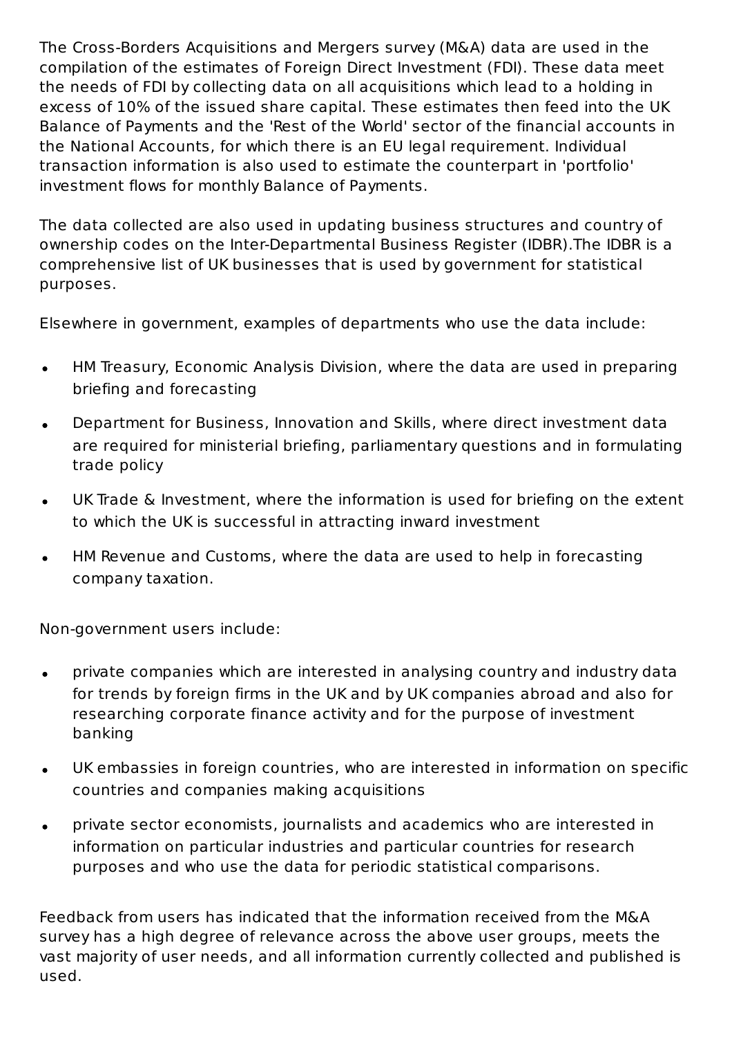The Cross-Borders Acquisitions and Mergers survey (M&A) data are used in the compilation of the estimates of Foreign Direct Investment (FDI). These data meet the needs of FDI by collecting data on all acquisitions which lead to a holding in excess of 10% of the issued share capital. These estimates then feed into the UK Balance of Payments and the 'Rest of the World' sector of the financial accounts in the National Accounts, for which there is an EU legal requirement. Individual transaction information is also used to estimate the counterpart in 'portfolio' investment flows for monthly Balance of Payments.

The data collected are also used in updating business structures and country of ownership codes on the Inter-Departmental Business Register (IDBR).The IDBR is a comprehensive list of UK businesses that is used by government for statistical purposes.

Elsewhere in government, examples of departments who use the data include:

- HM Treasury, Economic Analysis Division, where the data are used in preparing briefing and forecasting
- Department for Business, Innovation and Skills, where direct investment data are required for ministerial briefing, parliamentary questions and in formulating trade policy
- UK Trade & Investment, where the information is used for briefing on the extent to which the UK is successful in attracting inward investment
- HM Revenue and Customs, where the data are used to help in forecasting company taxation.

Non-government users include:

- private companies which are interested in analysing country and industry data for trends by foreign firms in the UK and by UK companies abroad and also for researching corporate finance activity and for the purpose of investment banking
- UK embassies in foreign countries, who are interested in information on specific countries and companies making acquisitions
- private sector economists, journalists and academics who are interested in information on particular industries and particular countries for research purposes and who use the data for periodic statistical comparisons.

Feedback from users has indicated that the information received from the M&A survey has a high degree of relevance across the above user groups, meets the vast majority of user needs, and all information currently collected and published is used.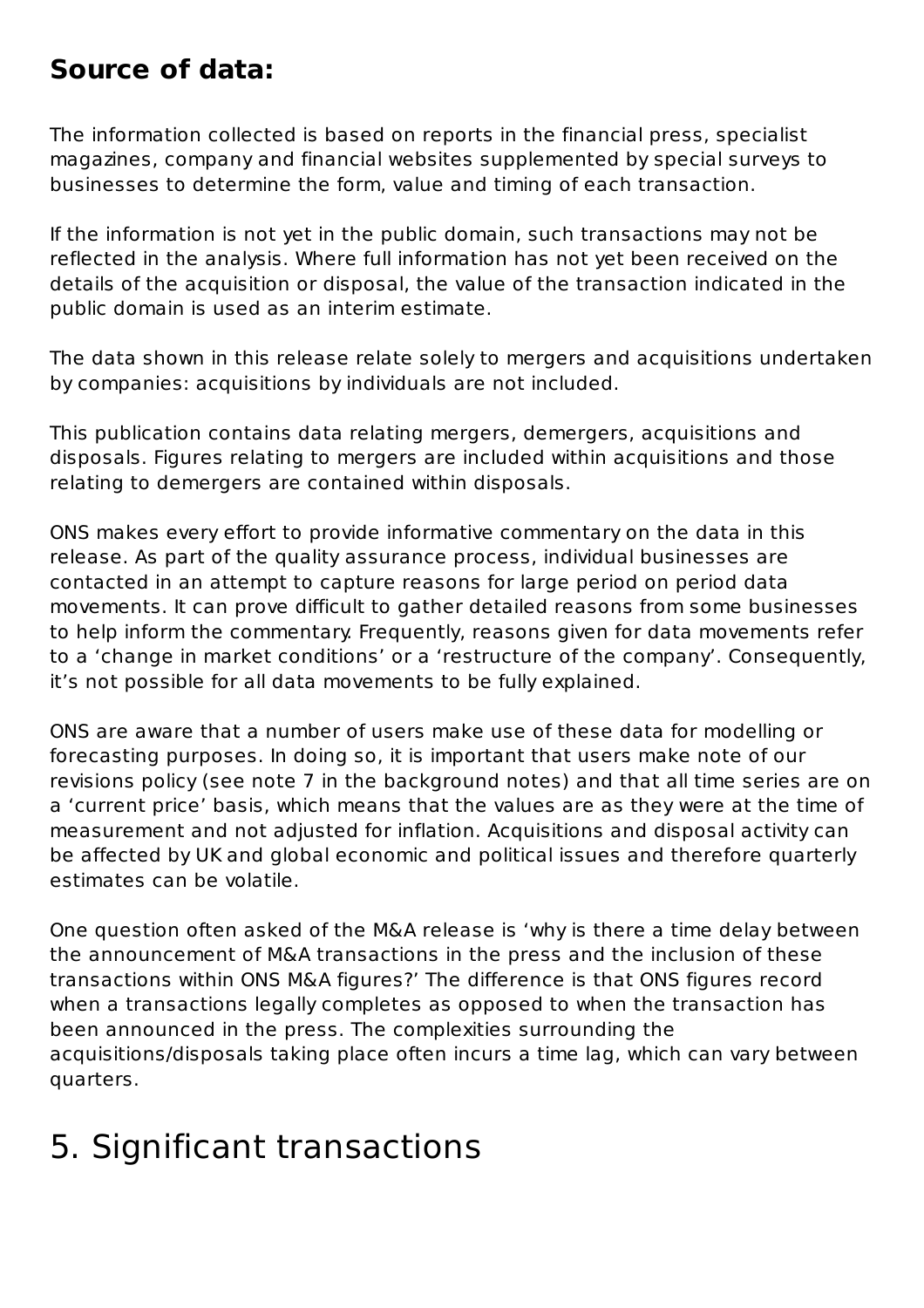### Source of data:

The information collected is based on reports in the financial press, specialist magazines, company and financial websites supplemented by special surveys to businesses to determine the form, value and timing of each transaction.

If the information is not yet in the public domain, such transactions may not be reflected in the analysis. Where full information has not yet been received on the details of the acquisition or disposal, the value of the transaction indicated in the public domain is used as an interim estimate.

The data shown in this release relate solely to mergers and acquisitions undertaken by companies: acquisitions by individuals are not included.

This publication contains data relating mergers, demergers, acquisitions and disposals. Figures relating to mergers are included within acquisitions and those relating to demergers are contained within disposals.

ONS makes every effort to provide informative commentary on the data in this release. As part of the quality assurance process, individual businesses are contacted in an attempt to capture reasons for large period on period data movements. It can prove difficult to gather detailed reasons from some businesses to help inform the commentary. Frequently, reasons given for data movements refer to a 'change in market conditions' or a 'restructure of the company'. Consequently, it's not possible for all data movements to be fully explained.

ONS are aware that a number of users make use of these data for modelling or forecasting purposes. In doing so, it is important that users make note of our revisions policy (see note 7 in the background notes) and that all time series are on a 'current price' basis, which means that the values are as they were at the time of measurement and not adjusted for inflation. Acquisitions and disposal activity can be affected by UK and global economic and political issues and therefore quarterly estimates can be volatile.

One question often asked of the M&A release is 'why is there a time delay between the announcement of M&A transactions in the press and the inclusion of these transactions within ONS M&A figures?' The difference is that ONS figures record when a transactions legally completes as opposed to when the transaction has been announced in the press. The complexities surrounding the acquisitions/disposals taking place often incurs a time lag, which can vary between quarters.

## 5. Significant transactions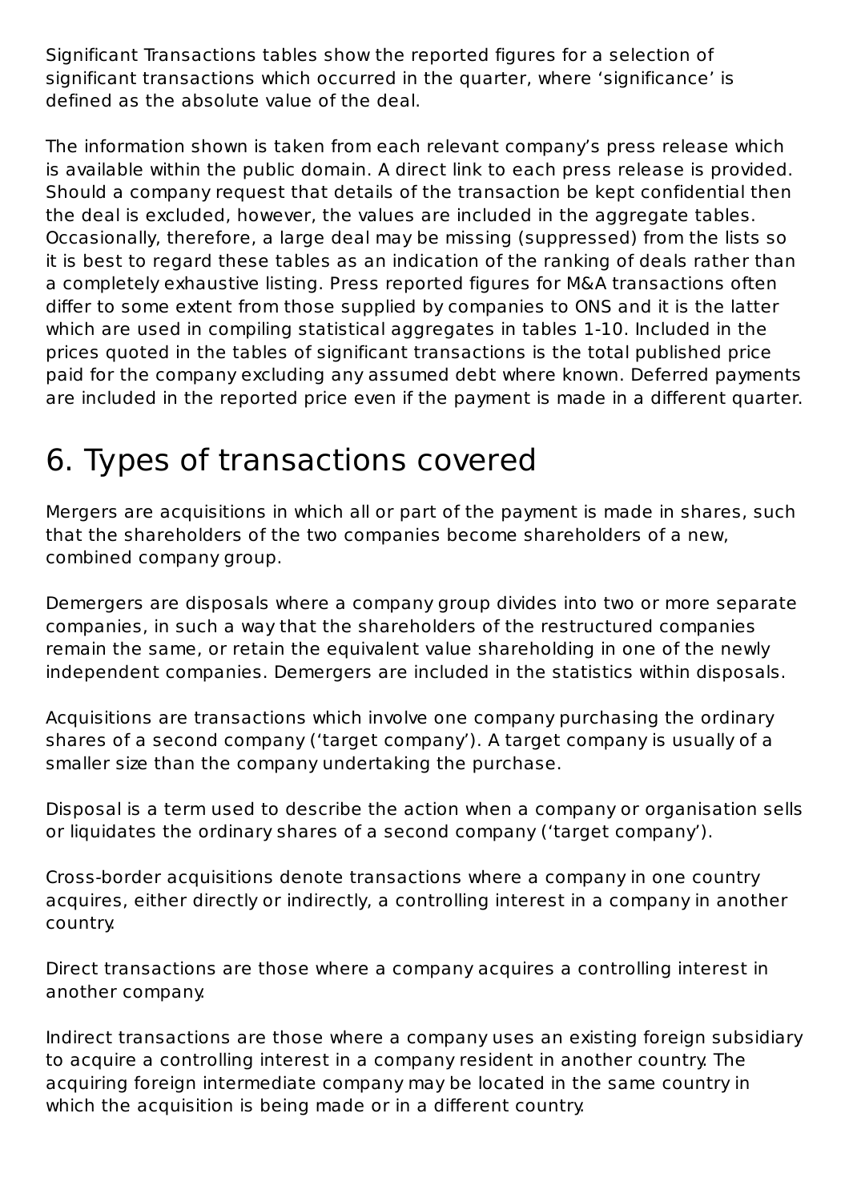Significant Transactions tables show the reported figures for a selection of significant transactions which occurred in the quarter, where 'significance' is defined as the absolute value of the deal.

The information shown is taken from each relevant company's press release which is available within the public domain. A direct link to each press release is provided. Should a company request that details of the transaction be kept confidential then the deal is excluded, however, the values are included in the aggregate tables. Occasionally, therefore, a large deal may be missing (suppressed) from the lists so it is best to regard these tables as an indication of the ranking of deals rather than a completely exhaustive listing. Press reported figures for M&A transactions often differ to some extent from those supplied by companies to ONS and it is the latter which are used in compiling statistical aggregates in tables 1-10. Included in the prices quoted in the tables of significant transactions is the total published price paid for the company excluding any assumed debt where known. Deferred payments are included in the reported price even if the payment is made in a different quarter.

# 6. Types of transactions covered

Mergers are acquisitions in which all or part of the payment is made in shares, such that the shareholders of the two companies become shareholders of a new, combined company group.

Demergers are disposals where a company group divides into two or more separate companies, in such a way that the shareholders of the restructured companies remain the same, or retain the equivalent value shareholding in one of the newly independent companies. Demergers are included in the statistics within disposals.

Acquisitions are transactions which involve one company purchasing the ordinary shares of a second company ('target company'). A target company is usually of a smaller size than the company undertaking the purchase.

Disposal is a term used to describe the action when a company or organisation sells or liquidates the ordinary shares of a second company ('target company').

Cross-border acquisitions denote transactions where a company in one country acquires, either directly or indirectly, a controlling interest in a company in another country.

Direct transactions are those where a company acquires a controlling interest in another company.

Indirect transactions are those where a company uses an existing foreign subsidiary to acquire a controlling interest in a company resident in another country. The acquiring foreign intermediate company may be located in the same country in which the acquisition is being made or in a different country.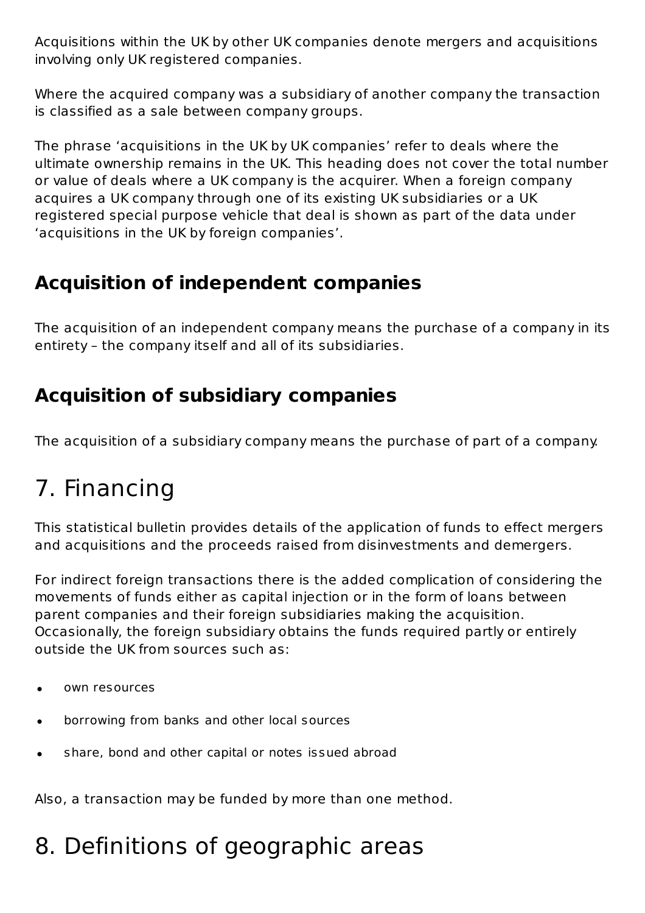Acquisitions within the UK by other UK companies denote mergers and acquisitions involving only UK registered companies.

Where the acquired company was a subsidiary of another company the transaction is classified as a sale between company groups.

The phrase ‘acquisitions in the UK by UK companies’ refer to deals where the ultimate ownership remains in the UK. This heading does not cover the total number or value of deals where a UK company is the acquirer. When a foreign company acquires a UK company through one of its existing UK subsidiaries or a UK registered special purpose vehicle that deal is shown as part of the data under ‘acquisitions in the UK by foreign companies’.

### Acquisition of independent companies

The acquisition of an independent company means the purchase of a company in its entirety – the company itself and all of its subsidiaries.

### Acquisition of subsidiary companies

The acquisition of a subsidiary company means the purchase of part of a company.

## 7. Financing

This statistical bulletin provides details of the application of funds to effect mergers and acquisitions and the proceeds raised from disinvestments and demergers.

For indirect foreign transactions there is the added complication of considering the movements of funds either as capital injection or in the form of loans between parent companies and their foreign subsidiaries making the acquisition. Occasionally, the foreign subsidiary obtains the funds required partly or entirely outside the UK from sources such as:

- own resources
- borrowing from banks and other local sources
- share, bond and other capital or notes issued abroad

Also, a transaction may be funded by more than one method.

## 8. Definitions of geographic areas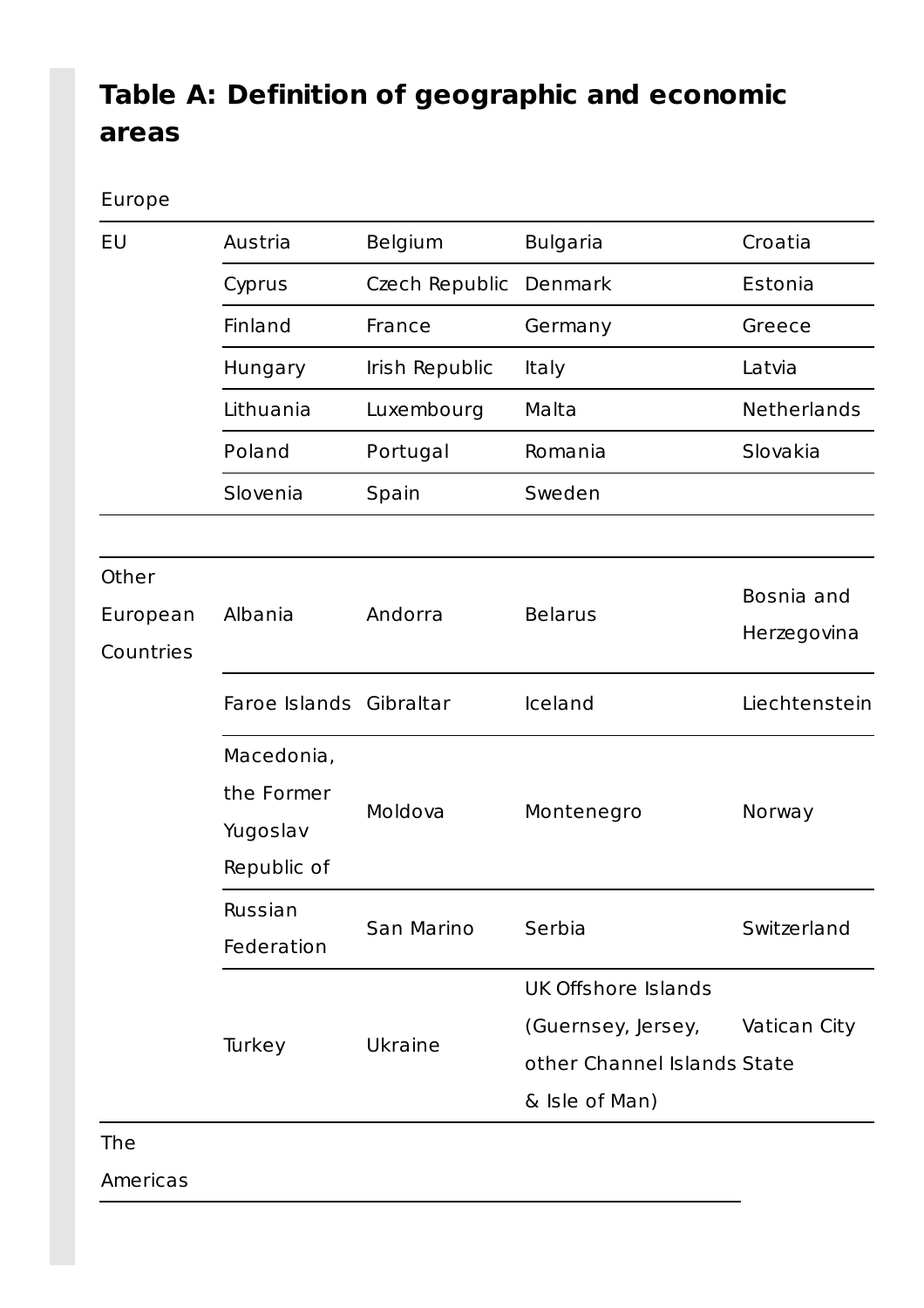## Table A: Definition of geographic and economic areas

Europe

| | | | | |
|---|---|---|---|---|
| EU | Austria | Belgium | Bulgaria | Croatia |
| | Cyprus | Czech Republic | Denmark | Estonia |
| | Finland | France | Germany | Greece |
| | Hungary | Irish Republic | Italy | Latvia |
| | Lithuania | Luxembourg | Malta | Netherlands |
| | Poland | Portugal | Romania | Slovakia |
| | Slovenia | Spain | Sweden | |
| Other European Countries | Albania | Andorra | Belarus | Bosnia and Herzegovina |
| | Faroe Islands | Gibraltar | Iceland | Liechtenstein |
| | Macedonia, the Former Yugoslav Republic of | Moldova | Montenegro | Norway |
| | Russian Federation | San Marino | Serbia | Switzerland |
| | Turkey | Ukraine | UK Offshore Islands (Guernsey, Jersey, other Channel Islands & Isle of Man) | Vatican City State |

The Americas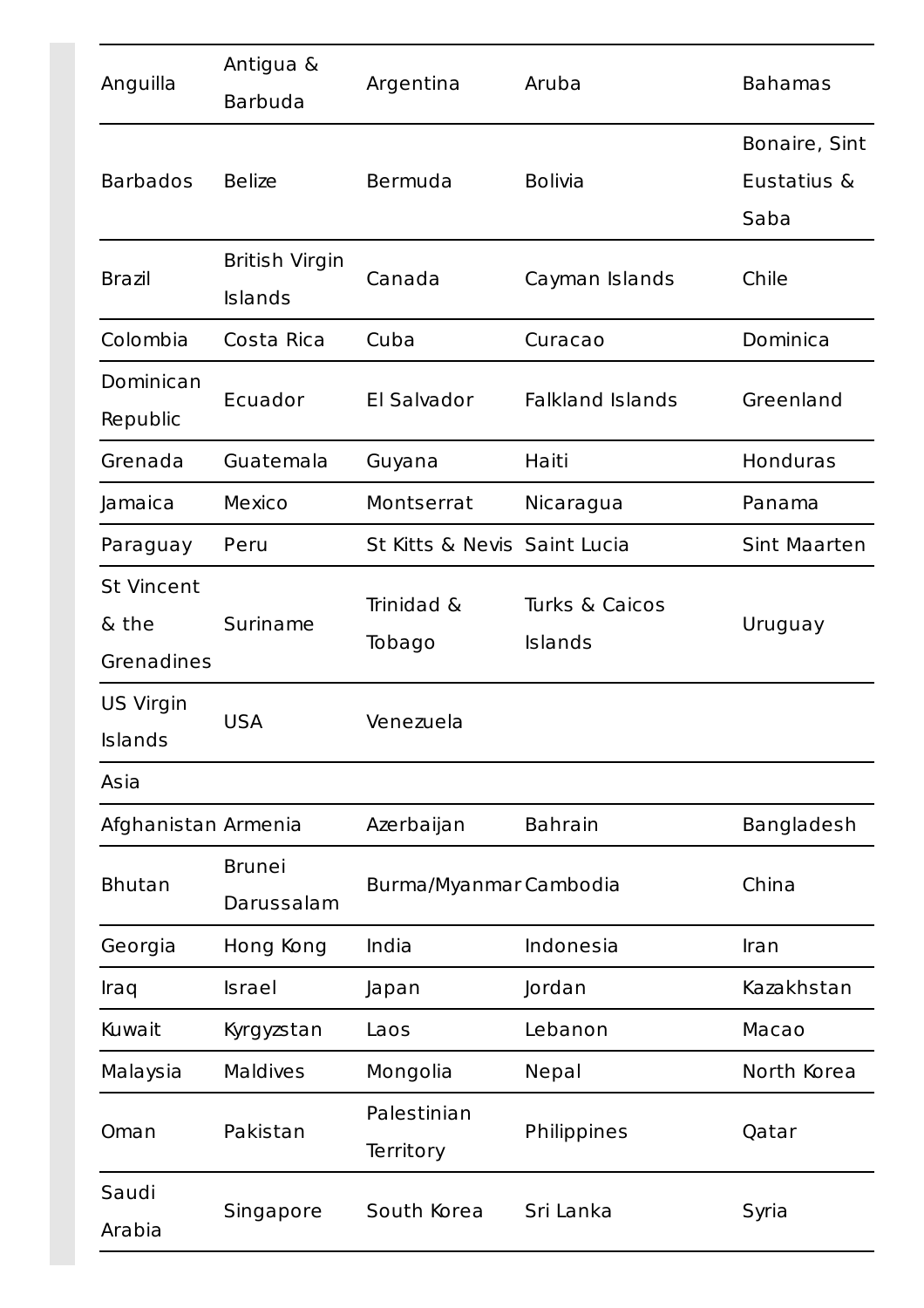| Anguilla | Antigua & Barbuda | Argentina | Aruba | Bahamas |
|---|---|---|---|---|
| Barbados | Belize | Bermuda | Bolivia | Bonaire, Sint Eustatius & Saba |
| Brazil | British Virgin Islands | Canada | Cayman Islands | Chile |
| Colombia | Costa Rica | Cuba | Curacao | Dominica |
| Dominican Republic | Ecuador | El Salvador | Falkland Islands | Greenland |
| Grenada | Guatemala | Guyana | Haiti | Honduras |
| Jamaica | Mexico | Montserrat | Nicaragua | Panama |
| Paraguay | Peru | St Kitts & Nevis | Saint Lucia | Sint Maarten |
| St Vincent & the Grenadines | Suriname | Trinidad & Tobago | Turks & Caicos Islands | Uruguay |
| US Virgin Islands | USA | Venezuela | | |
| Asia | | | | |
| Afghanistan | Armenia | Azerbaijan | Bahrain | Bangladesh |
| Bhutan | Brunei Darussalam | Burma/Myanmar | Cambodia | China |
| Georgia | Hong Kong | India | Indonesia | Iran |
| Iraq | Israel | Japan | Jordan | Kazakhstan |
| Kuwait | Kyrgyzstan | Laos | Lebanon | Macao |
| Malaysia | Maldives | Mongolia | Nepal | North Korea |
| Oman | Pakistan | Palestinian Territory | Philippines | Qatar |
| Saudi Arabia | Singapore | South Korea | Sri Lanka | Syria |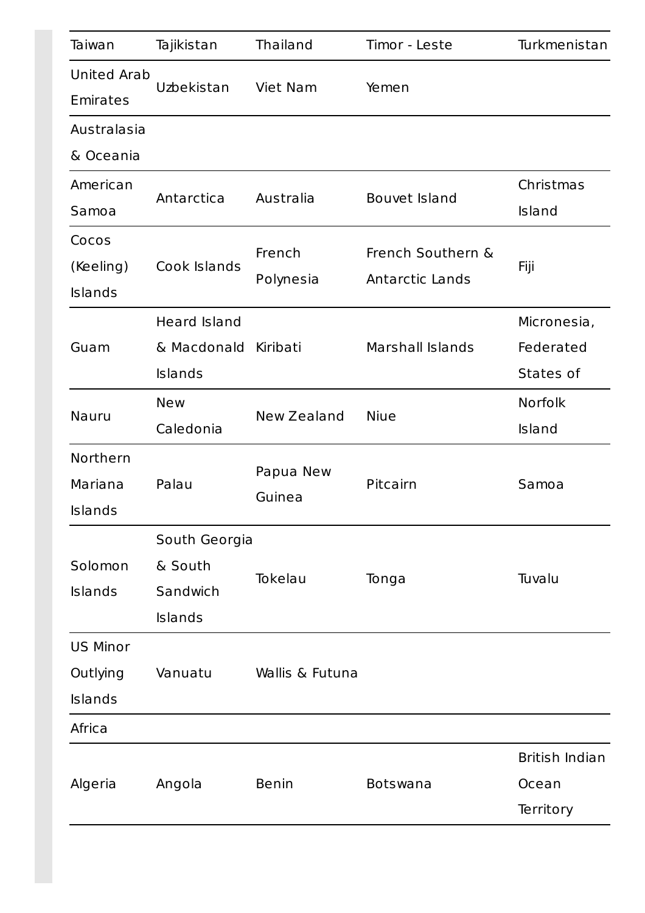| Taiwan | Tajikistan | Thailand | Timor - Leste | Turkmenistan |
|---|---|---|---|---|
| United Arab Emirates | Uzbekistan | Viet Nam | Yemen | |
| Australasia & Oceania | | | | |
| American Samoa | Antarctica | Australia | Bouvet Island | Christmas Island |
| Cocos (Keeling) Islands | Cook Islands | French Polynesia | French Southern & Antarctic Lands | Fiji |
| Guam | Heard Island & Macdonald Islands | Kiribati | Marshall Islands | Micronesia, Federated States of |
| Nauru | New Caledonia | New Zealand | Niue | Norfolk Island |
| Northern Mariana Islands | Palau | Papua New Guinea | Pitcairn | Samoa |
| Solomon Islands | South Georgia & South Sandwich Islands | Tokelau | Tonga | Tuvalu |
| US Minor Outlying Islands | Vanuatu | Wallis & Futuna | | |
| Africa | | | | |
| Algeria | Angola | Benin | Botswana | British Indian Ocean Territory |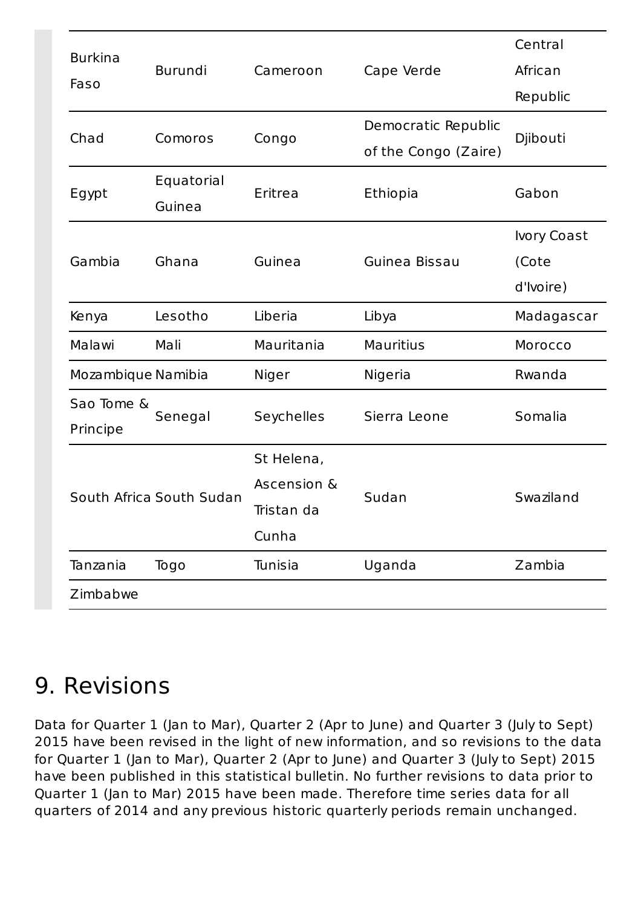| | | | | |
|---|---|---|---|---|
| Burkina Faso | Burundi | Cameroon | Cape Verde | Central African Republic |
| Chad | Comoros | Congo | Democratic Republic of the Congo (Zaire) | Djibouti |
| Egypt | Equatorial Guinea | Eritrea | Ethiopia | Gabon |
| Gambia | Ghana | Guinea | Guinea Bissau | Ivory Coast (Cote d'Ivoire) |
| Kenya | Lesotho | Liberia | Libya | Madagascar |
| Malawi | Mali | Mauritania | Mauritius | Morocco |
| Mozambique | Namibia | Niger | Nigeria | Rwanda |
| Sao Tome & Principe | Senegal | Seychelles | Sierra Leone | Somalia |
| South Africa | South Sudan | St Helena, Ascension & Tristan da Cunha | Sudan | Swaziland |
| Tanzania | Togo | Tunisia | Uganda | Zambia |
| Zimbabwe | | | | |

## 9. Revisions

Data for Quarter 1 (Jan to Mar), Quarter 2 (Apr to June) and Quarter 3 (July to Sept) 2015 have been revised in the light of new information, and so revisions to the data for Quarter 1 (Jan to Mar), Quarter 2 (Apr to June) and Quarter 3 (July to Sept) 2015 have been published in this statistical bulletin. No further revisions to data prior to Quarter 1 (Jan to Mar) 2015 have been made. Therefore time series data for all quarters of 2014 and any previous historic quarterly periods remain unchanged.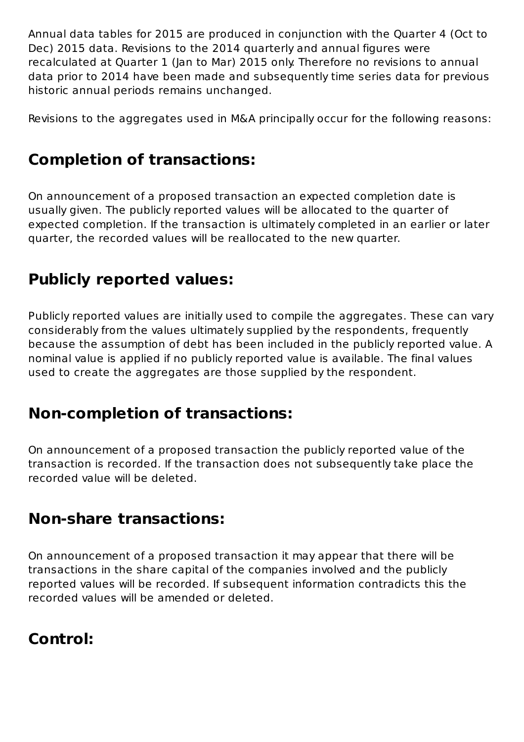Annual data tables for 2015 are produced in conjunction with the Quarter 4 (Oct to Dec) 2015 data. Revisions to the 2014 quarterly and annual figures were recalculated at Quarter 1 (Jan to Mar) 2015 only. Therefore no revisions to annual data prior to 2014 have been made and subsequently time series data for previous historic annual periods remains unchanged.

Revisions to the aggregates used in M&A principally occur for the following reasons:

## Completion of transactions:

On announcement of a proposed transaction an expected completion date is usually given. The publicly reported values will be allocated to the quarter of expected completion. If the transaction is ultimately completed in an earlier or later quarter, the recorded values will be reallocated to the new quarter.

## Publicly reported values:

Publicly reported values are initially used to compile the aggregates. These can vary considerably from the values ultimately supplied by the respondents, frequently because the assumption of debt has been included in the publicly reported value. A nominal value is applied if no publicly reported value is available. The final values used to create the aggregates are those supplied by the respondent.

## Non-completion of transactions:

On announcement of a proposed transaction the publicly reported value of the transaction is recorded. If the transaction does not subsequently take place the recorded value will be deleted.

## Non-share transactions:

On announcement of a proposed transaction it may appear that there will be transactions in the share capital of the companies involved and the publicly reported values will be recorded. If subsequent information contradicts this the recorded values will be amended or deleted.

## Control: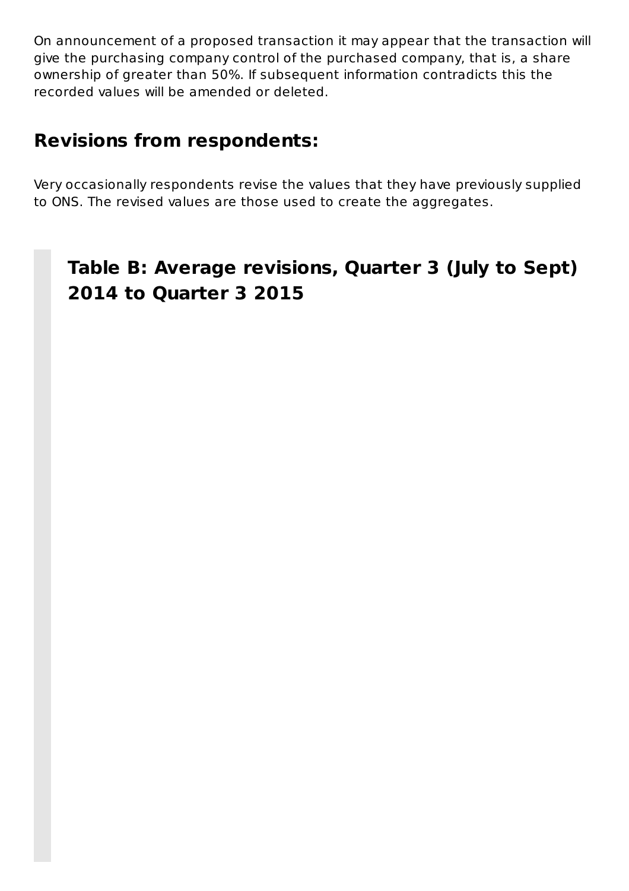On announcement of a proposed transaction it may appear that the transaction will give the purchasing company control of the purchased company, that is, a share ownership of greater than 50%. If subsequent information contradicts this the recorded values will be amended or deleted.

## Revisions from respondents:

Very occasionally respondents revise the values that they have previously supplied to ONS. The revised values are those used to create the aggregates.

### Table B: Average revisions, Quarter 3 (July to Sept) 2014 to Quarter 3 2015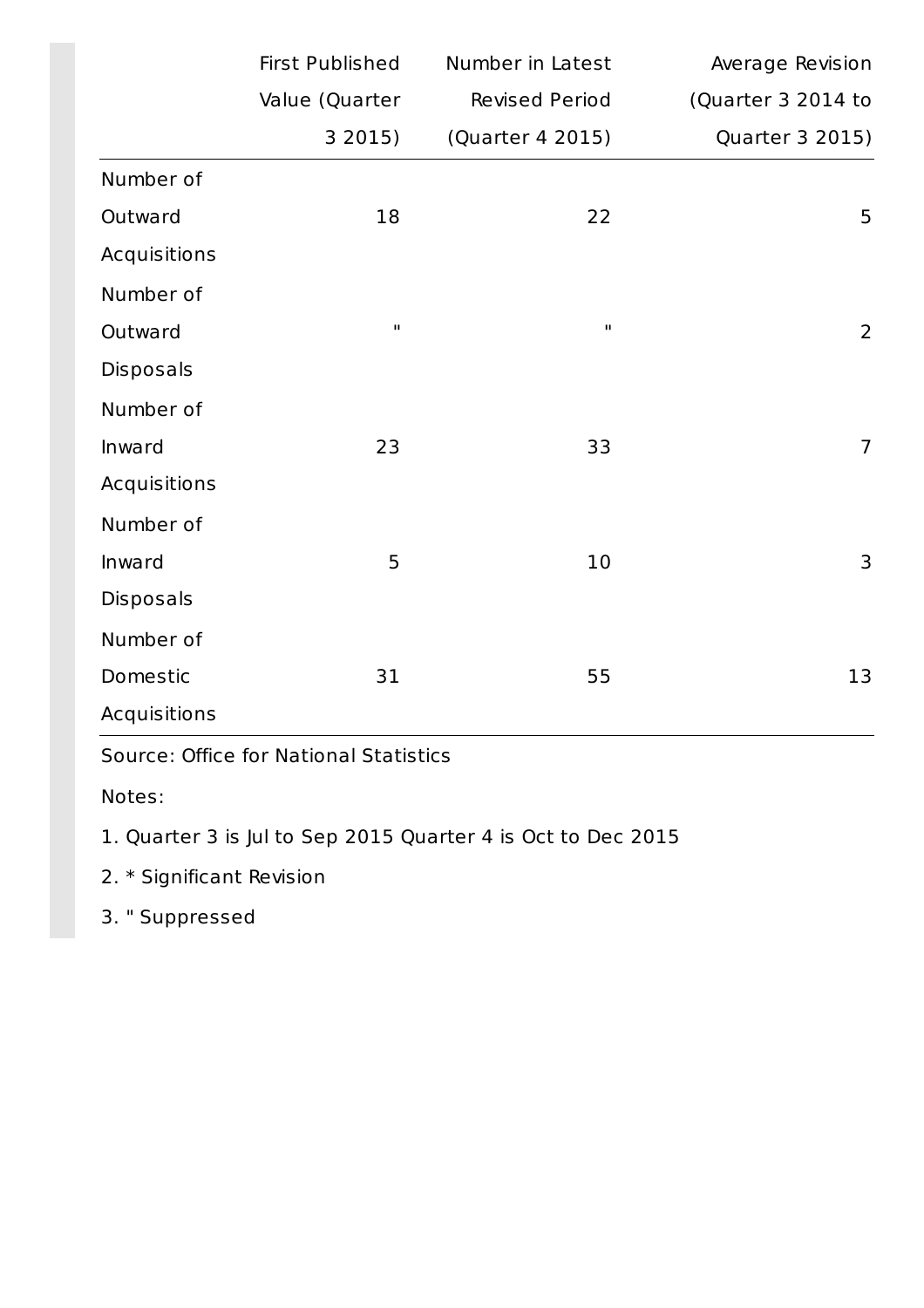| | First Published Value (Quarter 3 2015) | Number in Latest Revised Period (Quarter 4 2015) | Average Revision (Quarter 3 2014 to Quarter 3 2015) |
|---|---|---|---|
| Number of Outward Acquisitions | 18 | 22 | 5 |
| Number of Outward Disposals | " | " | 2 |
| Number of Inward Acquisitions | 23 | 33 | 7 |
| Number of Inward Disposals | 5 | 10 | 3 |
| Number of Domestic Acquisitions | 31 | 55 | 13 |

Source: Office for National Statistics

Notes:

1. Quarter 3 is Jul to Sep 2015 Quarter 4 is Oct to Dec 2015
2. * Significant Revision
3. " Suppressed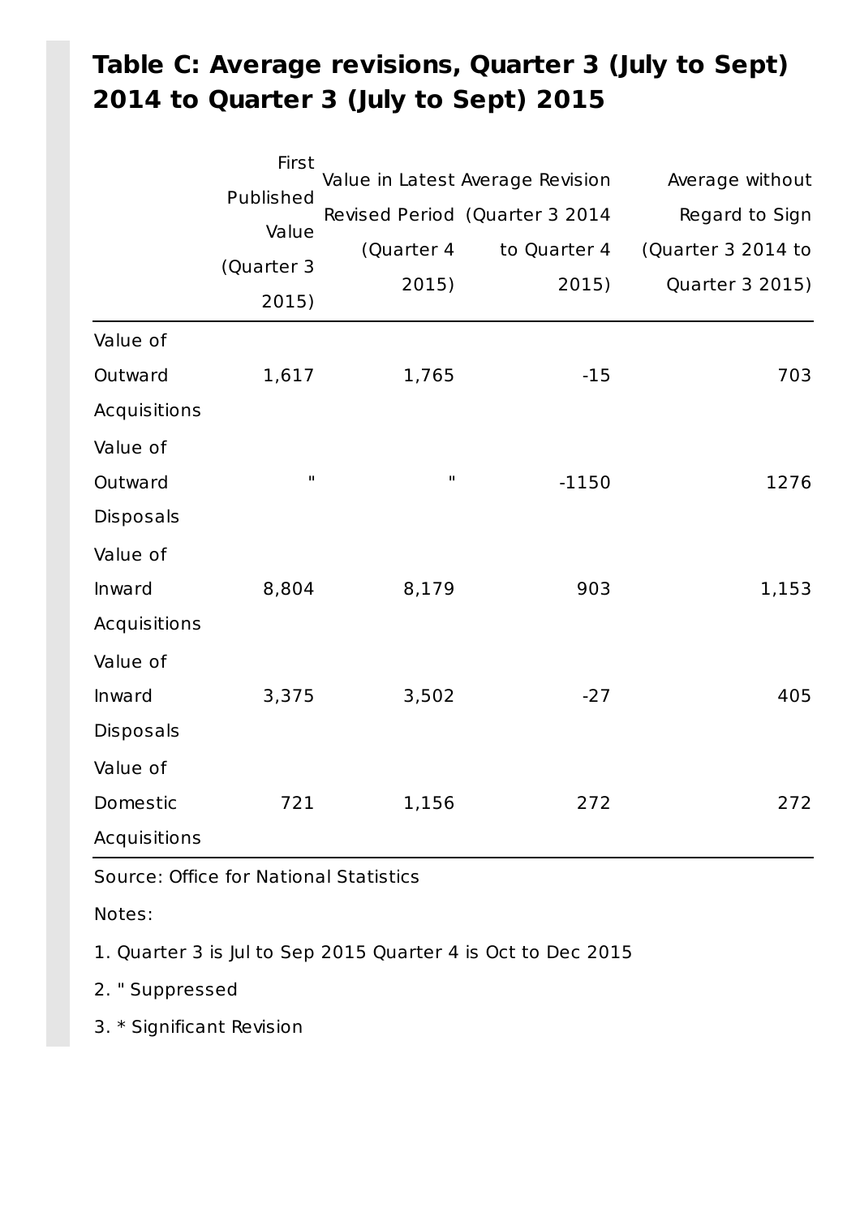### Table C: Average revisions, Quarter 3 (July to Sept) 2014 to Quarter 3 (July to Sept) 2015

| | First Published Value (Quarter 3 2015) | Value in Latest Revised Period (Quarter 4 2015) | Average Revision (Quarter 3 2014 to Quarter 4 2015) | Average without Regard to Sign (Quarter 3 2014 to Quarter 3 2015) |
|---|---|---|---|---|
| Value of Outward Acquisitions | 1,617 | 1,765 | -15 | 703 |
| Value of Outward Disposals | " | " | -1150 | 1276 |
| Value of Inward Acquisitions | 8,804 | 8,179 | 903 | 1,153 |
| Value of Inward Disposals | 3,375 | 3,502 | -27 | 405 |
| Value of Domestic Acquisitions | 721 | 1,156 | 272 | 272 |

Source: Office for National Statistics

Notes:

1. Quarter 3 is Jul to Sep 2015 Quarter 4 is Oct to Dec 2015
2. " Suppressed
3. * Significant Revision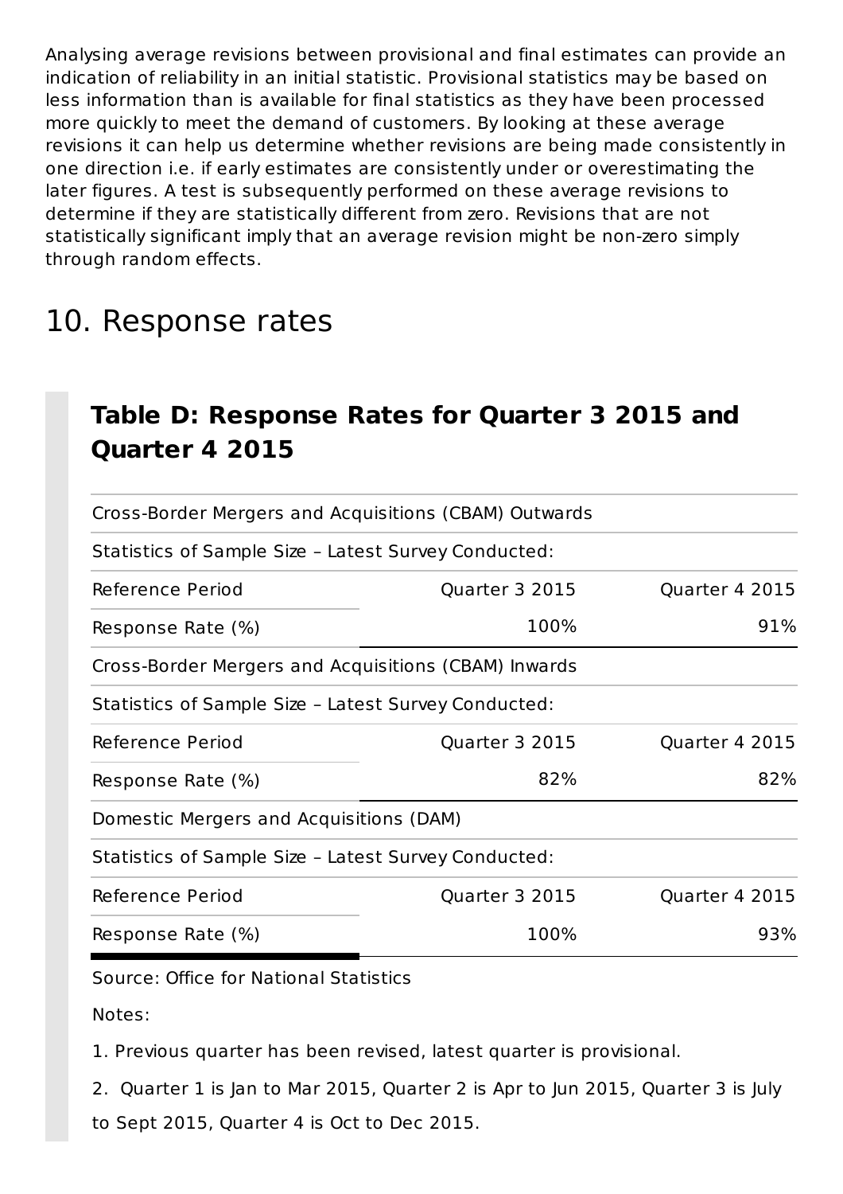Analysing average revisions between provisional and final estimates can provide an indication of reliability in an initial statistic. Provisional statistics may be based on less information than is available for final statistics as they have been processed more quickly to meet the demand of customers. By looking at these average revisions it can help us determine whether revisions are being made consistently in one direction i.e. if early estimates are consistently under or overestimating the later figures. A test is subsequently performed on these average revisions to determine if they are statistically different from zero. Revisions that are not statistically significant imply that an average revision might be non-zero simply through random effects.

## 10. Response rates

### Table D: Response Rates for Quarter 3 2015 and Quarter 4 2015

| Cross-Border Mergers and Acquisitions (CBAM) Outwards | | |
|---|---|---|
| Statistics of Sample Size – Latest Survey Conducted: | | |
| Reference Period | Quarter 3 2015 | Quarter 4 2015 |
| Response Rate (%) | 100% | 91% |
| Cross-Border Mergers and Acquisitions (CBAM) Inwards | | |
| Statistics of Sample Size – Latest Survey Conducted: | | |
| Reference Period | Quarter 3 2015 | Quarter 4 2015 |
| Response Rate (%) | 82% | 82% |
| Domestic Mergers and Acquisitions (DAM) | | |
| Statistics of Sample Size – Latest Survey Conducted: | | |
| Reference Period | Quarter 3 2015 | Quarter 4 2015 |
| Response Rate (%) | 100% | 93% |

Source: Office for National Statistics

Notes:

1. Previous quarter has been revised, latest quarter is provisional.

2. Quarter 1 is Jan to Mar 2015, Quarter 2 is Apr to Jun 2015, Quarter 3 is July to Sept 2015, Quarter 4 is Oct to Dec 2015.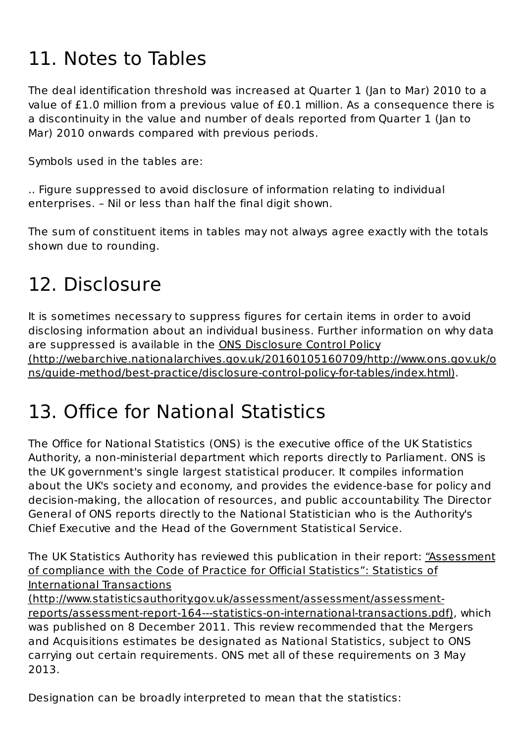## 11. Notes to Tables

The deal identification threshold was increased at Quarter 1 (Jan to Mar) 2010 to a value of £1.0 million from a previous value of £0.1 million. As a consequence there is a discontinuity in the value and number of deals reported from Quarter 1 (Jan to Mar) 2010 onwards compared with previous periods.

Symbols used in the tables are:

.. Figure suppressed to avoid disclosure of information relating to individual enterprises. – Nil or less than half the final digit shown.

The sum of constituent items in tables may not always agree exactly with the totals shown due to rounding.

## 12. Disclosure

It is sometimes necessary to suppress figures for certain items in order to avoid disclosing information about an individual business. Further information on why data are suppressed is available in the [ONS Disclosure Control Policy (http://webarchive.nationalarchives.gov.uk/20160105160709/http://www.ons.gov.uk/ons/guide-method/best-practice/disclosure-control-policy-for-tables/index.html)](http://webarchive.nationalarchives.gov.uk/20160105160709/http://www.ons.gov.uk/ons/guide-method/best-practice/disclosure-control-policy-for-tables/index.html).

## 13. Office for National Statistics

The Office for National Statistics (ONS) is the executive office of the UK Statistics Authority, a non-ministerial department which reports directly to Parliament. ONS is the UK government's single largest statistical producer. It compiles information about the UK's society and economy, and provides the evidence-base for policy and decision-making, the allocation of resources, and public accountability. The Director General of ONS reports directly to the National Statistician who is the Authority's Chief Executive and the Head of the Government Statistical Service.

The UK Statistics Authority has reviewed this publication in their report: [“Assessment of compliance with the Code of Practice for Official Statistics”: Statistics of International Transactions (http://www.statisticsauthority.gov.uk/assessment/assessment/assessment-reports/assessment-report-164---statistics-on-international-transactions.pdf)](http://www.statisticsauthority.gov.uk/assessment/assessment/assessment-reports/assessment-report-164---statistics-on-international-transactions.pdf), which was published on 8 December 2011. This review recommended that the Mergers and Acquisitions estimates be designated as National Statistics, subject to ONS carrying out certain requirements. ONS met all of these requirements on 3 May 2013.

Designation can be broadly interpreted to mean that the statistics: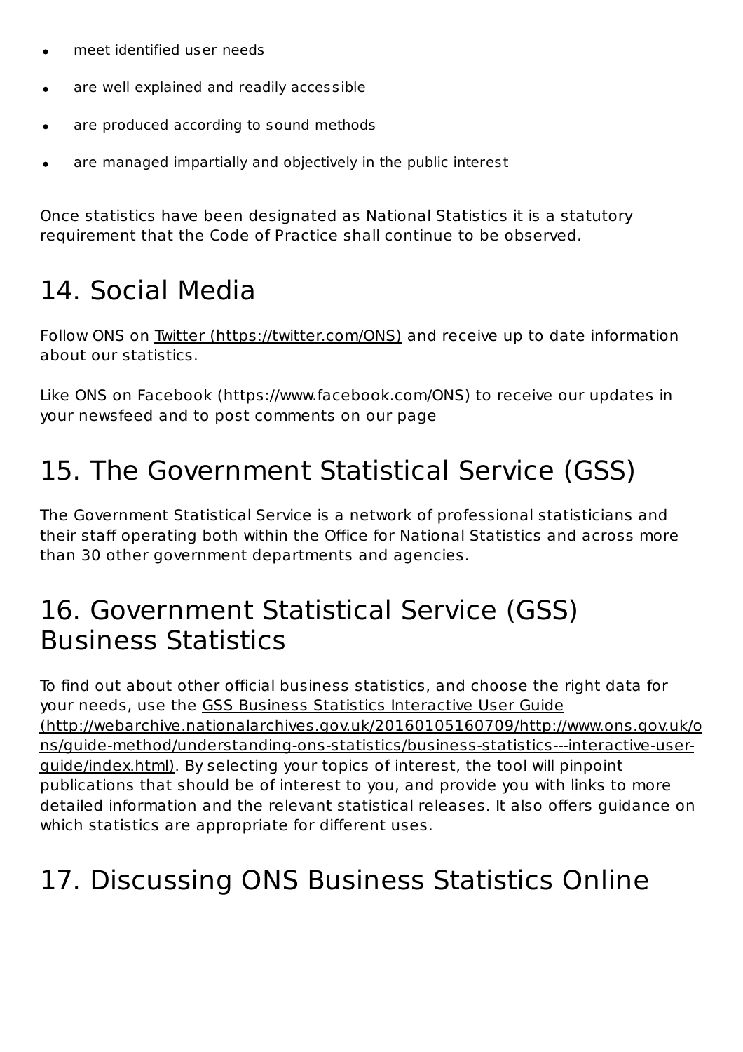- meet identified user needs
- are well explained and readily accessible
- are produced according to sound methods
- are managed impartially and objectively in the public interest

Once statistics have been designated as National Statistics it is a statutory requirement that the Code of Practice shall continue to be observed.

## 14. Social Media

Follow ONS on Twitter (https://twitter.com/ONS) and receive up to date information about our statistics.

Like ONS on Facebook (https://www.facebook.com/ONS) to receive our updates in your newsfeed and to post comments on our page

## 15. The Government Statistical Service (GSS)

The Government Statistical Service is a network of professional statisticians and their staff operating both within the Office for National Statistics and across more than 30 other government departments and agencies.

## 16. Government Statistical Service (GSS) Business Statistics

To find out about other official business statistics, and choose the right data for your needs, use the GSS Business Statistics Interactive User Guide (http://webarchive.nationalarchives.gov.uk/20160105160709/http://www.ons.gov.uk/ons/guide-method/understanding-ons-statistics/business-statistics---interactive-user-guide/index.html). By selecting your topics of interest, the tool will pinpoint publications that should be of interest to you, and provide you with links to more detailed information and the relevant statistical releases. It also offers guidance on which statistics are appropriate for different uses.

## 17. Discussing ONS Business Statistics Online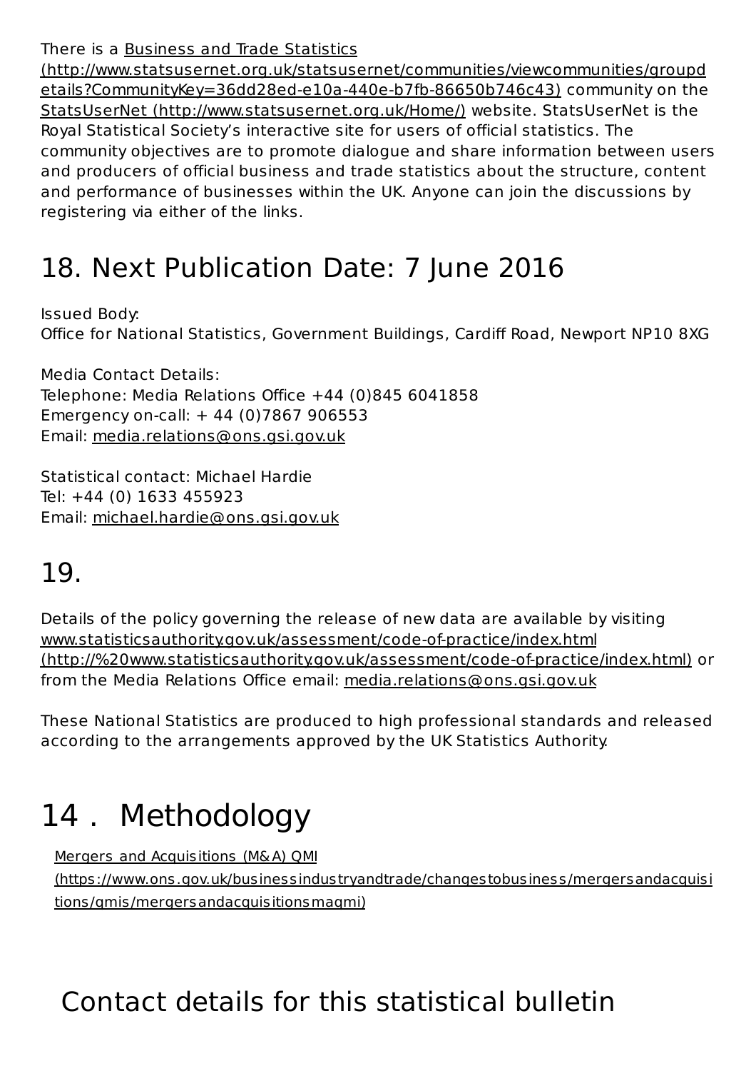There is a Business and Trade Statistics (http://www.statsusernet.org.uk/statsusernet/communities/viewcommunities/groupdetails?CommunityKey=36dd28ed-e10a-440e-b7fb-86650b746c43) community on the StatsUserNet (http://www.statsusernet.org.uk/Home/) website. StatsUserNet is the Royal Statistical Society's interactive site for users of official statistics. The community objectives are to promote dialogue and share information between users and producers of official business and trade statistics about the structure, content and performance of businesses within the UK. Anyone can join the discussions by registering via either of the links.

## 18. Next Publication Date: 7 June 2016

Issued Body:
Office for National Statistics, Government Buildings, Cardiff Road, Newport NP10 8XG

Media Contact Details:
Telephone: Media Relations Office +44 (0)845 6041858
Emergency on-call: + 44 (0)7867 906553
Email: media.relations@ons.gsi.gov.uk

Statistical contact: Michael Hardie
Tel: +44 (0) 1633 455923
Email: michael.hardie@ons.gsi.gov.uk

## 19.

Details of the policy governing the release of new data are available by visiting www.statisticsauthority.gov.uk/assessment/code-of-practice/index.html (http://%20www.statisticsauthority.gov.uk/assessment/code-of-practice/index.html) or from the Media Relations Office email: media.relations@ons.gsi.gov.uk

These National Statistics are produced to high professional standards and released according to the arrangements approved by the UK Statistics Authority.

# 14 . Methodology

Mergers and Acquisitions (M&A) QMI (https://www.ons.gov.uk/businessindustryandtrade/changestobusiness/mergersandacquisitions/qmis/mergersandacquisitionsmaqmi)

## Contact details for this statistical bulletin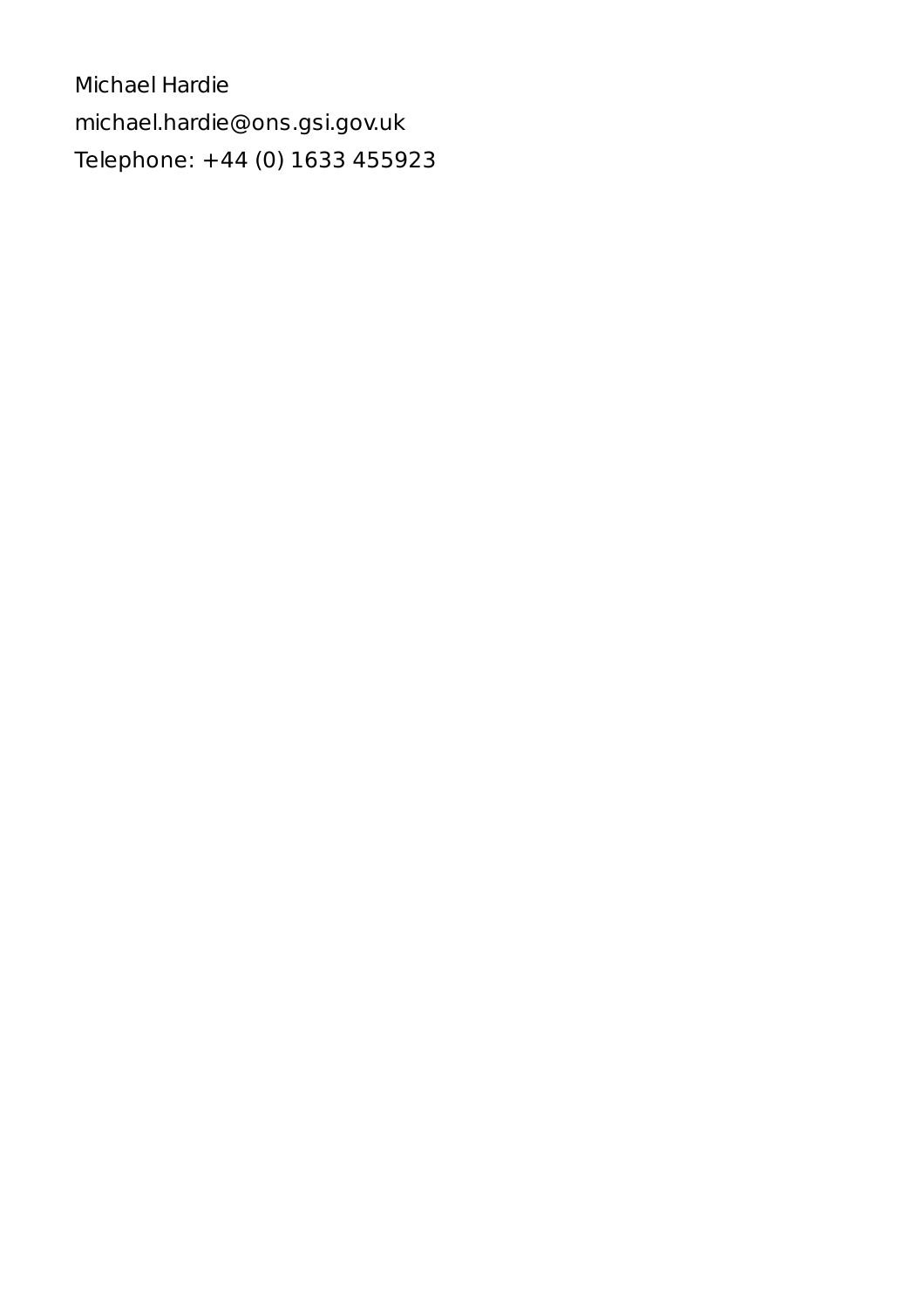Michael Hardie

michael.hardie@ons.gsi.gov.uk

Telephone: +44 (0) 1633 455923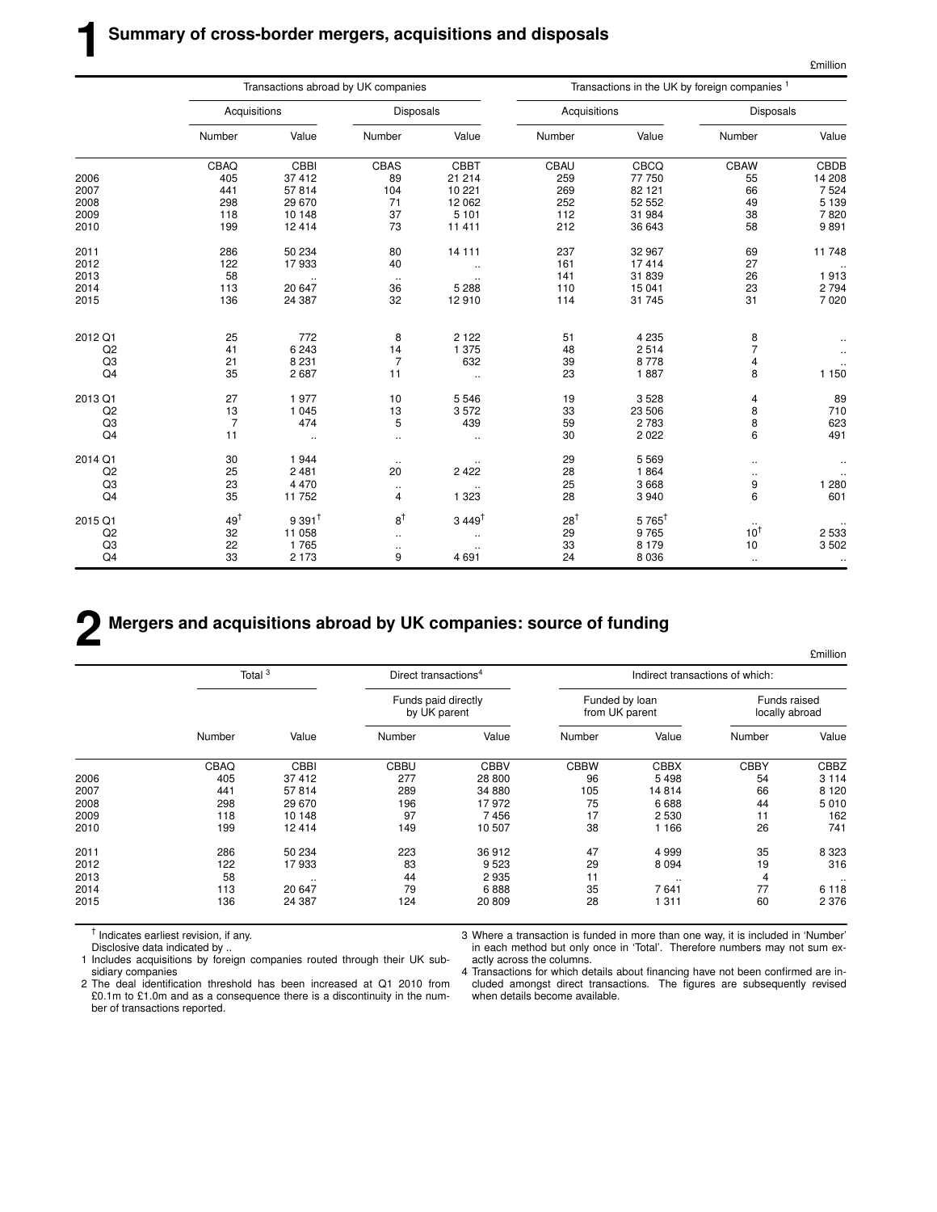# 1 Summary of cross-border mergers, acquisitions and disposals

£million

| | Transactions abroad by UK companies | | | | Transactions in the UK by foreign companies [1] | | | |
|---|---|---|---|---|---|---|---|---|
| | Acquisitions | | Disposals | | Acquisitions | | Disposals | |
| | Number | Value | Number | Value | Number | Value | Number | Value |
| | CBAQ | CBBI | CBAS | CBBT | CBAU | CBCQ | CBAW | CBDB |
| 2006 | 405 | 37 412 | 89 | 21 214 | 259 | 77 750 | 55 | 14 208 |
| 2007 | 441 | 57 814 | 104 | 10 221 | 269 | 82 121 | 66 | 7 524 |
| 2008 | 298 | 29 670 | 71 | 12 062 | 252 | 52 552 | 49 | 5 139 |
| 2009 | 118 | 10 148 | 37 | 5 101 | 112 | 31 984 | 38 | 7 820 |
| 2010 | 199 | 12 414 | 73 | 11 411 | 212 | 36 643 | 58 | 9 891 |
| 2011 | 286 | 50 234 | 80 | 14 111 | 237 | 32 967 | 69 | 11 748 |
| 2012 | 122 | 17 933 | 40 | .. | 161 | 17 414 | 27 | .. |
| 2013 | 58 | .. | .. | .. | 141 | 31 839 | 26 | 1 913 |
| 2014 | 113 | 20 647 | 36 | 5 288 | 110 | 15 041 | 23 | 2 794 |
| 2015 | 136 | 24 387 | 32 | 12 910 | 114 | 31 745 | 31 | 7 020 |
| 2012 Q1 | 25 | 772 | 8 | 2 122 | 51 | 4 235 | 8 | .. |
| Q2 | 41 | 6 243 | 14 | 1 375 | 48 | 2 514 | 7 | .. |
| Q3 | 21 | 8 231 | 7 | 632 | 39 | 8 778 | 4 | .. |
| Q4 | 35 | 2 687 | 11 | .. | 23 | 1 887 | 8 | 1 150 |
| 2013 Q1 | 27 | 1 977 | 10 | 5 546 | 19 | 3 528 | 4 | 89 |
| Q2 | 13 | 1 045 | 13 | 3 572 | 33 | 23 506 | 8 | 710 |
| Q3 | 7 | 474 | 5 | 439 | 59 | 2 783 | 8 | 623 |
| Q4 | 11 | .. | .. | .. | 30 | 2 022 | 6 | 491 |
| 2014 Q1 | 30 | 1 944 | .. | .. | 29 | 5 569 | .. | .. |
| Q2 | 25 | 2 481 | 20 | 2 422 | 28 | 1 864 | .. | .. |
| Q3 | 23 | 4 470 | .. | .. | 25 | 3 668 | 9 | 1 280 |
| Q4 | 35 | 11 752 | 4 | 1 323 | 28 | 3 940 | 6 | 601 |
| 2015 Q1 | 49† | 9 391† | 8† | 3 449† | 28† | 5 765† | .. | .. |
| Q2 | 32 | 11 058 | .. | .. | 29 | 9 765 | 10† | 2 533 |
| Q3 | 22 | 1 765 | .. | .. | 33 | 8 179 | 10 | 3 502 |
| Q4 | 33 | 2 173 | 9 | 4 691 | 24 | 8 036 | .. | .. |

# 2 Mergers and acquisitions abroad by UK companies: source of funding

£million

| | Total [3] | | Direct transactions [4] | | Indirect transactions of which: | | | |
|---|---|---|---|---|---|---|---|---|
| | | | Funds paid directly by UK parent | | Funded by loan from UK parent | | Funds raised locally abroad | |
| | Number | Value | Number | Value | Number | Value | Number | Value |
| | CBAQ | CBBI | CBBU | CBBV | CBBW | CBBX | CBBY | CBBZ |
| 2006 | 405 | 37 412 | 277 | 28 800 | 96 | 5 498 | 54 | 3 114 |
| 2007 | 441 | 57 814 | 289 | 34 880 | 105 | 14 814 | 66 | 8 120 |
| 2008 | 298 | 29 670 | 196 | 17 972 | 75 | 6 688 | 44 | 5 010 |
| 2009 | 118 | 10 148 | 97 | 7 456 | 17 | 2 530 | 11 | 162 |
| 2010 | 199 | 12 414 | 149 | 10 507 | 38 | 1 166 | 26 | 741 |
| 2011 | 286 | 50 234 | 223 | 36 912 | 47 | 4 999 | 35 | 8 323 |
| 2012 | 122 | 17 933 | 83 | 9 523 | 29 | 8 094 | 19 | 316 |
| 2013 | 58 | .. | 44 | 2 935 | 11 | .. | 4 | .. |
| 2014 | 113 | 20 647 | 79 | 6 888 | 35 | 7 641 | 77 | 6 118 |
| 2015 | 136 | 24 387 | 124 | 20 809 | 28 | 1 311 | 60 | 2 376 |

† Indicates earliest revision, if any.
Disclosive data indicated by ..

1 Includes acquisitions by foreign companies routed through their UK subsidiary companies

2 The deal identification threshold has been increased at Q1 2010 from £0.1m to £1.0m and as a consequence there is a discontinuity in the number of transactions reported.

3 Where a transaction is funded in more than one way, it is included in 'Number' in each method but only once in 'Total'. Therefore numbers may not sum exactly across the columns.

4 Transactions for which details about financing have not been confirmed are included amongst direct transactions. The figures are subsequently revised when details become available.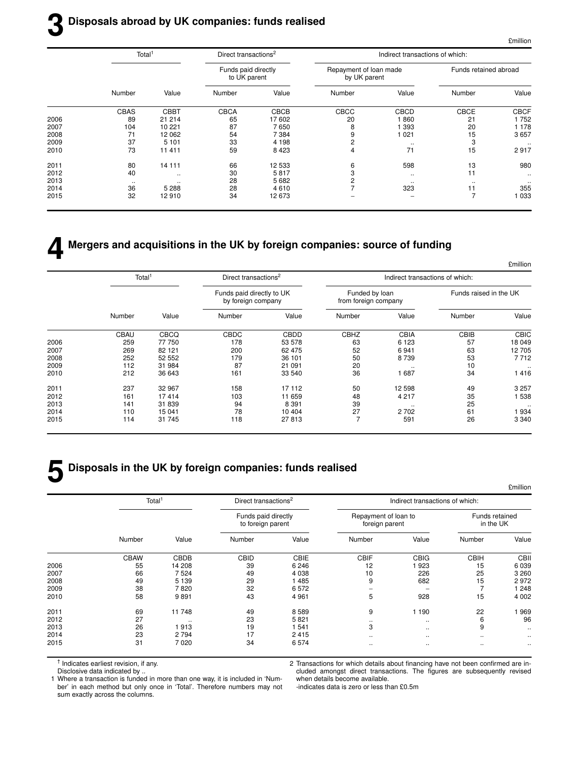## 3 Disposals abroad by UK companies: funds realised

£million

| | Total[1] | | Direct transactions[2] | | Indirect transactions of which: | | | |
|---|---|---|---|---|---|---|---|---|
| | | | Funds paid directly to UK parent | | Repayment of loan made by UK parent | | Funds retained abroad | |
| | Number | Value | Number | Value | Number | Value | Number | Value |
| | CBAS | CBBT | CBCA | CBCB | CBCC | CBCD | CBCE | CBCF |
| 2006 | 89 | 21 214 | 65 | 17 602 | 20 | 1 860 | 21 | 1 752 |
| 2007 | 104 | 10 221 | 87 | 7 650 | 8 | 1 393 | 20 | 1 178 |
| 2008 | 71 | 12 062 | 54 | 7 384 | 9 | 1 021 | 15 | 3 657 |
| 2009 | 37 | 5 101 | 33 | 4 198 | 2 | .. | 3 | .. |
| 2010 | 73 | 11 411 | 59 | 8 423 | 4 | 71 | 15 | 2 917 |
| 2011 | 80 | 14 111 | 66 | 12 533 | 6 | 598 | 13 | 980 |
| 2012 | 40 | .. | 30 | 5 817 | 3 | .. | 11 | .. |
| 2013 | .. | .. | 28 | 5 682 | 2 | .. | .. | .. |
| 2014 | 36 | 5 288 | 28 | 4 610 | 7 | 323 | 11 | 355 |
| 2015 | 32 | 12 910 | 34 | 12 673 | – | – | 7 | 1 033 |

## 4 Mergers and acquisitions in the UK by foreign companies: source of funding

£million

| | Total[1] | | Direct transactions[2] | | Indirect transactions of which: | | | |
|---|---|---|---|---|---|---|---|---|
| | | | Funds paid directly to UK by foreign company | | Funded by loan from foreign company | | Funds raised in the UK | |
| | Number | Value | Number | Value | Number | Value | Number | Value |
| | CBAU | CBCQ | CBDC | CBDD | CBHZ | CBIA | CBIB | CBIC |
| 2006 | 259 | 77 750 | 178 | 53 578 | 63 | 6 123 | 57 | 18 049 |
| 2007 | 269 | 82 121 | 200 | 62 475 | 52 | 6 941 | 63 | 12 705 |
| 2008 | 252 | 52 552 | 179 | 36 101 | 50 | 8 739 | 53 | 7 712 |
| 2009 | 112 | 31 984 | 87 | 21 091 | 20 | .. | 10 | .. |
| 2010 | 212 | 36 643 | 161 | 33 540 | 36 | 1 687 | 34 | 1 416 |
| 2011 | 237 | 32 967 | 158 | 17 112 | 50 | 12 598 | 49 | 3 257 |
| 2012 | 161 | 17 414 | 103 | 11 659 | 48 | 4 217 | 35 | 1 538 |
| 2013 | 141 | 31 839 | 94 | 8 391 | 39 | .. | 25 | .. |
| 2014 | 110 | 15 041 | 78 | 10 404 | 27 | 2 702 | 61 | 1 934 |
| 2015 | 114 | 31 745 | 118 | 27 813 | 7 | 591 | 26 | 3 340 |

## 5 Disposals in the UK by foreign companies: funds realised

£million

| | Total[1] | | Direct transactions[2] | | Indirect transactions of which: | | | |
|---|---|---|---|---|---|---|---|---|
| | | | Funds paid directly to foreign parent | | Repayment of loan to foreign parent | | Funds retained in the UK | |
| | Number | Value | Number | Value | Number | Value | Number | Value |
| | CBAW | CBDB | CBID | CBIE | CBIF | CBIG | CBIH | CBII |
| 2006 | 55 | 14 208 | 39 | 6 246 | 12 | 1 923 | 15 | 6 039 |
| 2007 | 66 | 7 524 | 49 | 4 038 | 10 | 226 | 25 | 3 260 |
| 2008 | 49 | 5 139 | 29 | 1 485 | 9 | 682 | 15 | 2 972 |
| 2009 | 38 | 7 820 | 32 | 6 572 | – | – | 7 | 1 248 |
| 2010 | 58 | 9 891 | 43 | 4 961 | 5 | 928 | 15 | 4 002 |
| 2011 | 69 | 11 748 | 49 | 8 589 | 9 | 1 190 | 22 | 1 969 |
| 2012 | 27 | .. | 23 | 5 821 | .. | .. | 6 | 96 |
| 2013 | 26 | 1 913 | 19 | 1 541 | 3 | .. | 9 | .. |
| 2014 | 23 | 2 794 | 17 | 2 415 | .. | .. | .. | .. |
| 2015 | 31 | 7 020 | 34 | 6 574 | .. | .. | .. | .. |

† Indicates earliest revision, if any.
Disclosive data indicated by ..

1 Where a transaction is funded in more than one way, it is included in 'Number' in each method but only once in 'Total'. Therefore numbers may not sum exactly across the columns.

2 Transactions for which details about financing have not been confirmed are included amongst direct transactions. The figures are subsequently revised when details become available.

-indicates data is zero or less than £0.5m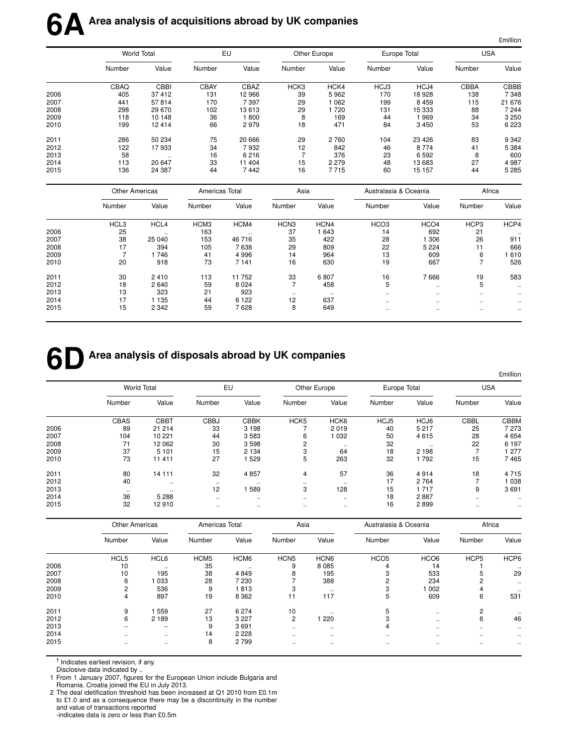# 6A Area analysis of acquisitions abroad by UK companies

£million

| | World Total | | EU | | Other Europe | | Europe Total | | USA | |
|---|---|---|---|---|---|---|---|---|---|---|
| | Number | Value | Number | Value | Number | Value | Number | Value | Number | Value |
| | CBAQ | CBBI | CBAY | CBAZ | HCK3 | HCK4 | HCJ3 | HCJ4 | CBBA | CBBB |
| 2006 | 405 | 37 412 | 131 | 12 966 | 39 | 5 962 | 170 | 18 928 | 138 | 7 348 |
| 2007 | 441 | 57 814 | 170 | 7 397 | 29 | 1 062 | 199 | 8 459 | 115 | 21 676 |
| 2008 | 298 | 29 670 | 102 | 13 613 | 29 | 1 720 | 131 | 15 333 | 88 | 7 244 |
| 2009 | 118 | 10 148 | 36 | 1 800 | 8 | 169 | 44 | 1 969 | 34 | 3 250 |
| 2010 | 199 | 12 414 | 66 | 2 979 | 18 | 471 | 84 | 3 450 | 53 | 6 223 |
| 2011 | 286 | 50 234 | 75 | 20 666 | 29 | 2 760 | 104 | 23 426 | 83 | 9 342 |
| 2012 | 122 | 17 933 | 34 | 7 932 | 12 | 842 | 46 | 8 774 | 41 | 5 384 |
| 2013 | 58 | .. | 16 | 6 216 | 7 | 376 | 23 | 6 592 | 8 | 600 |
| 2014 | 113 | 20 647 | 33 | 11 404 | 15 | 2 279 | 48 | 13 683 | 27 | 4 987 |
| 2015 | 136 | 24 387 | 44 | 7 442 | 16 | 7 715 | 60 | 15 157 | 44 | 5 285 |

| | Other Americas | | Americas Total | | Asia | | Australasia & Oceania | | Africa | |
|---|---|---|---|---|---|---|---|---|---|---|
| | Number | Value | Number | Value | Number | Value | Number | Value | Number | Value |
| | HCL3 | HCL4 | HCM3 | HCM4 | HCN3 | HCN4 | HCO3 | HCO4 | HCP3 | HCP4 |
| 2006 | 25 | .. | 163 | .. | 37 | 1 643 | 14 | 692 | 21 | .. |
| 2007 | 38 | 25 040 | 153 | 46 716 | 35 | 422 | 28 | 1 306 | 26 | 911 |
| 2008 | 17 | 394 | 105 | 7 638 | 29 | 809 | 22 | 5 224 | 11 | 666 |
| 2009 | 7 | 1 746 | 41 | 4 996 | 14 | 964 | 13 | 609 | 6 | 1 610 |
| 2010 | 20 | 918 | 73 | 7 141 | 16 | 630 | 19 | 667 | 7 | 526 |
| 2011 | 30 | 2 410 | 113 | 11 752 | 33 | 6 807 | 16 | 7 666 | 19 | 583 |
| 2012 | 18 | 2 640 | 59 | 8 024 | 7 | 458 | 5 | .. | 5 | .. |
| 2013 | 13 | 323 | 21 | 923 | .. | .. | .. | .. | .. | .. |
| 2014 | 17 | 1 135 | 44 | 6 122 | 12 | 637 | .. | .. | .. | .. |
| 2015 | 15 | 2 342 | 59 | 7 628 | 8 | 649 | .. | .. | .. | .. |

# 6D Area analysis of disposals abroad by UK companies

£million

| | World Total | | EU | | Other Europe | | Europe Total | | USA | |
|---|---|---|---|---|---|---|---|---|---|---|
| | Number | Value | Number | Value | Number | Value | Number | Value | Number | Value |
| | CBAS | CBBT | CBBJ | CBBK | HCK5 | HCK6 | HCJ5 | HCJ6 | CBBL | CBBM |
| 2006 | 89 | 21 214 | 33 | 3 198 | 7 | 2 019 | 40 | 5 217 | 25 | 7 273 |
| 2007 | 104 | 10 221 | 44 | 3 583 | 6 | 1 032 | 50 | 4 615 | 28 | 4 654 |
| 2008 | 71 | 12 062 | 30 | 3 598 | 2 | .. | 32 | .. | 22 | 6 197 |
| 2009 | 37 | 5 101 | 15 | 2 134 | 3 | 64 | 18 | 2 198 | 7 | 1 277 |
| 2010 | 73 | 11 411 | 27 | 1 529 | 5 | 263 | 32 | 1 792 | 15 | 7 465 |
| 2011 | 80 | 14 111 | 32 | 4 857 | 4 | 57 | 36 | 4 914 | 18 | 4 715 |
| 2012 | 40 | .. | .. | .. | .. | .. | 17 | 2 764 | 7 | 1 038 |
| 2013 | .. | .. | 12 | 1 589 | 3 | 128 | 15 | 1 717 | 9 | 3 691 |
| 2014 | 36 | 5 288 | .. | .. | .. | .. | 18 | 2 887 | .. | .. |
| 2015 | 32 | 12 910 | .. | .. | .. | .. | 16 | 2 899 | .. | .. |

| | Other Americas | | Americas Total | | Asia | | Australasia & Oceania | | Africa | |
|---|---|---|---|---|---|---|---|---|---|---|
| | Number | Value | Number | Value | Number | Value | Number | Value | Number | Value |
| | HCL5 | HCL6 | HCM5 | HCM6 | HCN5 | HCN6 | HCO5 | HCO6 | HCP5 | HCP6 |
| 2006 | 10 | .. | 35 | .. | 9 | 8 085 | 4 | 14 | 1 | .. |
| 2007 | 10 | 195 | 38 | 4 849 | 8 | 195 | 3 | 533 | 5 | 29 |
| 2008 | 6 | 1 033 | 28 | 7 230 | 7 | 388 | 2 | 234 | 2 | .. |
| 2009 | 2 | 536 | 9 | 1 813 | 3 | .. | 3 | 1 002 | 4 | .. |
| 2010 | 4 | 897 | 19 | 8 362 | 11 | 117 | 5 | 609 | 6 | 531 |
| 2011 | 9 | 1 559 | 27 | 6 274 | 10 | .. | 5 | .. | 2 | .. |
| 2012 | 6 | 2 189 | 13 | 3 227 | 2 | 1 220 | 3 | .. | 6 | 46 |
| 2013 | – | – | 9 | 3 691 | .. | .. | 4 | .. | .. | .. |
| 2014 | .. | .. | 14 | 2 228 | .. | .. | .. | .. | .. | .. |
| 2015 | .. | .. | 8 | 2 799 | .. | .. | .. | .. | .. | .. |

† Indicates earliest revision, if any.
Disclosive data indicated by ..

1 From 1 January 2007, figures for the European Union include Bulgaria and Romania. Croatia joined the EU in July 2013.
2 The deal idetification threshold has been increased at Q1 2010 from £0.1m to £1.0 and as a consequence there may be a discontinuity in the number and value of transactions reported
-indicates data is zero or less than £0.5m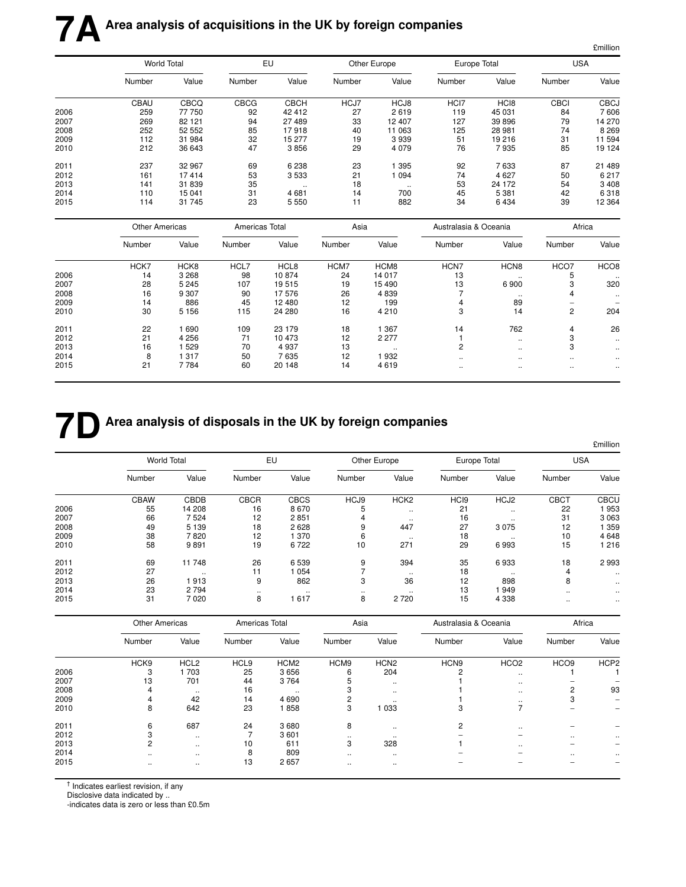# 7A Area analysis of acquisitions in the UK by foreign companies

£million

| | World Total | | EU | | Other Europe | | Europe Total | | USA | |
|---|---|---|---|---|---|---|---|---|---|---|
| | Number | Value | Number | Value | Number | Value | Number | Value | Number | Value |
| | CBAU | CBCQ | CBCG | CBCH | HCJ7 | HCJ8 | HCI7 | HCI8 | CBCI | CBCJ |
| 2006 | 259 | 77 750 | 92 | 42 412 | 27 | 2 619 | 119 | 45 031 | 84 | 7 606 |
| 2007 | 269 | 82 121 | 94 | 27 489 | 33 | 12 407 | 127 | 39 896 | 79 | 14 270 |
| 2008 | 252 | 52 552 | 85 | 17 918 | 40 | 11 063 | 125 | 28 981 | 74 | 8 269 |
| 2009 | 112 | 31 984 | 32 | 15 277 | 19 | 3 939 | 51 | 19 216 | 31 | 11 594 |
| 2010 | 212 | 36 643 | 47 | 3 856 | 29 | 4 079 | 76 | 7 935 | 85 | 19 124 |
| 2011 | 237 | 32 967 | 69 | 6 238 | 23 | 1 395 | 92 | 7 633 | 87 | 21 489 |
| 2012 | 161 | 17 414 | 53 | 3 533 | 21 | 1 094 | 74 | 4 627 | 50 | 6 217 |
| 2013 | 141 | 31 839 | 35 | .. | 18 | .. | 53 | 24 172 | 54 | 3 408 |
| 2014 | 110 | 15 041 | 31 | 4 681 | 14 | 700 | 45 | 5 381 | 42 | 6 318 |
| 2015 | 114 | 31 745 | 23 | 5 550 | 11 | 882 | 34 | 6 434 | 39 | 12 364 |

| | Other Americas | | Americas Total | | Asia | | Australasia & Oceania | | Africa | |
|---|---|---|---|---|---|---|---|---|---|---|
| | Number | Value | Number | Value | Number | Value | Number | Value | Number | Value |
| | HCK7 | HCK8 | HCL7 | HCL8 | HCM7 | HCM8 | HCN7 | HCN8 | HCO7 | HCO8 |
| 2006 | 14 | 3 268 | 98 | 10 874 | 24 | 14 017 | 13 | .. | 5 | .. |
| 2007 | 28 | 5 245 | 107 | 19 515 | 19 | 15 490 | 13 | 6 900 | 3 | 320 |
| 2008 | 16 | 9 307 | 90 | 17 576 | 26 | 4 839 | 7 | .. | 4 | .. |
| 2009 | 14 | 886 | 45 | 12 480 | 12 | 199 | 4 | 89 | – | – |
| 2010 | 30 | 5 156 | 115 | 24 280 | 16 | 4 210 | 3 | 14 | 2 | 204 |
| 2011 | 22 | 1 690 | 109 | 23 179 | 18 | 1 367 | 14 | 762 | 4 | 26 |
| 2012 | 21 | 4 256 | 71 | 10 473 | 12 | 2 277 | 1 | .. | 3 | .. |
| 2013 | 16 | 1 529 | 70 | 4 937 | 13 | .. | 2 | .. | 3 | .. |
| 2014 | 8 | 1 317 | 50 | 7 635 | 12 | 1 932 | .. | .. | .. | .. |
| 2015 | 21 | 7 784 | 60 | 20 148 | 14 | 4 619 | .. | .. | .. | .. |

# 7D Area analysis of disposals in the UK by foreign companies

£million

| | World Total | | EU | | Other Europe | | Europe Total | | USA | |
|---|---|---|---|---|---|---|---|---|---|---|
| | Number | Value | Number | Value | Number | Value | Number | Value | Number | Value |
| | CBAW | CBDB | CBCR | CBCS | HCJ9 | HCK2 | HCI9 | HCJ2 | CBCT | CBCU |
| 2006 | 55 | 14 208 | 16 | 8 670 | 5 | .. | 21 | .. | 22 | 1 953 |
| 2007 | 66 | 7 524 | 12 | 2 851 | 4 | .. | 16 | .. | 31 | 3 063 |
| 2008 | 49 | 5 139 | 18 | 2 628 | 9 | 447 | 27 | 3 075 | 12 | 1 359 |
| 2009 | 38 | 7 820 | 12 | 1 370 | 6 | .. | 18 | .. | 10 | 4 648 |
| 2010 | 58 | 9 891 | 19 | 6 722 | 10 | 271 | 29 | 6 993 | 15 | 1 216 |
| 2011 | 69 | 11 748 | 26 | 6 539 | 9 | 394 | 35 | 6 933 | 18 | 2 993 |
| 2012 | 27 | .. | 11 | 1 054 | 7 | .. | 18 | .. | 4 | .. |
| 2013 | 26 | 1 913 | 9 | 862 | 3 | 36 | 12 | 898 | 8 | .. |
| 2014 | 23 | 2 794 | .. | .. | .. | .. | 13 | 1 949 | .. | .. |
| 2015 | 31 | 7 020 | 8 | 1 617 | 8 | 2 720 | 15 | 4 338 | .. | .. |

| | Other Americas | | Americas Total | | Asia | | Australasia & Oceania | | Africa | |
|---|---|---|---|---|---|---|---|---|---|---|
| | Number | Value | Number | Value | Number | Value | Number | Value | Number | Value |
| | HCK9 | HCL2 | HCL9 | HCM2 | HCM9 | HCN2 | HCN9 | HCO2 | HCO9 | HCP2 |
| 2006 | 3 | 1 703 | 25 | 3 656 | 6 | 204 | 2 | .. | 1 | 1 |
| 2007 | 13 | 701 | 44 | 3 764 | 5 | .. | 1 | .. | – | – |
| 2008 | 4 | .. | 16 | .. | 3 | .. | 1 | .. | 2 | 93 |
| 2009 | 4 | 42 | 14 | 4 690 | 2 | .. | 1 | .. | 3 | – |
| 2010 | 8 | 642 | 23 | 1 858 | 3 | 1 033 | 3 | 7 | – | – |
| 2011 | 6 | 687 | 24 | 3 680 | 8 | .. | 2 | .. | – | – |
| 2012 | 3 | .. | 7 | 3 601 | .. | .. | – | – | .. | .. |
| 2013 | 2 | .. | 10 | 611 | 3 | 328 | 1 | .. | – | – |
| 2014 | .. | .. | 8 | 809 | .. | .. | – | – | .. | .. |
| 2015 | .. | .. | 13 | 2 657 | .. | .. | – | – | – | – |

† Indicates earliest revision, if any
Disclosive data indicated by ..
-indicates data is zero or less than £0.5m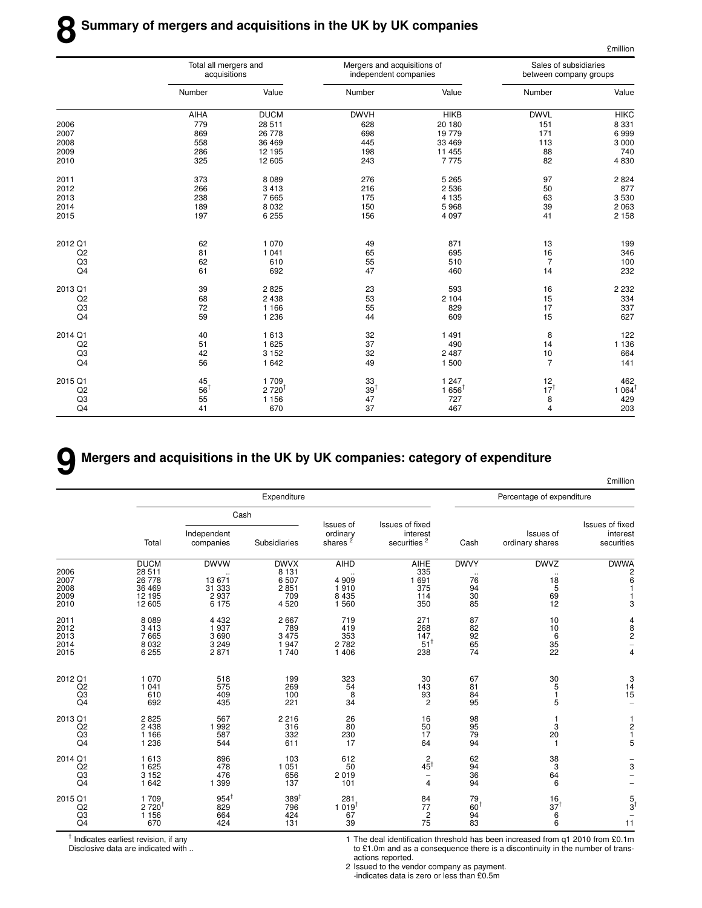# 8 Summary of mergers and acquisitions in the UK by UK companies

£million

| | Total all mergers and acquisitions | | Mergers and acquisitions of independent companies | | Sales of subsidiaries between company groups | |
|---|---|---|---|---|---|---|
| | Number | Value | Number | Value | Number | Value |
| | AIHA | DUCM | DWVH | HIKB | DWVL | HIKC |
| 2006 | 779 | 28 511 | 628 | 20 180 | 151 | 8 331 |
| 2007 | 869 | 26 778 | 698 | 19 779 | 171 | 6 999 |
| 2008 | 558 | 36 469 | 445 | 33 469 | 113 | 3 000 |
| 2009 | 286 | 12 195 | 198 | 11 455 | 88 | 740 |
| 2010 | 325 | 12 605 | 243 | 7 775 | 82 | 4 830 |
| 2011 | 373 | 8 089 | 276 | 5 265 | 97 | 2 824 |
| 2012 | 266 | 3 413 | 216 | 2 536 | 50 | 877 |
| 2013 | 238 | 7 665 | 175 | 4 135 | 63 | 3 530 |
| 2014 | 189 | 8 032 | 150 | 5 968 | 39 | 2 063 |
| 2015 | 197 | 6 255 | 156 | 4 097 | 41 | 2 158 |
| 2012 Q1 | 62 | 1 070 | 49 | 871 | 13 | 199 |
| Q2 | 81 | 1 041 | 65 | 695 | 16 | 346 |
| Q3 | 62 | 610 | 55 | 510 | 7 | 100 |
| Q4 | 61 | 692 | 47 | 460 | 14 | 232 |
| 2013 Q1 | 39 | 2 825 | 23 | 593 | 16 | 2 232 |
| Q2 | 68 | 2 438 | 53 | 2 104 | 15 | 334 |
| Q3 | 72 | 1 166 | 55 | 829 | 17 | 337 |
| Q4 | 59 | 1 236 | 44 | 609 | 15 | 627 |
| 2014 Q1 | 40 | 1 613 | 32 | 1 491 | 8 | 122 |
| Q2 | 51 | 1 625 | 37 | 490 | 14 | 1 136 |
| Q3 | 42 | 3 152 | 32 | 2 487 | 10 | 664 |
| Q4 | 56 | 1 642 | 49 | 1 500 | 7 | 141 |
| 2015 Q1 | 45 | 1 709 | 33 | 1 247 | 12 | 462 |
| Q2 | 56† | 2 720† | 39† | 1 656† | 17† | 1 064† |
| Q3 | 55 | 1 156 | 47 | 727 | 8 | 429 |
| Q4 | 41 | 670 | 37 | 467 | 4 | 203 |

# 9 Mergers and acquisitions in the UK by UK companies: category of expenditure

£million

| | Expenditure | | | | | Percentage of expenditure | | |
|---|---|---|---|---|---|---|---|---|
| | | Cash | | | | | | |
| | Total | Independent companies | Subsidiaries | Issues of ordinary shares [2] | Issues of fixed interest securities [2] | Cash | Issues of ordinary shares | Issues of fixed interest securities |
| | DUCM | DWVW | DWVX | AIHD | AIHE | DWVY | DWVZ | DWWA |
| 2006 | 28 511 | .. | 8 131 | .. | 335 | .. | .. | 2 |
| 2007 | 26 778 | 13 671 | 6 507 | 4 909 | 1 691 | 76 | 18 | 6 |
| 2008 | 36 469 | 31 333 | 2 851 | 1 910 | 375 | 94 | 5 | 1 |
| 2009 | 12 195 | 2 937 | 709 | 8 435 | 114 | 30 | 69 | 1 |
| 2010 | 12 605 | 6 175 | 4 520 | 1 560 | 350 | 85 | 12 | 3 |
| 2011 | 8 089 | 4 432 | 2 667 | 719 | 271 | 87 | 10 | 4 |
| 2012 | 3 413 | 1 937 | 789 | 419 | 268 | 82 | 10 | 8 |
| 2013 | 7 665 | 3 690 | 3 475 | 353 | 147 | 92 | 6 | 2 |
| 2014 | 8 032 | 3 249 | 1 947 | 2 782 | 51† | 65 | 35 | – |
| 2015 | 6 255 | 2 871 | 1 740 | 1 406 | 238 | 74 | 22 | 4 |
| 2012 Q1 | 1 070 | 518 | 199 | 323 | 30 | 67 | 30 | 3 |
| Q2 | 1 041 | 575 | 269 | 54 | 143 | 81 | 5 | 14 |
| Q3 | 610 | 409 | 100 | 8 | 93 | 84 | 1 | 15 |
| Q4 | 692 | 435 | 221 | 34 | 2 | 95 | 5 | – |
| 2013 Q1 | 2 825 | 567 | 2 216 | 26 | 16 | 98 | 1 | 1 |
| Q2 | 2 438 | 1 992 | 316 | 80 | 50 | 95 | 3 | 2 |
| Q3 | 1 166 | 587 | 332 | 230 | 17 | 79 | 20 | 1 |
| Q4 | 1 236 | 544 | 611 | 17 | 64 | 94 | 1 | 5 |
| 2014 Q1 | 1 613 | 896 | 103 | 612 | 2 | 62 | 38 | – |
| Q2 | 1 625 | 478 | 1 051 | 50 | 45† | 94 | 3 | 3 |
| Q3 | 3 152 | 476 | 656 | 2 019 | – | 36 | 64 | – |
| Q4 | 1 642 | 1 399 | 137 | 101 | 4 | 94 | 6 | – |
| 2015 Q1 | 1 709 | 954† | 389† | 281 | 84 | 79 | 16 | 5 |
| Q2 | 2 720† | 829 | 796 | 1 019† | 77 | 60† | 37† | 3† |
| Q3 | 1 156 | 664 | 424 | 67 | 2 | 94 | 6 | – |
| Q4 | 670 | 424 | 131 | 39 | 75 | 83 | 6 | 11 |

† Indicates earliest revision, if any
Disclosive data are indicated with ..

1 The deal identification threshold has been increased from q1 2010 from £0.1m to £1.0m and as a consequence there is a discontinuity in the number of transactions reported.
2 Issued to the vendor company as payment.
-indicates data is zero or less than £0.5m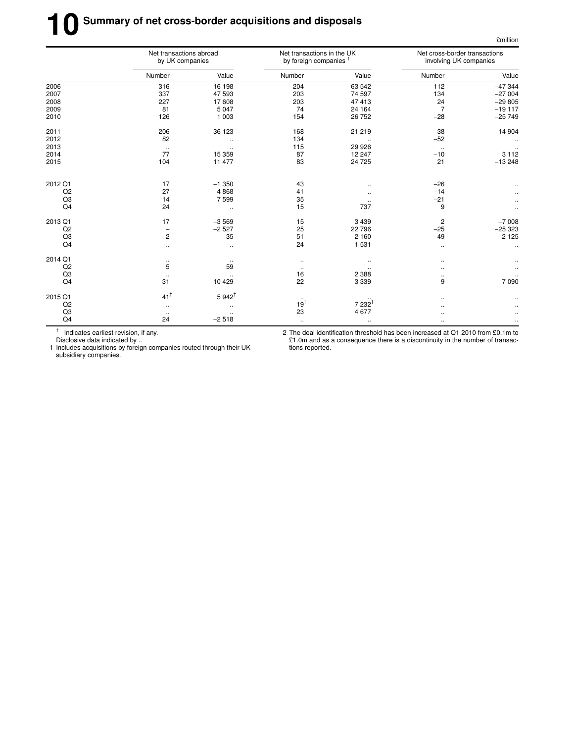# 10 Summary of net cross-border acquisitions and disposals

£million

| | Net transactions abroad by UK companies | | Net transactions in the UK by foreign companies [1] | | Net cross-border transactions involving UK companies | |
|---|---|---|---|---|---|---|
| | Number | Value | Number | Value | Number | Value |
| 2006 | 316 | 16 198 | 204 | 63 542 | 112 | −47 344 |
| 2007 | 337 | 47 593 | 203 | 74 597 | 134 | −27 004 |
| 2008 | 227 | 17 608 | 203 | 47 413 | 24 | −29 805 |
| 2009 | 81 | 5 047 | 74 | 24 164 | 7 | −19 117 |
| 2010 | 126 | 1 003 | 154 | 26 752 | −28 | −25 749 |
| 2011 | 206 | 36 123 | 168 | 21 219 | 38 | 14 904 |
| 2012 | 82 | .. | 134 | .. | −52 | .. |
| 2013 | .. | .. | 115 | 29 926 | .. | .. |
| 2014 | 77 | 15 359 | 87 | 12 247 | −10 | 3 112 |
| 2015 | 104 | 11 477 | 83 | 24 725 | 21 | −13 248 |
| 2012 Q1 | 17 | −1 350 | 43 | .. | −26 | .. |
| Q2 | 27 | 4 868 | 41 | .. | −14 | .. |
| Q3 | 14 | 7 599 | 35 | .. | −21 | .. |
| Q4 | 24 | .. | 15 | 737 | 9 | .. |
| 2013 Q1 | 17 | −3 569 | 15 | 3 439 | 2 | −7 008 |
| Q2 | − | −2 527 | 25 | 22 796 | −25 | −25 323 |
| Q3 | 2 | 35 | 51 | 2 160 | −49 | −2 125 |
| Q4 | .. | .. | 24 | 1 531 | .. | .. |
| 2014 Q1 | .. | .. | .. | .. | .. | .. |
| Q2 | 5 | 59 | .. | .. | .. | .. |
| Q3 | .. | .. | 16 | 2 388 | .. | .. |
| Q4 | 31 | 10 429 | 22 | 3 339 | 9 | 7 090 |
| 2015 Q1 | 41† | 5 942† | .. | .. | .. | .. |
| Q2 | .. | .. | 19† | 7 232† | .. | .. |
| Q3 | .. | .. | 23 | 4 677 | .. | .. |
| Q4 | 24 | −2 518 | .. | .. | .. | .. |

† Indicates earliest revision, if any.
Disclosive data indicated by ..

1 Includes acquisitions by foreign companies routed through their UK subsidiary companies.

2 The deal identification threshold has been increased at Q1 2010 from £0.1m to £1.0m and as a consequence there is a discontinuity in the number of transactions reported.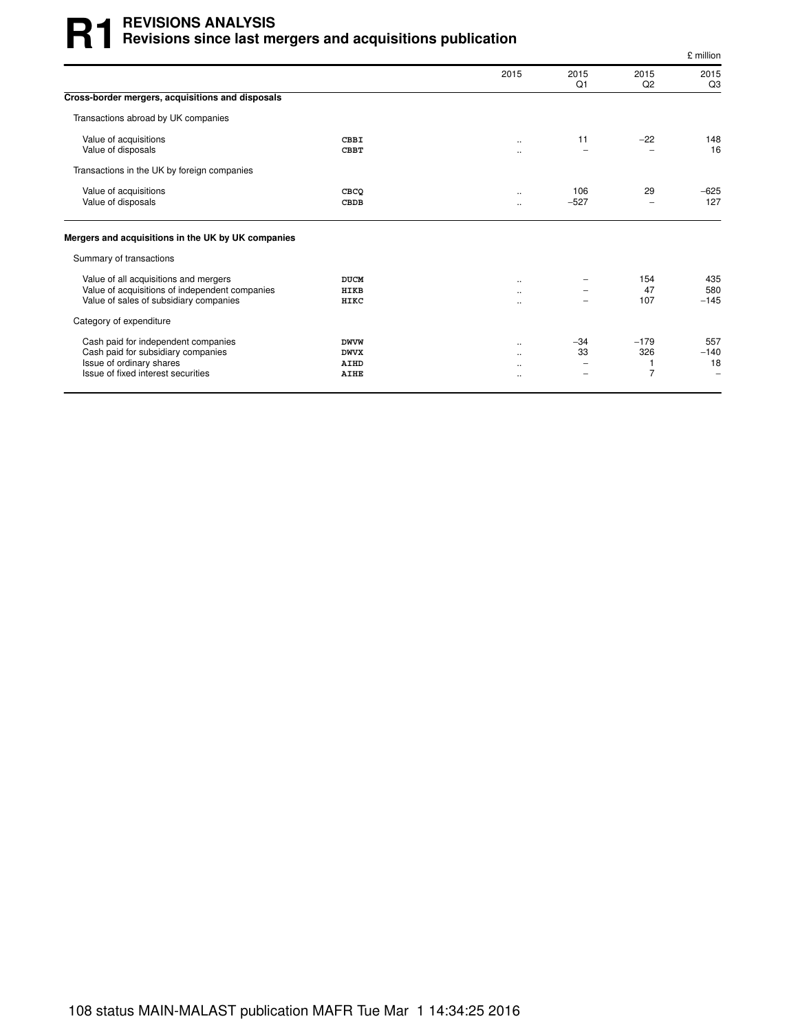# R1 REVISIONS ANALYSIS
## Revisions since last mergers and acquisitions publication

£ million

| | | 2015 | 2015 Q1 | 2015 Q2 | 2015 Q3 |
|---|---|---|---|---|---|
| **Cross-border mergers, acquisitions and disposals** | | | | | |
| Transactions abroad by UK companies | | | | | |
| Value of acquisitions | CBBI | .. | 11 | −22 | 148 |
| Value of disposals | CBBT | .. | – | – | 16 |
| Transactions in the UK by foreign companies | | | | | |
| Value of acquisitions | CBCQ | .. | 106 | 29 | −625 |
| Value of disposals | CBDB | .. | −527 | – | 127 |
| **Mergers and acquisitions in the UK by UK companies** | | | | | |
| Summary of transactions | | | | | |
| Value of all acquisitions and mergers | DUCM | .. | – | 154 | 435 |
| Value of acquisitions of independent companies | HIKB | .. | – | 47 | 580 |
| Value of sales of subsidiary companies | HIKC | .. | – | 107 | −145 |
| Category of expenditure | | | | | |
| Cash paid for independent companies | DWVW | .. | −34 | −179 | 557 |
| Cash paid for subsidiary companies | DWVX | .. | 33 | 326 | −140 |
| Issue of ordinary shares | AIHD | .. | – | 1 | 18 |
| Issue of fixed interest securities | AIHE | .. | – | 7 | – |

108 status MAIN-MALAST publication MAFR Tue Mar 1 14:34:25 2016